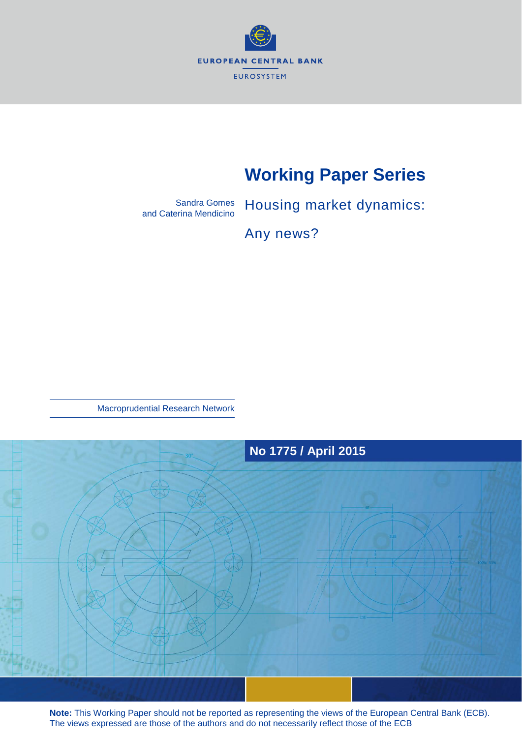EUROPEAN CENTRAL BANK

EUROSYSTEM

# Working Paper Series

Sandra Gomes and Caterina Mendicino

## Housing market dynamics: Any news?

Macroprudential Research Network

**No 1775 / April 2015**

**Note:** This Working Paper should not be reported as representing the views of the European Central Bank (ECB). The views expressed are those of the authors and do not necessarily reflect those of the ECB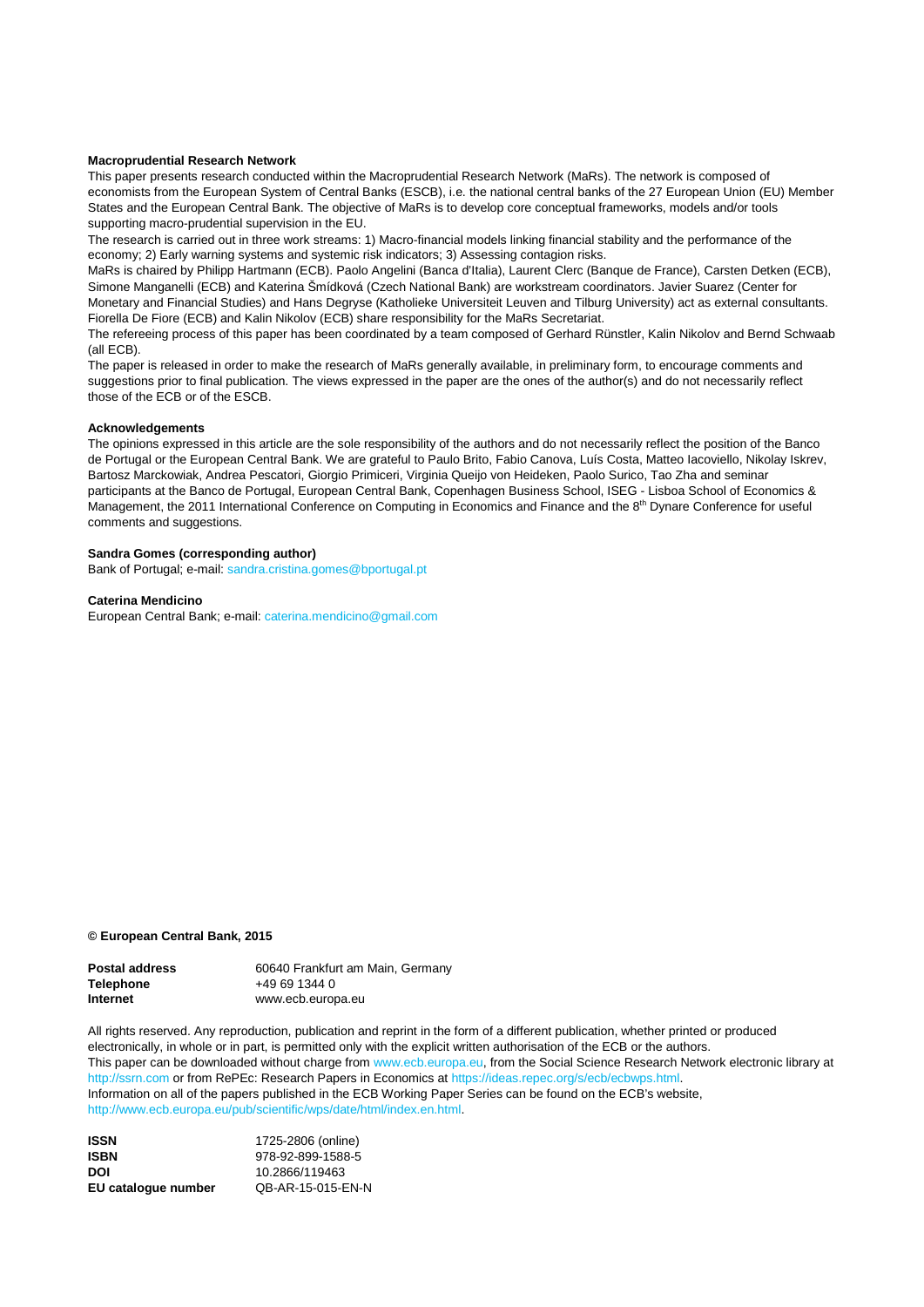**Macroprudential Research Network**

This paper presents research conducted within the Macroprudential Research Network (MaRs). The network is composed of economists from the European System of Central Banks (ESCB), i.e. the national central banks of the 27 European Union (EU) Member States and the European Central Bank. The objective of MaRs is to develop core conceptual frameworks, models and/or tools supporting macro-prudential supervision in the EU.

The research is carried out in three work streams: 1) Macro-financial models linking financial stability and the performance of the economy; 2) Early warning systems and systemic risk indicators; 3) Assessing contagion risks.

MaRs is chaired by Philipp Hartmann (ECB). Paolo Angelini (Banca d'Italia), Laurent Clerc (Banque de France), Carsten Detken (ECB), Simone Manganelli (ECB) and Katerina Šmídková (Czech National Bank) are workstream coordinators. Javier Suarez (Center for Monetary and Financial Studies) and Hans Degryse (Katholieke Universiteit Leuven and Tilburg University) act as external consultants. Fiorella De Fiore (ECB) and Kalin Nikolov (ECB) share responsibility for the MaRs Secretariat.

The refereeing process of this paper has been coordinated by a team composed of Gerhard Rünstler, Kalin Nikolov and Bernd Schwaab (all ECB).

The paper is released in order to make the research of MaRs generally available, in preliminary form, to encourage comments and suggestions prior to final publication. The views expressed in the paper are the ones of the author(s) and do not necessarily reflect those of the ECB or of the ESCB.

**Acknowledgements**

The opinions expressed in this article are the sole responsibility of the authors and do not necessarily reflect the position of the Banco de Portugal or the European Central Bank. We are grateful to Paulo Brito, Fabio Canova, Luís Costa, Matteo Iacoviello, Nikolay Iskrev, Bartosz Marckowiak, Andrea Pescatori, Giorgio Primiceri, Virginia Queijo von Heideken, Paolo Surico, Tao Zha and seminar participants at the Banco de Portugal, European Central Bank, Copenhagen Business School, ISEG - Lisboa School of Economics & Management, the 2011 International Conference on Computing in Economics and Finance and the 8th Dynare Conference for useful comments and suggestions.

**Sandra Gomes (corresponding author)**
Bank of Portugal; e-mail: sandra.cristina.gomes@bportugal.pt

**Caterina Mendicino**
European Central Bank; e-mail: caterina.mendicino@gmail.com

**© European Central Bank, 2015**

| | |
|---|---|
| **Postal address** | 60640 Frankfurt am Main, Germany |
| **Telephone** | +49 69 1344 0 |
| **Internet** | www.ecb.europa.eu |

All rights reserved. Any reproduction, publication and reprint in the form of a different publication, whether printed or produced electronically, in whole or in part, is permitted only with the explicit written authorisation of the ECB or the authors.
This paper can be downloaded without charge from www.ecb.europa.eu, from the Social Science Research Network electronic library at http://ssrn.com or from RePEc: Research Papers in Economics at https://ideas.repec.org/s/ecb/ecbwps.html.
Information on all of the papers published in the ECB Working Paper Series can be found on the ECB's website, http://www.ecb.europa.eu/pub/scientific/wps/date/html/index.en.html.

| | |
|---|---|
| **ISSN** | 1725-2806 (online) |
| **ISBN** | 978-92-899-1588-5 |
| **DOI** | 10.2866/119463 |
| **EU catalogue number** | QB-AR-15-015-EN-N |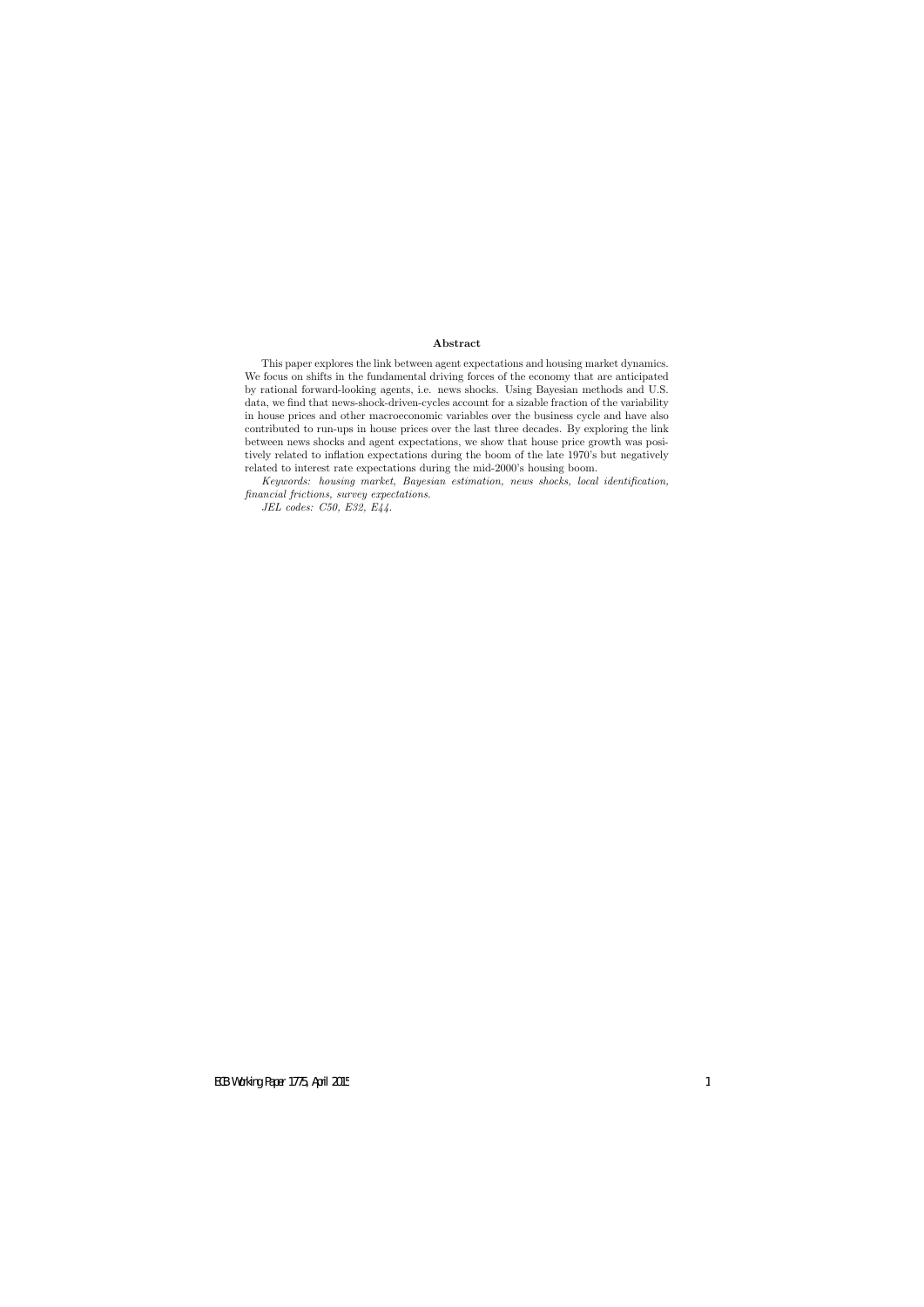**Abstract**

This paper explores the link between agent expectations and housing market dynamics. We focus on shifts in the fundamental driving forces of the economy that are anticipated by rational forward-looking agents, i.e. news shocks. Using Bayesian methods and U.S. data, we find that news-shock-driven-cycles account for a sizable fraction of the variability in house prices and other macroeconomic variables over the business cycle and have also contributed to run-ups in house prices over the last three decades. By exploring the link between news shocks and agent expectations, we show that house price growth was positively related to inflation expectations during the boom of the late 1970's but negatively related to interest rate expectations during the mid-2000's housing boom.

*Keywords: housing market, Bayesian estimation, news shocks, local identification, financial frictions, survey expectations.*

*JEL codes: C50, E32, E44.*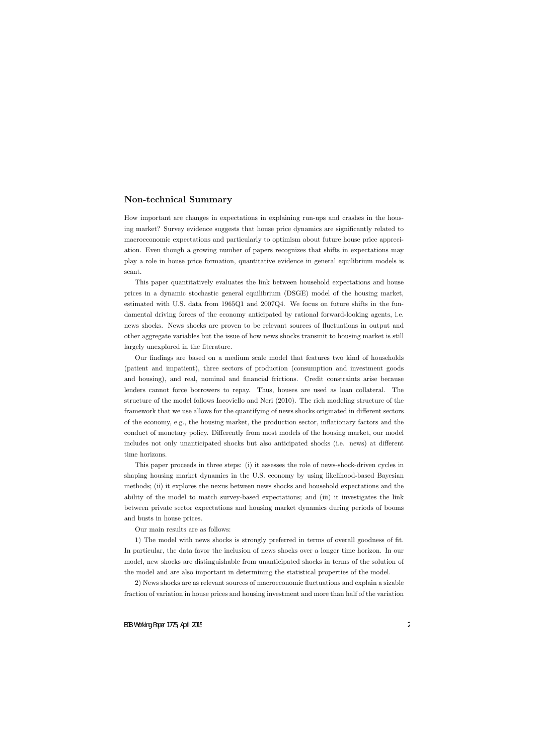## Non-technical Summary

How important are changes in expectations in explaining run-ups and crashes in the housing market? Survey evidence suggests that house price dynamics are significantly related to macroeconomic expectations and particularly to optimism about future house price appreciation. Even though a growing number of papers recognizes that shifts in expectations may play a role in house price formation, quantitative evidence in general equilibrium models is scant.

This paper quantitatively evaluates the link between household expectations and house prices in a dynamic stochastic general equilibrium (DSGE) model of the housing market, estimated with U.S. data from 1965Q1 and 2007Q4. We focus on future shifts in the fundamental driving forces of the economy anticipated by rational forward-looking agents, i.e. news shocks. News shocks are proven to be relevant sources of fluctuations in output and other aggregate variables but the issue of how news shocks transmit to housing market is still largely unexplored in the literature.

Our findings are based on a medium scale model that features two kind of households (patient and impatient), three sectors of production (consumption and investment goods and housing), and real, nominal and financial frictions. Credit constraints arise because lenders cannot force borrowers to repay. Thus, houses are used as loan collateral. The structure of the model follows Iacoviello and Neri (2010). The rich modeling structure of the framework that we use allows for the quantifying of news shocks originated in different sectors of the economy, e.g., the housing market, the production sector, inflationary factors and the conduct of monetary policy. Differently from most models of the housing market, our model includes not only unanticipated shocks but also anticipated shocks (i.e. news) at different time horizons.

This paper proceeds in three steps: (i) it assesses the role of news-shock-driven cycles in shaping housing market dynamics in the U.S. economy by using likelihood-based Bayesian methods; (ii) it explores the nexus between news shocks and household expectations and the ability of the model to match survey-based expectations; and (iii) it investigates the link between private sector expectations and housing market dynamics during periods of booms and busts in house prices.

Our main results are as follows:

1) The model with news shocks is strongly preferred in terms of overall goodness of fit. In particular, the data favor the inclusion of news shocks over a longer time horizon. In our model, new shocks are distinguishable from unanticipated shocks in terms of the solution of the model and are also important in determining the statistical properties of the model.

2) News shocks are as relevant sources of macroeconomic fluctuations and explain a sizable fraction of variation in house prices and housing investment and more than half of the variation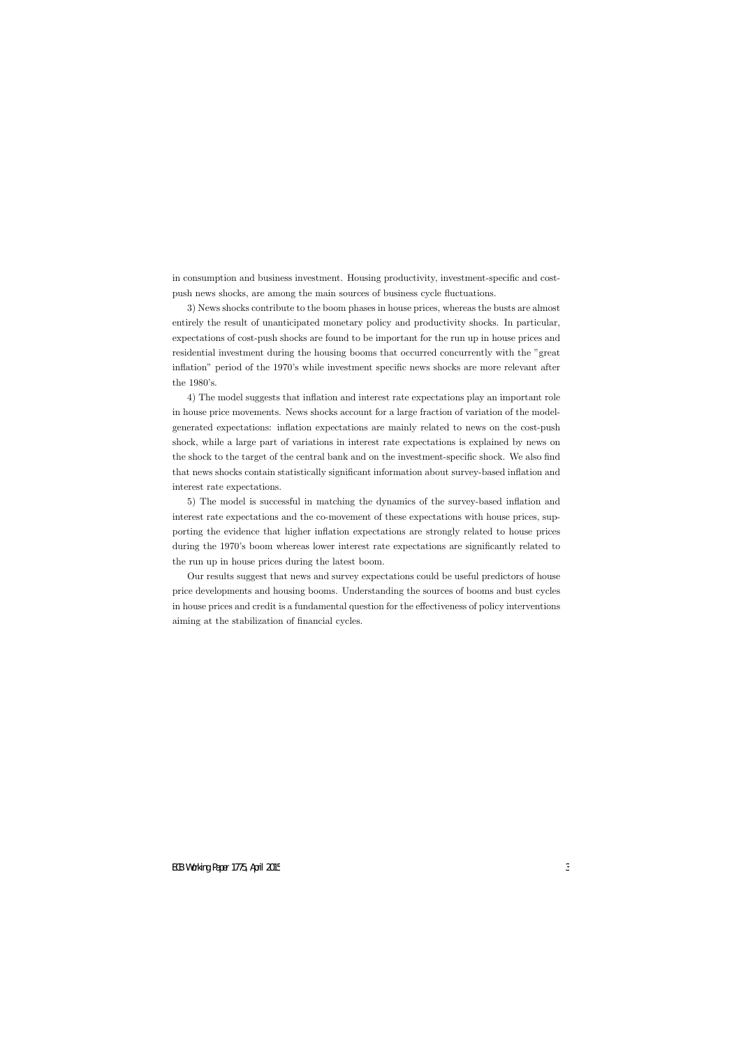in consumption and business investment. Housing productivity, investment-specific and cost-push news shocks, are among the main sources of business cycle fluctuations.

3) News shocks contribute to the boom phases in house prices, whereas the busts are almost entirely the result of unanticipated monetary policy and productivity shocks. In particular, expectations of cost-push shocks are found to be important for the run up in house prices and residential investment during the housing booms that occurred concurrently with the "great inflation" period of the 1970's while investment specific news shocks are more relevant after the 1980's.

4) The model suggests that inflation and interest rate expectations play an important role in house price movements. News shocks account for a large fraction of variation of the model-generated expectations: inflation expectations are mainly related to news on the cost-push shock, while a large part of variations in interest rate expectations is explained by news on the shock to the target of the central bank and on the investment-specific shock. We also find that news shocks contain statistically significant information about survey-based inflation and interest rate expectations.

5) The model is successful in matching the dynamics of the survey-based inflation and interest rate expectations and the co-movement of these expectations with house prices, supporting the evidence that higher inflation expectations are strongly related to house prices during the 1970's boom whereas lower interest rate expectations are significantly related to the run up in house prices during the latest boom.

Our results suggest that news and survey expectations could be useful predictors of house price developments and housing booms. Understanding the sources of booms and bust cycles in house prices and credit is a fundamental question for the effectiveness of policy interventions aiming at the stabilization of financial cycles.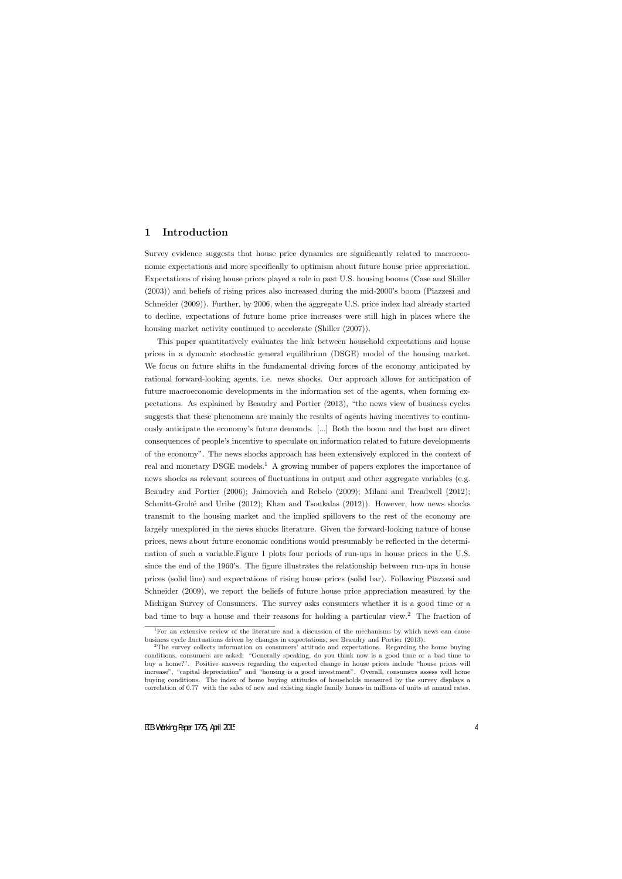## 1 Introduction

Survey evidence suggests that house price dynamics are significantly related to macroeconomic expectations and more specifically to optimism about future house price appreciation. Expectations of rising house prices played a role in past U.S. housing booms (Case and Shiller (2003)) and beliefs of rising prices also increased during the mid-2000's boom (Piazzesi and Schneider (2009)). Further, by 2006, when the aggregate U.S. price index had already started to decline, expectations of future home price increases were still high in places where the housing market activity continued to accelerate (Shiller (2007)).

This paper quantitatively evaluates the link between household expectations and house prices in a dynamic stochastic general equilibrium (DSGE) model of the housing market. We focus on future shifts in the fundamental driving forces of the economy anticipated by rational forward-looking agents, i.e. news shocks. Our approach allows for anticipation of future macroeconomic developments in the information set of the agents, when forming expectations. As explained by Beaudry and Portier (2013), "the news view of business cycles suggests that these phenomena are mainly the results of agents having incentives to continuously anticipate the economy's future demands. [...] Both the boom and the bust are direct consequences of people's incentive to speculate on information related to future developments of the economy". The news shocks approach has been extensively explored in the context of real and monetary DSGE models.[1] A growing number of papers explores the importance of news shocks as relevant sources of fluctuations in output and other aggregate variables (e.g. Beaudry and Portier (2006); Jaimovich and Rebelo (2009); Milani and Treadwell (2012); Schmitt-Grohé and Uribe (2012); Khan and Tsoukalas (2012)). However, how news shocks transmit to the housing market and the implied spillovers to the rest of the economy are largely unexplored in the news shocks literature. Given the forward-looking nature of house prices, news about future economic conditions would presumably be reflected in the determination of such a variable.Figure 1 plots four periods of run-ups in house prices in the U.S. since the end of the 1960's. The figure illustrates the relationship between run-ups in house prices (solid line) and expectations of rising house prices (solid bar). Following Piazzesi and Schneider (2009), we report the beliefs of future house price appreciation measured by the Michigan Survey of Consumers. The survey asks consumers whether it is a good time or a bad time to buy a house and their reasons for holding a particular view.[2] The fraction of

[1] For an extensive review of the literature and a discussion of the mechanisms by which news can cause business cycle fluctuations driven by changes in expectations, see Beaudry and Portier (2013).

[2] The survey collects information on consumers' attitude and expectations. Regarding the home buying conditions, consumers are asked: "Generally speaking, do you think now is a good time or a bad time to buy a home?". Positive answers regarding the expected change in house prices include "house prices will increase", "capital depreciation" and "housing is a good investment". Overall, consumers assess well home buying conditions. The index of home buying attitudes of households measured by the survey displays a correlation of 0.77 with the sales of new and existing single family homes in millions of units at annual rates.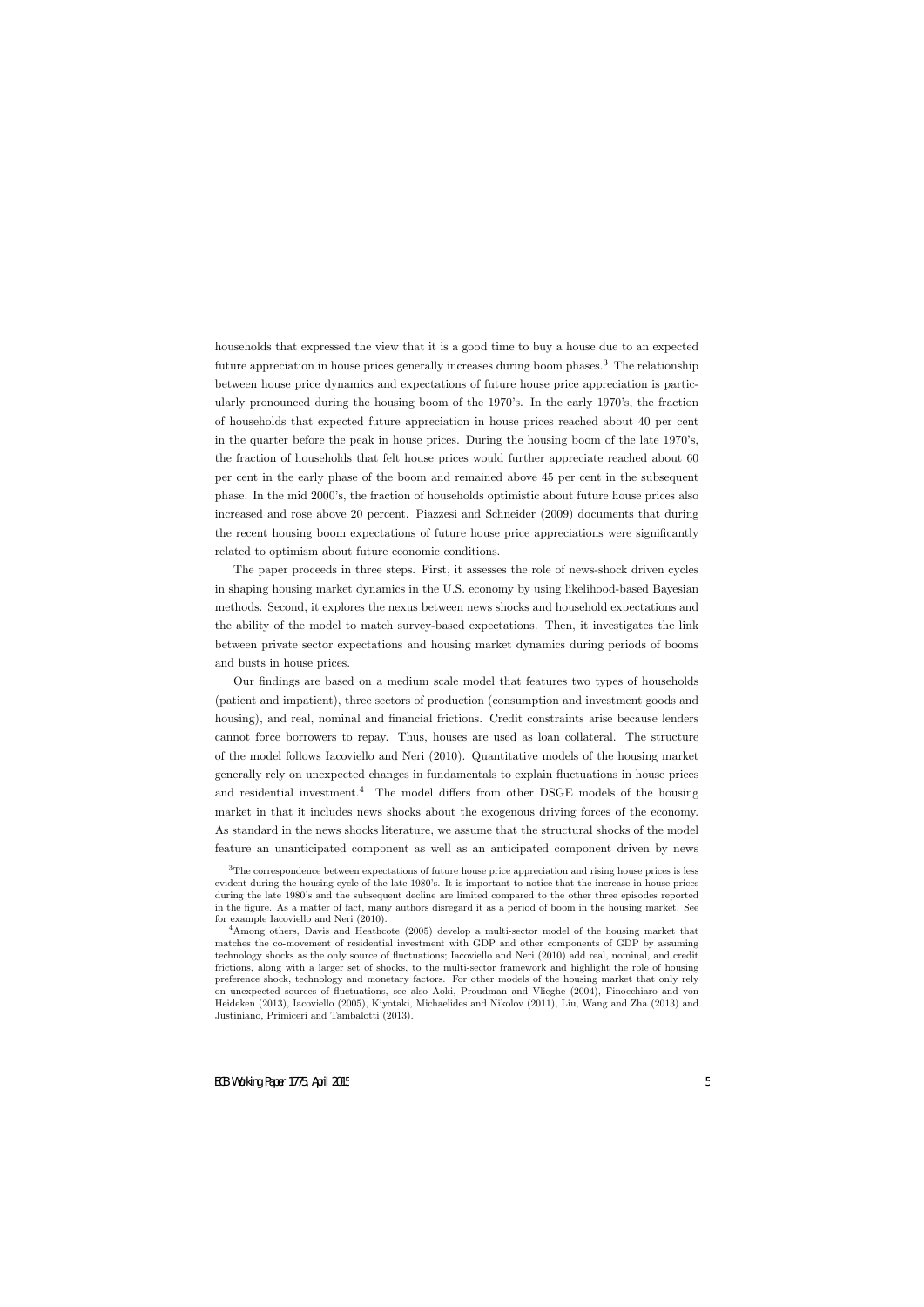households that expressed the view that it is a good time to buy a house due to an expected future appreciation in house prices generally increases during boom phases.[3] The relationship between house price dynamics and expectations of future house price appreciation is particularly pronounced during the housing boom of the 1970's. In the early 1970's, the fraction of households that expected future appreciation in house prices reached about 40 per cent in the quarter before the peak in house prices. During the housing boom of the late 1970's, the fraction of households that felt house prices would further appreciate reached about 60 per cent in the early phase of the boom and remained above 45 per cent in the subsequent phase. In the mid 2000's, the fraction of households optimistic about future house prices also increased and rose above 20 percent. Piazzesi and Schneider (2009) documents that during the recent housing boom expectations of future house price appreciations were significantly related to optimism about future economic conditions.

The paper proceeds in three steps. First, it assesses the role of news-shock driven cycles in shaping housing market dynamics in the U.S. economy by using likelihood-based Bayesian methods. Second, it explores the nexus between news shocks and household expectations and the ability of the model to match survey-based expectations. Then, it investigates the link between private sector expectations and housing market dynamics during periods of booms and busts in house prices.

Our findings are based on a medium scale model that features two types of households (patient and impatient), three sectors of production (consumption and investment goods and housing), and real, nominal and financial frictions. Credit constraints arise because lenders cannot force borrowers to repay. Thus, houses are used as loan collateral. The structure of the model follows Iacoviello and Neri (2010). Quantitative models of the housing market generally rely on unexpected changes in fundamentals to explain fluctuations in house prices and residential investment.[4] The model differs from other DSGE models of the housing market in that it includes news shocks about the exogenous driving forces of the economy. As standard in the news shocks literature, we assume that the structural shocks of the model feature an unanticipated component as well as an anticipated component driven by news

[3] The correspondence between expectations of future house price appreciation and rising house prices is less evident during the housing cycle of the late 1980's. It is important to notice that the increase in house prices during the late 1980's and the subsequent decline are limited compared to the other three episodes reported in the figure. As a matter of fact, many authors disregard it as a period of boom in the housing market. See for example Iacoviello and Neri (2010).

[4] Among others, Davis and Heathcote (2005) develop a multi-sector model of the housing market that matches the co-movement of residential investment with GDP and other components of GDP by assuming technology shocks as the only source of fluctuations; Iacoviello and Neri (2010) add real, nominal, and credit frictions, along with a larger set of shocks, to the multi-sector framework and highlight the role of housing preference shock, technology and monetary factors. For other models of the housing market that only rely on unexpected sources of fluctuations, see also Aoki, Proudman and Vlieghe (2004), Finocchiaro and von Heideken (2013), Iacoviello (2005), Kiyotaki, Michaelides and Nikolov (2011), Liu, Wang and Zha (2013) and Justiniano, Primiceri and Tambalotti (2013).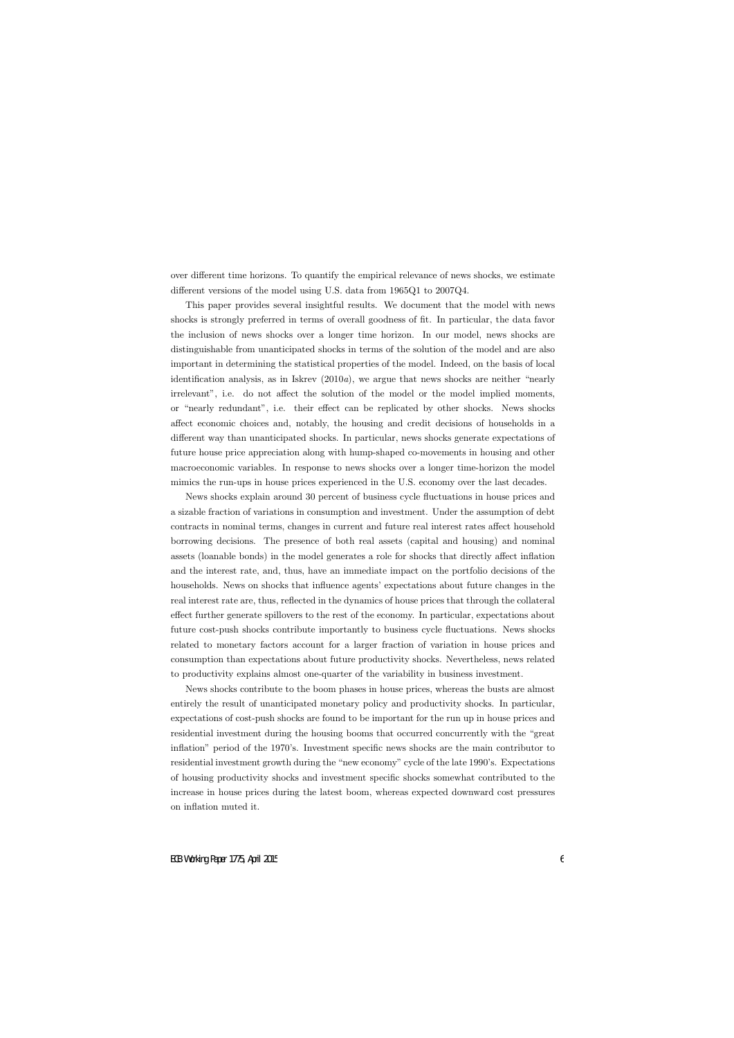over different time horizons. To quantify the empirical relevance of news shocks, we estimate different versions of the model using U.S. data from 1965Q1 to 2007Q4.

This paper provides several insightful results. We document that the model with news shocks is strongly preferred in terms of overall goodness of fit. In particular, the data favor the inclusion of news shocks over a longer time horizon. In our model, news shocks are distinguishable from unanticipated shocks in terms of the solution of the model and are also important in determining the statistical properties of the model. Indeed, on the basis of local identification analysis, as in Iskrev (2010*a*), we argue that news shocks are neither "nearly irrelevant", i.e. do not affect the solution of the model or the model implied moments, or "nearly redundant", i.e. their effect can be replicated by other shocks. News shocks affect economic choices and, notably, the housing and credit decisions of households in a different way than unanticipated shocks. In particular, news shocks generate expectations of future house price appreciation along with hump-shaped co-movements in housing and other macroeconomic variables. In response to news shocks over a longer time-horizon the model mimics the run-ups in house prices experienced in the U.S. economy over the last decades.

News shocks explain around 30 percent of business cycle fluctuations in house prices and a sizable fraction of variations in consumption and investment. Under the assumption of debt contracts in nominal terms, changes in current and future real interest rates affect household borrowing decisions. The presence of both real assets (capital and housing) and nominal assets (loanable bonds) in the model generates a role for shocks that directly affect inflation and the interest rate, and, thus, have an immediate impact on the portfolio decisions of the households. News on shocks that influence agents' expectations about future changes in the real interest rate are, thus, reflected in the dynamics of house prices that through the collateral effect further generate spillovers to the rest of the economy. In particular, expectations about future cost-push shocks contribute importantly to business cycle fluctuations. News shocks related to monetary factors account for a larger fraction of variation in house prices and consumption than expectations about future productivity shocks. Nevertheless, news related to productivity explains almost one-quarter of the variability in business investment.

News shocks contribute to the boom phases in house prices, whereas the busts are almost entirely the result of unanticipated monetary policy and productivity shocks. In particular, expectations of cost-push shocks are found to be important for the run up in house prices and residential investment during the housing booms that occurred concurrently with the "great inflation" period of the 1970's. Investment specific news shocks are the main contributor to residential investment growth during the "new economy" cycle of the late 1990's. Expectations of housing productivity shocks and investment specific shocks somewhat contributed to the increase in house prices during the latest boom, whereas expected downward cost pressures on inflation muted it.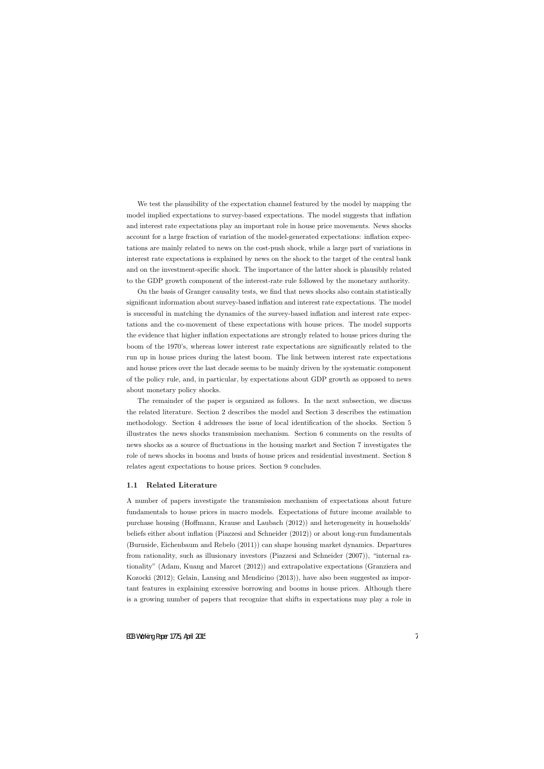We test the plausibility of the expectation channel featured by the model by mapping the model implied expectations to survey-based expectations. The model suggests that inflation and interest rate expectations play an important role in house price movements. News shocks account for a large fraction of variation of the model-generated expectations: inflation expectations are mainly related to news on the cost-push shock, while a large part of variations in interest rate expectations is explained by news on the shock to the target of the central bank and on the investment-specific shock. The importance of the latter shock is plausibly related to the GDP growth component of the interest-rate rule followed by the monetary authority.

On the basis of Granger causality tests, we find that news shocks also contain statistically significant information about survey-based inflation and interest rate expectations. The model is successful in matching the dynamics of the survey-based inflation and interest rate expectations and the co-movement of these expectations with house prices. The model supports the evidence that higher inflation expectations are strongly related to house prices during the boom of the 1970's, whereas lower interest rate expectations are significantly related to the run up in house prices during the latest boom. The link between interest rate expectations and house prices over the last decade seems to be mainly driven by the systematic component of the policy rule, and, in particular, by expectations about GDP growth as opposed to news about monetary policy shocks.

The remainder of the paper is organized as follows. In the next subsection, we discuss the related literature. Section 2 describes the model and Section 3 describes the estimation methodology. Section 4 addresses the issue of local identification of the shocks. Section 5 illustrates the news shocks transmission mechanism. Section 6 comments on the results of news shocks as a source of fluctuations in the housing market and Section 7 investigates the role of news shocks in booms and busts of house prices and residential investment. Section 8 relates agent expectations to house prices. Section 9 concludes.

### 1.1 Related Literature

A number of papers investigate the transmission mechanism of expectations about future fundamentals to house prices in macro models. Expectations of future income available to purchase housing (Hoffmann, Krause and Laubach (2012)) and heterogeneity in households' beliefs either about inflation (Piazzesi and Schneider (2012)) or about long-run fundamentals (Burnside, Eichenbaum and Rebelo (2011)) can shape housing market dynamics. Departures from rationality, such as illusionary investors (Piazzesi and Schneider (2007)), "internal rationality" (Adam, Kuang and Marcet (2012)) and extrapolative expectations (Granziera and Kozocki (2012); Gelain, Lansing and Mendicino (2013)), have also been suggested as important features in explaining excessive borrowing and booms in house prices. Although there is a growing number of papers that recognize that shifts in expectations may play a role in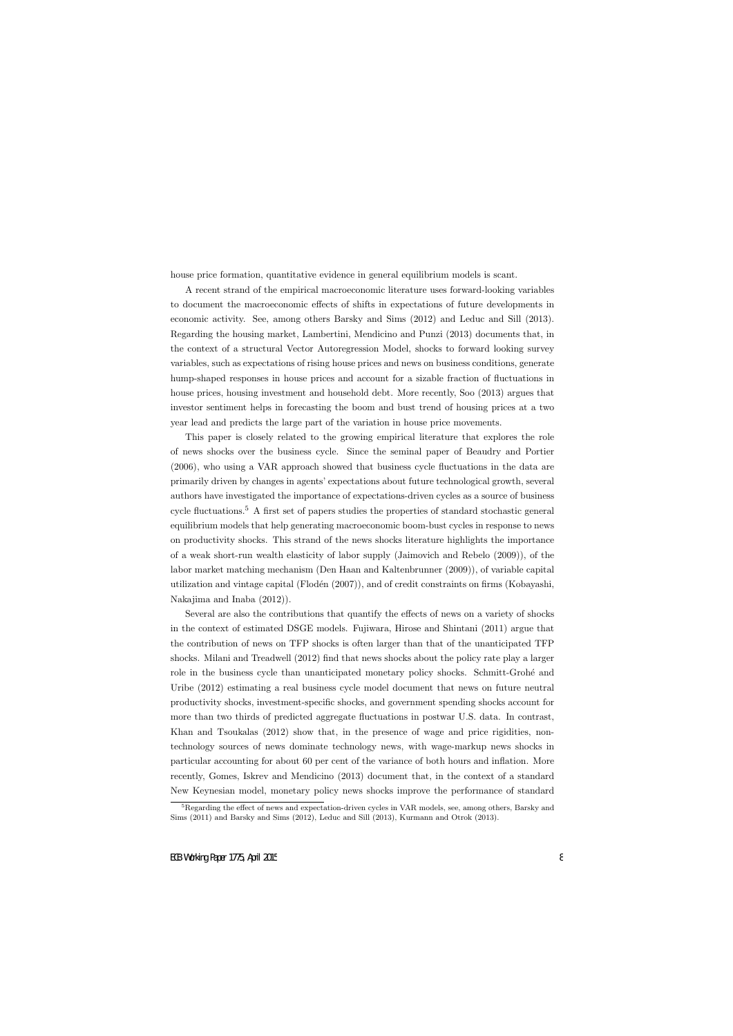house price formation, quantitative evidence in general equilibrium models is scant.

A recent strand of the empirical macroeconomic literature uses forward-looking variables to document the macroeconomic effects of shifts in expectations of future developments in economic activity. See, among others Barsky and Sims (2012) and Leduc and Sill (2013). Regarding the housing market, Lambertini, Mendicino and Punzi (2013) documents that, in the context of a structural Vector Autoregression Model, shocks to forward looking survey variables, such as expectations of rising house prices and news on business conditions, generate hump-shaped responses in house prices and account for a sizable fraction of fluctuations in house prices, housing investment and household debt. More recently, Soo (2013) argues that investor sentiment helps in forecasting the boom and bust trend of housing prices at a two year lead and predicts the large part of the variation in house price movements.

This paper is closely related to the growing empirical literature that explores the role of news shocks over the business cycle. Since the seminal paper of Beaudry and Portier (2006), who using a VAR approach showed that business cycle fluctuations in the data are primarily driven by changes in agents' expectations about future technological growth, several authors have investigated the importance of expectations-driven cycles as a source of business cycle fluctuations.[5] A first set of papers studies the properties of standard stochastic general equilibrium models that help generating macroeconomic boom-bust cycles in response to news on productivity shocks. This strand of the news shocks literature highlights the importance of a weak short-run wealth elasticity of labor supply (Jaimovich and Rebelo (2009)), of the labor market matching mechanism (Den Haan and Kaltenbrunner (2009)), of variable capital utilization and vintage capital (Flodén (2007)), and of credit constraints on firms (Kobayashi, Nakajima and Inaba (2012)).

Several are also the contributions that quantify the effects of news on a variety of shocks in the context of estimated DSGE models. Fujiwara, Hirose and Shintani (2011) argue that the contribution of news on TFP shocks is often larger than that of the unanticipated TFP shocks. Milani and Treadwell (2012) find that news shocks about the policy rate play a larger role in the business cycle than unanticipated monetary policy shocks. Schmitt-Grohé and Uribe (2012) estimating a real business cycle model document that news on future neutral productivity shocks, investment-specific shocks, and government spending shocks account for more than two thirds of predicted aggregate fluctuations in postwar U.S. data. In contrast, Khan and Tsoukalas (2012) show that, in the presence of wage and price rigidities, non-technology sources of news dominate technology news, with wage-markup news shocks in particular accounting for about 60 per cent of the variance of both hours and inflation. More recently, Gomes, Iskrev and Mendicino (2013) document that, in the context of a standard New Keynesian model, monetary policy news shocks improve the performance of standard

[5] Regarding the effect of news and expectation-driven cycles in VAR models, see, among others, Barsky and Sims (2011) and Barsky and Sims (2012), Leduc and Sill (2013), Kurmann and Otrok (2013).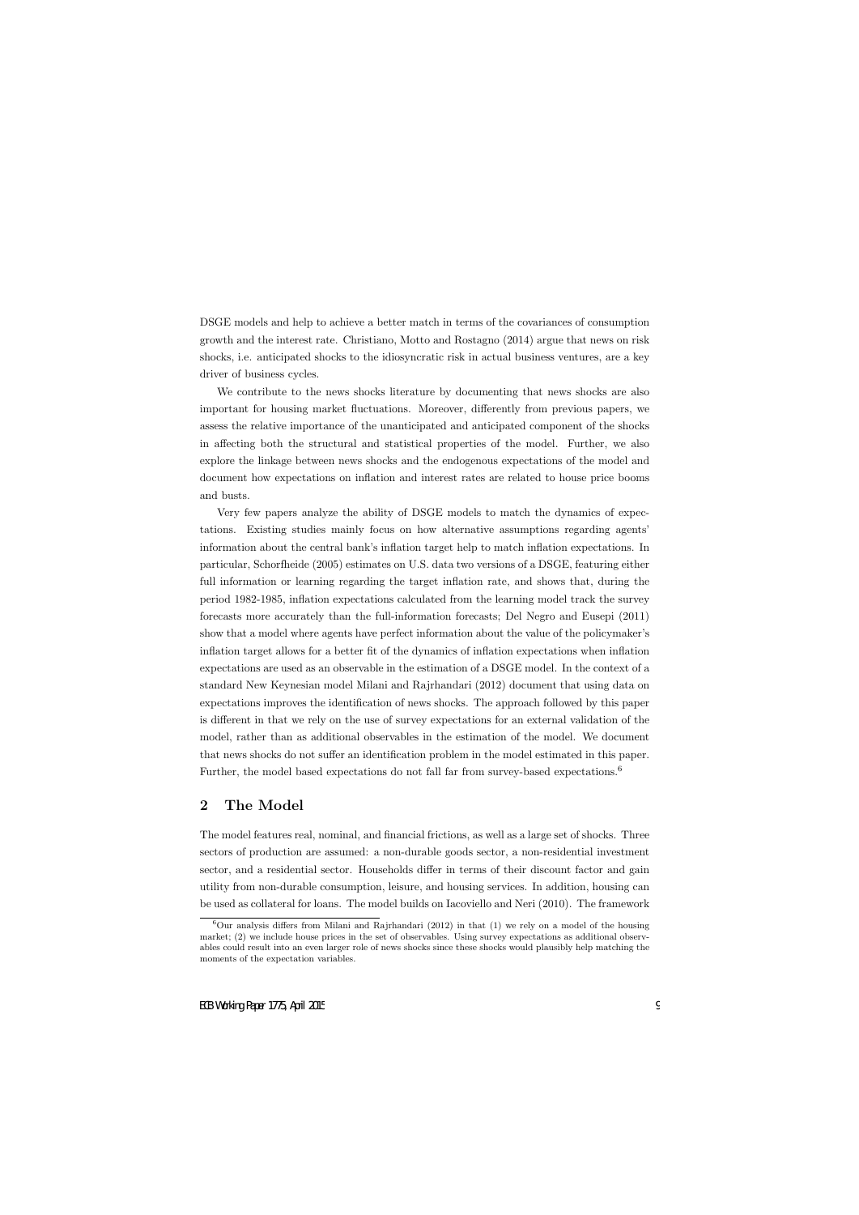DSGE models and help to achieve a better match in terms of the covariances of consumption growth and the interest rate. Christiano, Motto and Rostagno (2014) argue that news on risk shocks, i.e. anticipated shocks to the idiosyncratic risk in actual business ventures, are a key driver of business cycles.

We contribute to the news shocks literature by documenting that news shocks are also important for housing market fluctuations. Moreover, differently from previous papers, we assess the relative importance of the unanticipated and anticipated component of the shocks in affecting both the structural and statistical properties of the model. Further, we also explore the linkage between news shocks and the endogenous expectations of the model and document how expectations on inflation and interest rates are related to house price booms and busts.

Very few papers analyze the ability of DSGE models to match the dynamics of expectations. Existing studies mainly focus on how alternative assumptions regarding agents' information about the central bank's inflation target help to match inflation expectations. In particular, Schorfheide (2005) estimates on U.S. data two versions of a DSGE, featuring either full information or learning regarding the target inflation rate, and shows that, during the period 1982-1985, inflation expectations calculated from the learning model track the survey forecasts more accurately than the full-information forecasts; Del Negro and Eusepi (2011) show that a model where agents have perfect information about the value of the policymaker's inflation target allows for a better fit of the dynamics of inflation expectations when inflation expectations are used as an observable in the estimation of a DSGE model. In the context of a standard New Keynesian model Milani and Rajrhandari (2012) document that using data on expectations improves the identification of news shocks. The approach followed by this paper is different in that we rely on the use of survey expectations for an external validation of the model, rather than as additional observables in the estimation of the model. We document that news shocks do not suffer an identification problem in the model estimated in this paper. Further, the model based expectations do not fall far from survey-based expectations.[6]

## 2 The Model

The model features real, nominal, and financial frictions, as well as a large set of shocks. Three sectors of production are assumed: a non-durable goods sector, a non-residential investment sector, and a residential sector. Households differ in terms of their discount factor and gain utility from non-durable consumption, leisure, and housing services. In addition, housing can be used as collateral for loans. The model builds on Iacoviello and Neri (2010). The framework

[6] Our analysis differs from Milani and Rajrhandari (2012) in that (1) we rely on a model of the housing market; (2) we include house prices in the set of observables. Using survey expectations as additional observables could result into an even larger role of news shocks since these shocks would plausibly help matching the moments of the expectation variables.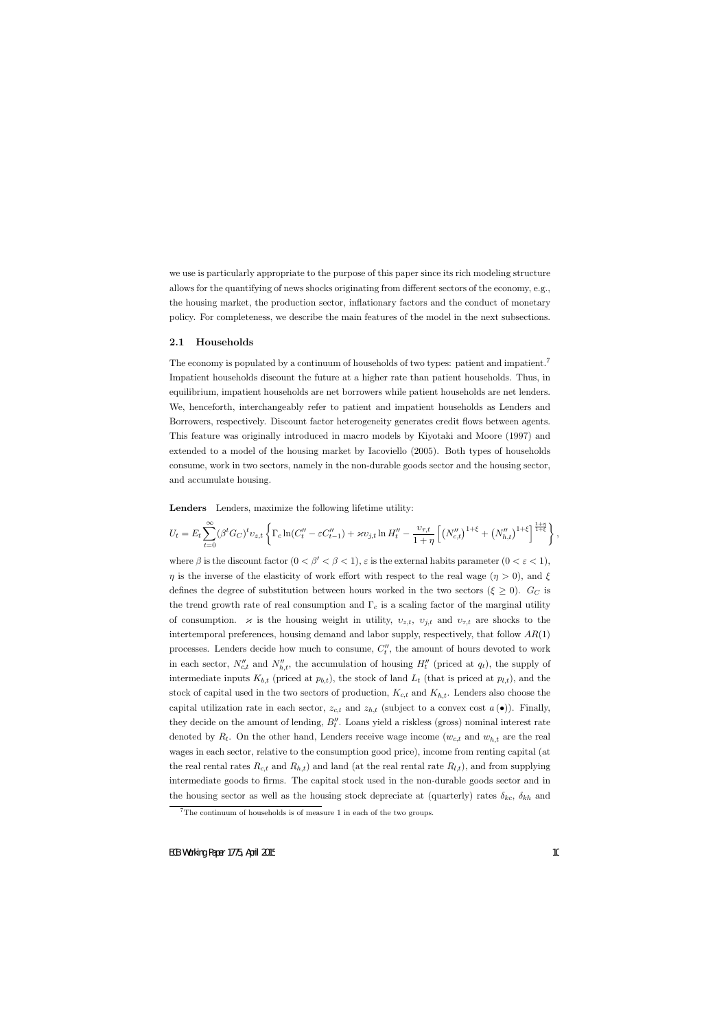we use is particularly appropriate to the purpose of this paper since its rich modeling structure allows for the quantifying of news shocks originating from different sectors of the economy, e.g., the housing market, the production sector, inflationary factors and the conduct of monetary policy. For completeness, we describe the main features of the model in the next subsections.

## 2.1 Households

The economy is populated by a continuum of households of two types: patient and impatient.[7] Impatient households discount the future at a higher rate than patient households. Thus, in equilibrium, impatient households are net borrowers while patient households are net lenders. We, henceforth, interchangeably refer to patient and impatient households as Lenders and Borrowers, respectively. Discount factor heterogeneity generates credit flows between agents. This feature was originally introduced in macro models by Kiyotaki and Moore (1997) and extended to a model of the housing market by Iacoviello (2005). Both types of households consume, work in two sectors, namely in the non-durable goods sector and the housing sector, and accumulate housing.

**Lenders** Lenders, maximize the following lifetime utility:

$$U_t = E_t \sum_{t=0}^{\infty} (\beta^t G_C)^t \upsilon_{z,t} \left\{ \Gamma_c \ln(C_t'' - \varepsilon C_{t-1}'') + \varkappa \upsilon_{j,t} \ln H_t'' - \frac{\upsilon_{\tau,t}}{1+\eta} \left[ \left(N_{c,t}''\right)^{1+\xi} + \left(N_{h,t}''\right)^{1+\xi} \right]^{\frac{1+\eta}{1+\xi}} \right\},$$

where $\beta$ is the discount factor ($0 < \beta' < \beta < 1$), $\varepsilon$ is the external habits parameter ($0 < \varepsilon < 1$), $\eta$ is the inverse of the elasticity of work effort with respect to the real wage ($\eta > 0$), and $\xi$ defines the degree of substitution between hours worked in the two sectors ($\xi \geq 0$). $G_C$ is the trend growth rate of real consumption and $\Gamma_c$ is a scaling factor of the marginal utility of consumption. $\varkappa$ is the housing weight in utility, $\upsilon_{z,t}$, $\upsilon_{j,t}$ and $\upsilon_{\tau,t}$ are shocks to the intertemporal preferences, housing demand and labor supply, respectively, that follow $AR(1)$ processes. Lenders decide how much to consume, $C_t''$, the amount of hours devoted to work in each sector, $N_{c,t}''$ and $N_{h,t}''$, the accumulation of housing $H_t''$ (priced at $q_t$), the supply of intermediate inputs $K_{b,t}$ (priced at $p_{b,t}$), the stock of land $L_t$ (that is priced at $p_{l,t}$), and the stock of capital used in the two sectors of production, $K_{c,t}$ and $K_{h,t}$. Lenders also choose the capital utilization rate in each sector, $z_{c,t}$ and $z_{h,t}$ (subject to a convex cost $a(\bullet)$). Finally, they decide on the amount of lending, $B_t''$. Loans yield a riskless (gross) nominal interest rate denoted by $R_t$. On the other hand, Lenders receive wage income ($w_{c,t}$ and $w_{h,t}$ are the real wages in each sector, relative to the consumption good price), income from renting capital (at the real rental rates $R_{c,t}$ and $R_{h,t}$) and land (at the real rental rate $R_{l,t}$), and from supplying intermediate goods to firms. The capital stock used in the non-durable goods sector and in the housing sector as well as the housing stock depreciate at (quarterly) rates $\delta_{kc}$, $\delta_{kh}$ and

[7] The continuum of households is of measure 1 in each of the two groups.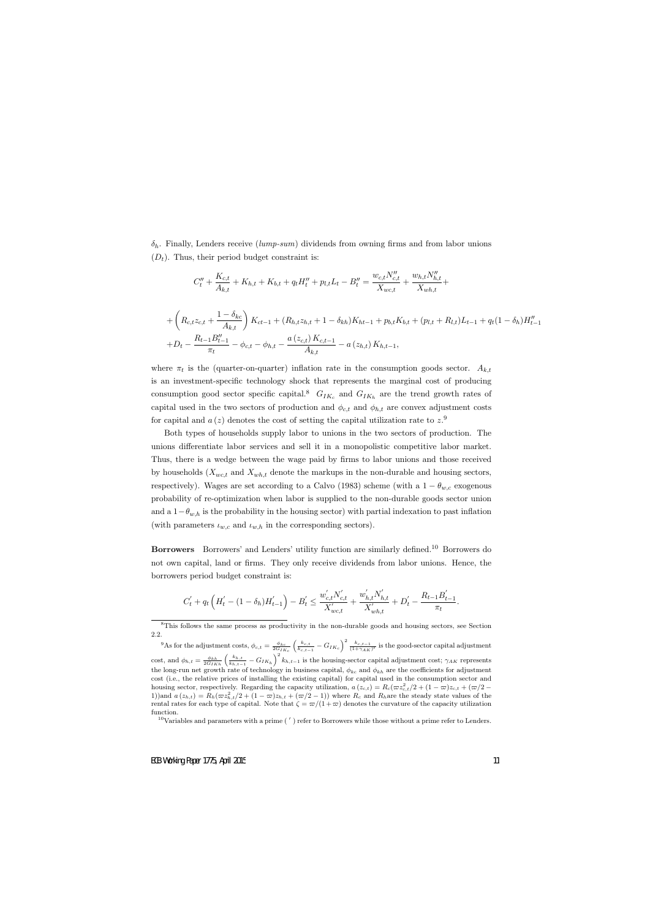$\delta_h$. Finally, Lenders receive (*lump-sum*) dividends from owning firms and from labor unions ($D_t$). Thus, their period budget constraint is:

$$C''_t + \frac{K_{c,t}}{A_{k,t}} + K_{h,t} + K_{b,t} + q_t H''_t + p_{l,t} L_t - B''_t = \frac{w_{c,t} N''_{c,t}}{X_{wc,t}} + \frac{w_{h,t} N''_{h,t}}{X_{wh,t}} +$$

$$+ \left( R_{c,t} z_{c,t} + \frac{1-\delta_{kc}}{A_{k,t}} \right) K_{ct-1} + (R_{h,t} z_{h,t} + 1 - \delta_{kh}) K_{ht-1} + p_{b,t} K_{b,t} + (p_{l,t} + R_{l,t}) L_{t-1} + q_t (1-\delta_h) H''_{t-1}$$
$$+ D_t - \frac{R_{t-1} B''_{t-1}}{\pi_t} - \phi_{c,t} - \phi_{h,t} - \frac{a(z_{c,t}) K_{c,t-1}}{A_{k,t}} - a(z_{h,t}) K_{h,t-1},$$

where $\pi_t$ is the (quarter-on-quarter) inflation rate in the consumption goods sector. $A_{k,t}$ is an investment-specific technology shock that represents the marginal cost of producing consumption good sector specific capital.[8] $G_{IK_c}$ and $G_{IK_h}$ are the trend growth rates of capital used in the two sectors of production and $\phi_{c,t}$ and $\phi_{h,t}$ are convex adjustment costs for capital and $a(z)$ denotes the cost of setting the capital utilization rate to $z$.[9]

Both types of households supply labor to unions in the two sectors of production. The unions differentiate labor services and sell it in a monopolistic competitive labor market. Thus, there is a wedge between the wage paid by firms to labor unions and those received by households ($X_{wc,t}$ and $X_{wh,t}$ denote the markups in the non-durable and housing sectors, respectively). Wages are set according to a Calvo (1983) scheme (with a $1-\theta_{w,c}$ exogenous probability of re-optimization when labor is supplied to the non-durable goods sector union and a $1-\theta_{w,h}$ is the probability in the housing sector) with partial indexation to past inflation (with parameters $\iota_{w,c}$ and $\iota_{w,h}$ in the corresponding sectors).

**Borrowers** Borrowers' and Lenders' utility function are similarly defined.[10] Borrowers do not own capital, land or firms. They only receive dividends from labor unions. Hence, the borrowers period budget constraint is:

$$C'_t + q_t \left( H'_t - (1-\delta_h) H'_{t-1} \right) - B'_t \leq \frac{w'_{c,t} N'_{c,t}}{X'_{wc,t}} + \frac{w'_{h,t} N'_{h,t}}{X'_{wh,t}} + D'_t - \frac{R_{t-1} B'_{t-1}}{\pi_t}.$$

---

[8] This follows the same process as productivity in the non-durable goods and housing sectors, see Section 2.2.

[9] As for the adjustment costs, $\phi_{c,t} = \frac{\phi_{kc}}{2 G_{IK_c}} \left( \frac{k_{c,t}}{k_{c,t-1}} - G_{IK_c} \right)^2 \frac{k_{c,t-1}}{(1+\gamma_{AK})^t}$ is the good-sector capital adjustment cost, and $\phi_{h,t} = \frac{\phi_{kh}}{2 G_{IKh}} \left( \frac{k_{h,t}}{k_{h,t-1}} - G_{IK_h} \right)^2 k_{h,t-1}$ is the housing-sector capital adjustment cost; $\gamma_{AK}$ represents the long-run net growth rate of technology in business capital, $\phi_{kc}$ and $\phi_{kh}$ are the coefficients for adjustment cost (i.e., the relative prices of installing the existing capital) for capital used in the consumption sector and housing sector, respectively. Regarding the capacity utilization, $a(z_{c,t}) = R_c(\varpi z_{c,t}^2/2 + (1-\varpi) z_{c,t} + (\varpi/2 - 1))$and $a(z_{h,t}) = R_h(\varpi z_{h,t}^2/2 + (1-\varpi) z_{h,t} + (\varpi/2 - 1))$ where $R_c$ and $R_h$are the steady state values of the rental rates for each type of capital. Note that $\zeta = \varpi/(1+\varpi)$ denotes the curvature of the capacity utilization function.

[10] Variables and parameters with a prime ( $'$ ) refer to Borrowers while those without a prime refer to Lenders.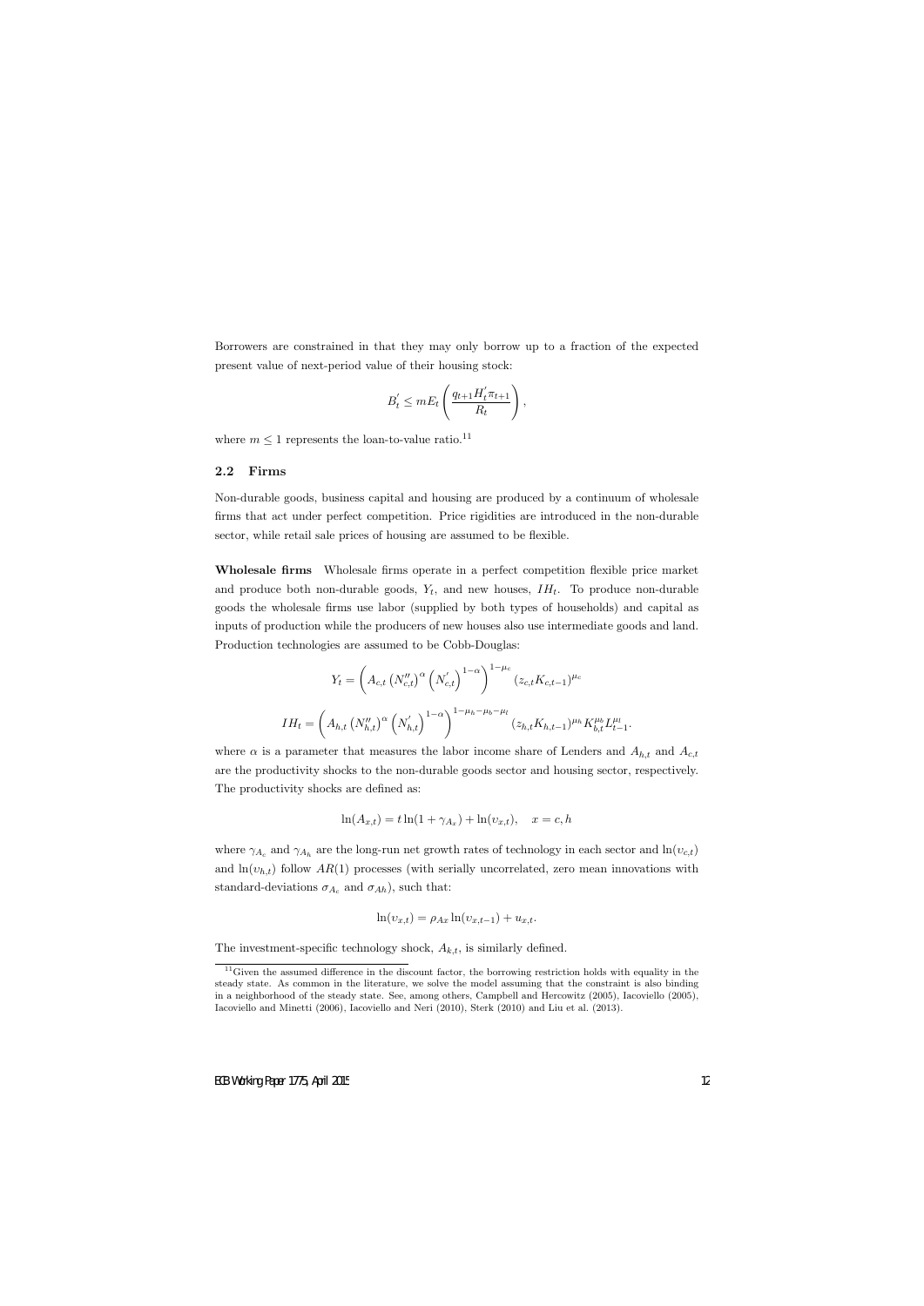Borrowers are constrained in that they may only borrow up to a fraction of the expected present value of next-period value of their housing stock:

$$B_t^{'} \leq m E_t \left( \frac{q_{t+1} H_t^{'} \pi_{t+1}}{R_t} \right),$$

where $m \leq 1$ represents the loan-to-value ratio.[11]

### 2.2 Firms

Non-durable goods, business capital and housing are produced by a continuum of wholesale firms that act under perfect competition. Price rigidities are introduced in the non-durable sector, while retail sale prices of housing are assumed to be flexible.

**Wholesale firms** Wholesale firms operate in a perfect competition flexible price market and produce both non-durable goods, $Y_t$, and new houses, $IH_t$. To produce non-durable goods the wholesale firms use labor (supplied by both types of households) and capital as inputs of production while the producers of new houses also use intermediate goods and land. Production technologies are assumed to be Cobb-Douglas:

$$Y_t = \left( A_{c,t} \left(N_{c,t}^{''}\right)^{\alpha} \left(N_{c,t}^{'}\right)^{1-\alpha} \right)^{1-\mu_c} (z_{c,t} K_{c,t-1})^{\mu_c}$$

$$IH_t = \left( A_{h,t} \left(N_{h,t}^{''}\right)^{\alpha} \left(N_{h,t}^{'}\right)^{1-\alpha} \right)^{1-\mu_h-\mu_b-\mu_l} (z_{h,t} K_{h,t-1})^{\mu_h} K_{b,t}^{\mu_b} L_{t-1}^{\mu_l}.$$

where $\alpha$ is a parameter that measures the labor income share of Lenders and $A_{h,t}$ and $A_{c,t}$ are the productivity shocks to the non-durable goods sector and housing sector, respectively. The productivity shocks are defined as:

$$\ln(A_{x,t}) = t \ln(1 + \gamma_{A_x}) + \ln(\upsilon_{x,t}), \quad x = c, h$$

where $\gamma_{A_c}$ and $\gamma_{A_h}$ are the long-run net growth rates of technology in each sector and $\ln(\upsilon_{c,t})$ and $\ln(\upsilon_{h,t})$ follow $AR(1)$ processes (with serially uncorrelated, zero mean innovations with standard-deviations $\sigma_{A_c}$ and $\sigma_{Ah}$), such that:

$$\ln(\upsilon_{x,t}) = \rho_{Ax} \ln(\upsilon_{x,t-1}) + u_{x,t}.$$

The investment-specific technology shock, $A_{k,t}$, is similarly defined.

[11] Given the assumed difference in the discount factor, the borrowing restriction holds with equality in the steady state. As common in the literature, we solve the model assuming that the constraint is also binding in a neighborhood of the steady state. See, among others, Campbell and Hercowitz (2005), Iacoviello (2005), Iacoviello and Minetti (2006), Iacoviello and Neri (2010), Sterk (2010) and Liu et al. (2013).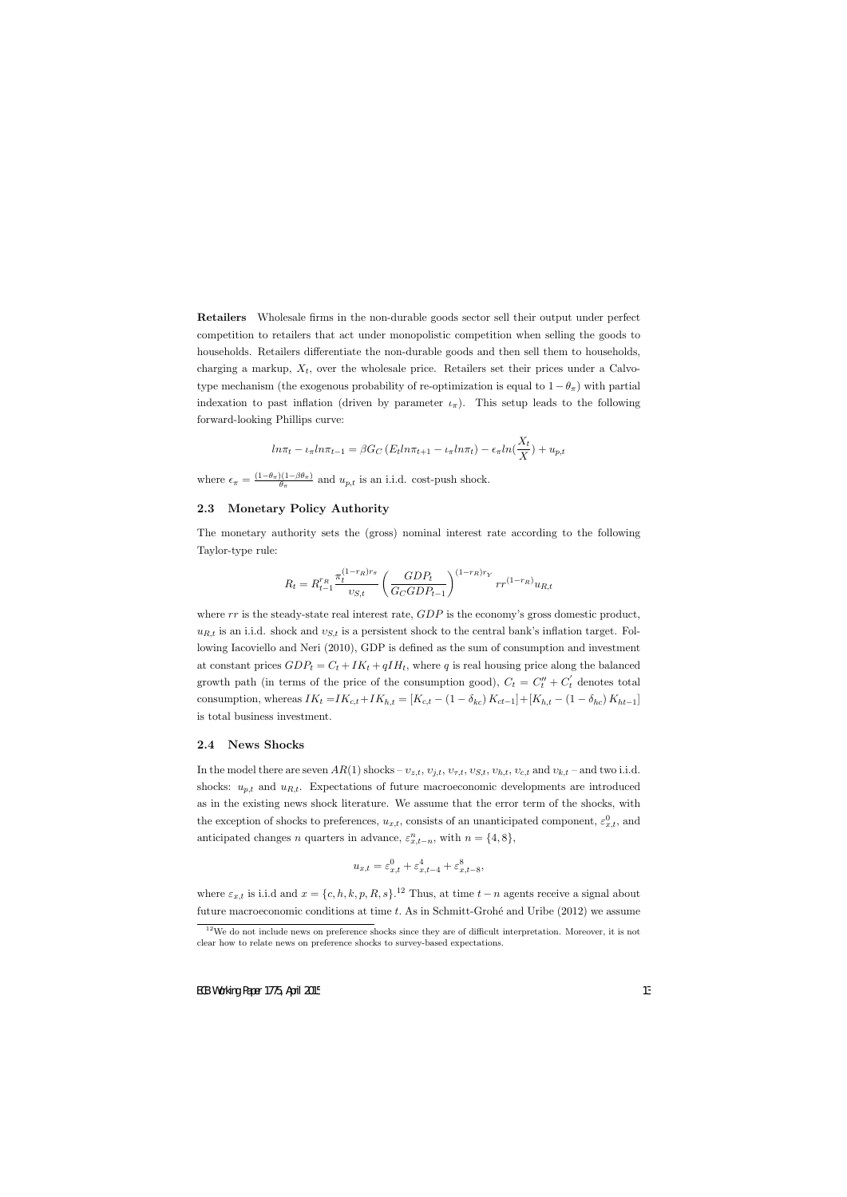**Retailers** Wholesale firms in the non-durable goods sector sell their output under perfect competition to retailers that act under monopolistic competition when selling the goods to households. Retailers differentiate the non-durable goods and then sell them to households, charging a markup, $X_t$, over the wholesale price. Retailers set their prices under a Calvo-type mechanism (the exogenous probability of re-optimization is equal to $1-\theta_\pi$) with partial indexation to past inflation (driven by parameter $\iota_\pi$). This setup leads to the following forward-looking Phillips curve:

$$ln\pi_t - \iota_\pi ln\pi_{t-1} = \beta G_C \left(E_t ln\pi_{t+1} - \iota_\pi ln\pi_t\right) - \epsilon_\pi ln(\frac{X_t}{X}) + u_{p,t}$$

where $\epsilon_\pi = \frac{(1-\theta_\pi)(1-\beta\theta_\pi)}{\theta_\pi}$ and $u_{p,t}$ is an i.i.d. cost-push shock.

## 2.3 Monetary Policy Authority

The monetary authority sets the (gross) nominal interest rate according to the following Taylor-type rule:

$$R_t = R_{t-1}^{r_R} \frac{\pi_t^{(1-r_R)r_\pi}}{\upsilon_{S,t}} \left(\frac{GDP_t}{G_C GDP_{t-1}}\right)^{(1-r_R)r_Y} rr^{(1-r_R)} u_{R,t}$$

where $rr$ is the steady-state real interest rate, $GDP$ is the economy's gross domestic product, $u_{R,t}$ is an i.i.d. shock and $\upsilon_{S,t}$ is a persistent shock to the central bank's inflation target. Following Iacoviello and Neri (2010), GDP is defined as the sum of consumption and investment at constant prices $GDP_t = C_t + IK_t + qIH_t$, where $q$ is real housing price along the balanced growth path (in terms of the price of the consumption good), $C_t = C_t'' + C_t'$ denotes total consumption, whereas $IK_t = IK_{c,t} + IK_{h,t} = [K_{c,t} - (1-\delta_{kc}) K_{ct-1}] + [K_{h,t} - (1-\delta_{hc}) K_{ht-1}]$ is total business investment.

## 2.4 News Shocks

In the model there are seven $AR(1)$ shocks – $\upsilon_{z,t}$, $\upsilon_{j,t}$, $\upsilon_{\tau,t}$, $\upsilon_{S,t}$, $\upsilon_{h,t}$, $\upsilon_{c,t}$ and $\upsilon_{k,t}$ – and two i.i.d. shocks: $u_{p,t}$ and $u_{R,t}$. Expectations of future macroeconomic developments are introduced as in the existing news shock literature. We assume that the error term of the shocks, with the exception of shocks to preferences, $u_{x,t}$, consists of an unanticipated component, $\varepsilon_{x,t}^0$, and anticipated changes $n$ quarters in advance, $\varepsilon_{x,t-n}^n$, with $n = \{4, 8\}$,

$$u_{x,t} = \varepsilon_{x,t}^0 + \varepsilon_{x,t-4}^4 + \varepsilon_{x,t-8}^8,$$

where $\varepsilon_{x,t}$ is i.i.d and $x = \{c, h, k, p, R, s\}$.[12] Thus, at time $t-n$ agents receive a signal about future macroeconomic conditions at time $t$. As in Schmitt-Grohé and Uribe (2012) we assume

[12] We do not include news on preference shocks since they are of difficult interpretation. Moreover, it is not clear how to relate news on preference shocks to survey-based expectations.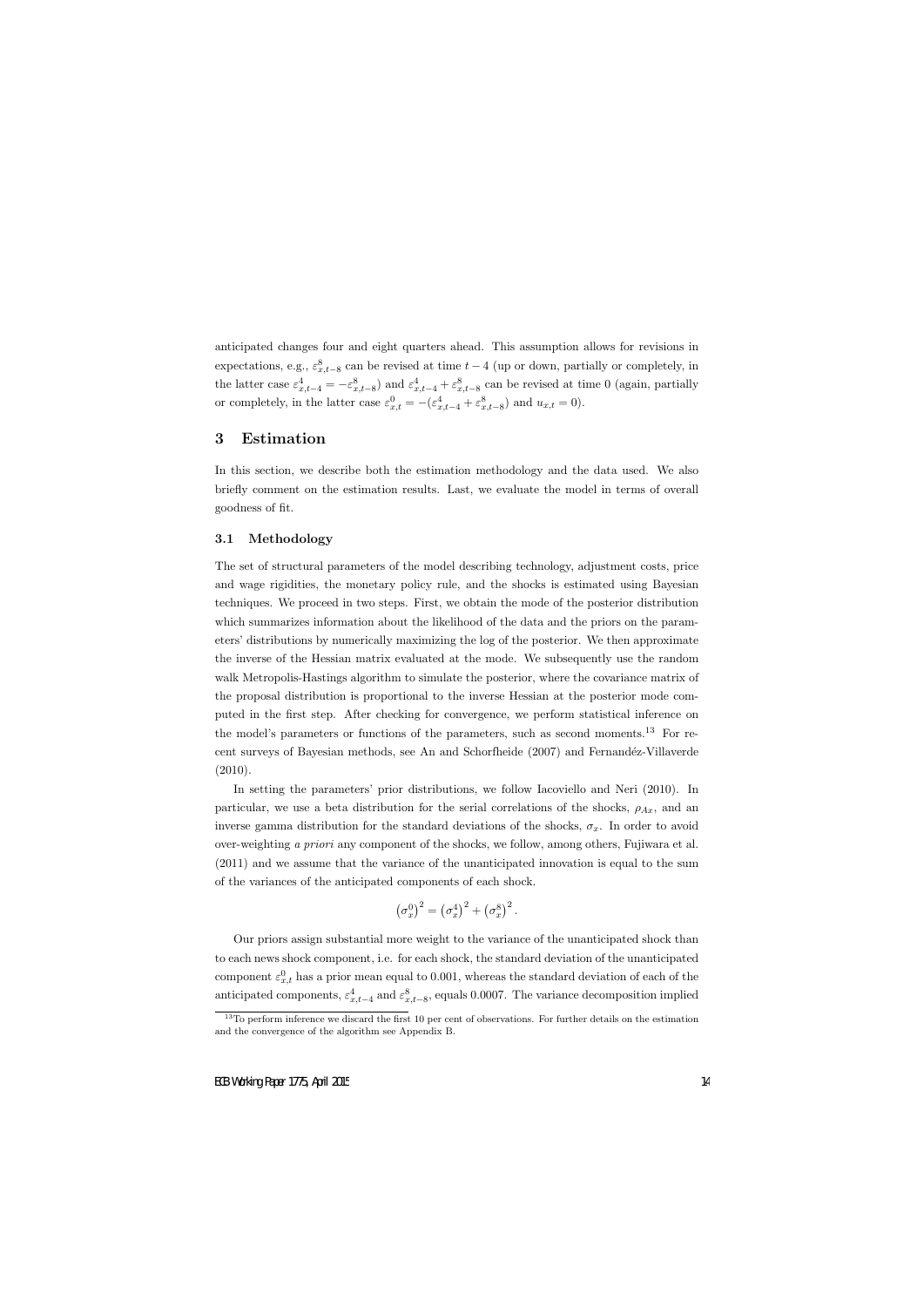anticipated changes four and eight quarters ahead. This assumption allows for revisions in expectations, e.g., $\varepsilon^8_{x,t-8}$ can be revised at time $t-4$ (up or down, partially or completely, in the latter case $\varepsilon^4_{x,t-4} = -\varepsilon^8_{x,t-8}$) and $\varepsilon^4_{x,t-4} + \varepsilon^8_{x,t-8}$ can be revised at time 0 (again, partially or completely, in the latter case $\varepsilon^0_{x,t} = -(\varepsilon^4_{x,t-4} + \varepsilon^8_{x,t-8})$ and $u_{x,t} = 0$).

## 3 Estimation

In this section, we describe both the estimation methodology and the data used. We also briefly comment on the estimation results. Last, we evaluate the model in terms of overall goodness of fit.

### 3.1 Methodology

The set of structural parameters of the model describing technology, adjustment costs, price and wage rigidities, the monetary policy rule, and the shocks is estimated using Bayesian techniques. We proceed in two steps. First, we obtain the mode of the posterior distribution which summarizes information about the likelihood of the data and the priors on the parameters' distributions by numerically maximizing the log of the posterior. We then approximate the inverse of the Hessian matrix evaluated at the mode. We subsequently use the random walk Metropolis-Hastings algorithm to simulate the posterior, where the covariance matrix of the proposal distribution is proportional to the inverse Hessian at the posterior mode computed in the first step. After checking for convergence, we perform statistical inference on the model's parameters or functions of the parameters, such as second moments.[13] For recent surveys of Bayesian methods, see An and Schorfheide (2007) and Fernandéz-Villaverde (2010).

In setting the parameters' prior distributions, we follow Iacoviello and Neri (2010). In particular, we use a beta distribution for the serial correlations of the shocks, $\rho_{Ax}$, and an inverse gamma distribution for the standard deviations of the shocks, $\sigma_x$. In order to avoid over-weighting *a priori* any component of the shocks, we follow, among others, Fujiwara et al. (2011) and we assume that the variance of the unanticipated innovation is equal to the sum of the variances of the anticipated components of each shock.

$$\left(\sigma^0_x\right)^2 = \left(\sigma^4_x\right)^2 + \left(\sigma^8_x\right)^2.$$

Our priors assign substantial more weight to the variance of the unanticipated shock than to each news shock component, i.e. for each shock, the standard deviation of the unanticipated component $\varepsilon^0_{x,t}$ has a prior mean equal to 0.001, whereas the standard deviation of each of the anticipated components, $\varepsilon^4_{x,t-4}$ and $\varepsilon^8_{x,t-8}$, equals 0.0007. The variance decomposition implied

[13] To perform inference we discard the first 10 per cent of observations. For further details on the estimation and the convergence of the algorithm see Appendix B.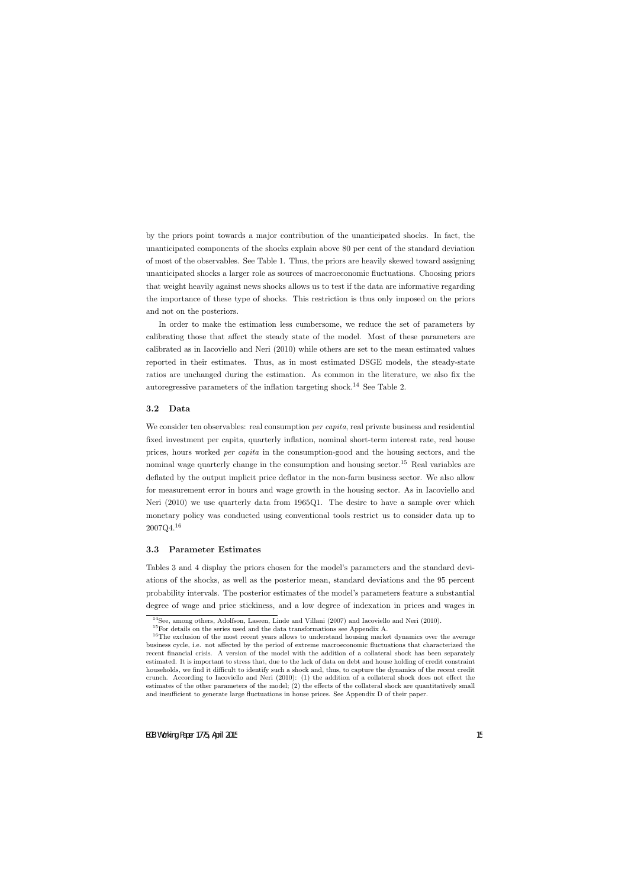by the priors point towards a major contribution of the unanticipated shocks. In fact, the unanticipated components of the shocks explain above 80 per cent of the standard deviation of most of the observables. See Table 1. Thus, the priors are heavily skewed toward assigning unanticipated shocks a larger role as sources of macroeconomic fluctuations. Choosing priors that weight heavily against news shocks allows us to test if the data are informative regarding the importance of these type of shocks. This restriction is thus only imposed on the priors and not on the posteriors.

In order to make the estimation less cumbersome, we reduce the set of parameters by calibrating those that affect the steady state of the model. Most of these parameters are calibrated as in Iacoviello and Neri (2010) while others are set to the mean estimated values reported in their estimates. Thus, as in most estimated DSGE models, the steady-state ratios are unchanged during the estimation. As common in the literature, we also fix the autoregressive parameters of the inflation targeting shock.[14] See Table 2.

### 3.2 Data

We consider ten observables: real consumption *per capita*, real private business and residential fixed investment per capita, quarterly inflation, nominal short-term interest rate, real house prices, hours worked *per capita* in the consumption-good and the housing sectors, and the nominal wage quarterly change in the consumption and housing sector.[15] Real variables are deflated by the output implicit price deflator in the non-farm business sector. We also allow for measurement error in hours and wage growth in the housing sector. As in Iacoviello and Neri (2010) we use quarterly data from 1965Q1. The desire to have a sample over which monetary policy was conducted using conventional tools restrict us to consider data up to 2007Q4.[16]

### 3.3 Parameter Estimates

Tables 3 and 4 display the priors chosen for the model's parameters and the standard deviations of the shocks, as well as the posterior mean, standard deviations and the 95 percent probability intervals. The posterior estimates of the model's parameters feature a substantial degree of wage and price stickiness, and a low degree of indexation in prices and wages in

---

[14] See, among others, Adolfson, Laseen, Linde and Villani (2007) and Iacoviello and Neri (2010).

[15] For details on the series used and the data transformations see Appendix A.

[16] The exclusion of the most recent years allows to understand housing market dynamics over the average business cycle, i.e. not affected by the period of extreme macroeconomic fluctuations that characterized the recent financial crisis. A version of the model with the addition of a collateral shock has been separately estimated. It is important to stress that, due to the lack of data on debt and house holding of credit constraint households, we find it difficult to identify such a shock and, thus, to capture the dynamics of the recent credit crunch. According to Iacoviello and Neri (2010): (1) the addition of a collateral shock does not effect the estimates of the other parameters of the model; (2) the effects of the collateral shock are quantitatively small and insufficient to generate large fluctuations in house prices. See Appendix D of their paper.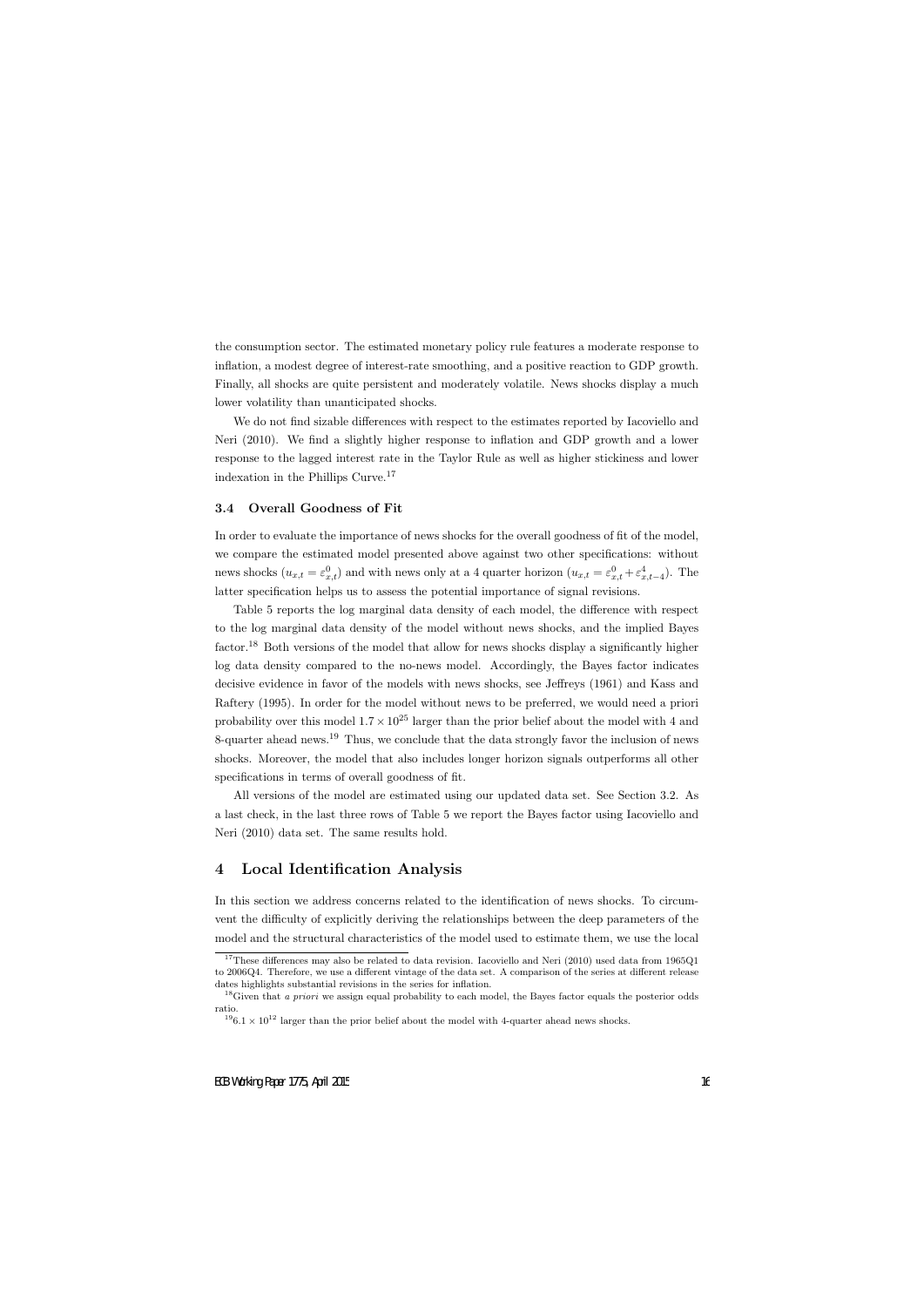the consumption sector. The estimated monetary policy rule features a moderate response to inflation, a modest degree of interest-rate smoothing, and a positive reaction to GDP growth. Finally, all shocks are quite persistent and moderately volatile. News shocks display a much lower volatility than unanticipated shocks.

We do not find sizable differences with respect to the estimates reported by Iacoviello and Neri (2010). We find a slightly higher response to inflation and GDP growth and a lower response to the lagged interest rate in the Taylor Rule as well as higher stickiness and lower indexation in the Phillips Curve.[17]

### 3.4 Overall Goodness of Fit

In order to evaluate the importance of news shocks for the overall goodness of fit of the model, we compare the estimated model presented above against two other specifications: without news shocks ($u_{x,t} = \varepsilon^0_{x,t}$) and with news only at a 4 quarter horizon ($u_{x,t} = \varepsilon^0_{x,t} + \varepsilon^4_{x,t-4}$). The latter specification helps us to assess the potential importance of signal revisions.

Table 5 reports the log marginal data density of each model, the difference with respect to the log marginal data density of the model without news shocks, and the implied Bayes factor.[18] Both versions of the model that allow for news shocks display a significantly higher log data density compared to the no-news model. Accordingly, the Bayes factor indicates decisive evidence in favor of the models with news shocks, see Jeffreys (1961) and Kass and Raftery (1995). In order for the model without news to be preferred, we would need a priori probability over this model $1.7 \times 10^{25}$ larger than the prior belief about the model with 4 and 8-quarter ahead news.[19] Thus, we conclude that the data strongly favor the inclusion of news shocks. Moreover, the model that also includes longer horizon signals outperforms all other specifications in terms of overall goodness of fit.

All versions of the model are estimated using our updated data set. See Section 3.2. As a last check, in the last three rows of Table 5 we report the Bayes factor using Iacoviello and Neri (2010) data set. The same results hold.

## 4 Local Identification Analysis

In this section we address concerns related to the identification of news shocks. To circumvent the difficulty of explicitly deriving the relationships between the deep parameters of the model and the structural characteristics of the model used to estimate them, we use the local

---

[17] These differences may also be related to data revision. Iacoviello and Neri (2010) used data from 1965Q1 to 2006Q4. Therefore, we use a different vintage of the data set. A comparison of the series at different release dates highlights substantial revisions in the series for inflation.

[18] Given that *a priori* we assign equal probability to each model, the Bayes factor equals the posterior odds ratio.

[19] $6.1 \times 10^{12}$ larger than the prior belief about the model with 4-quarter ahead news shocks.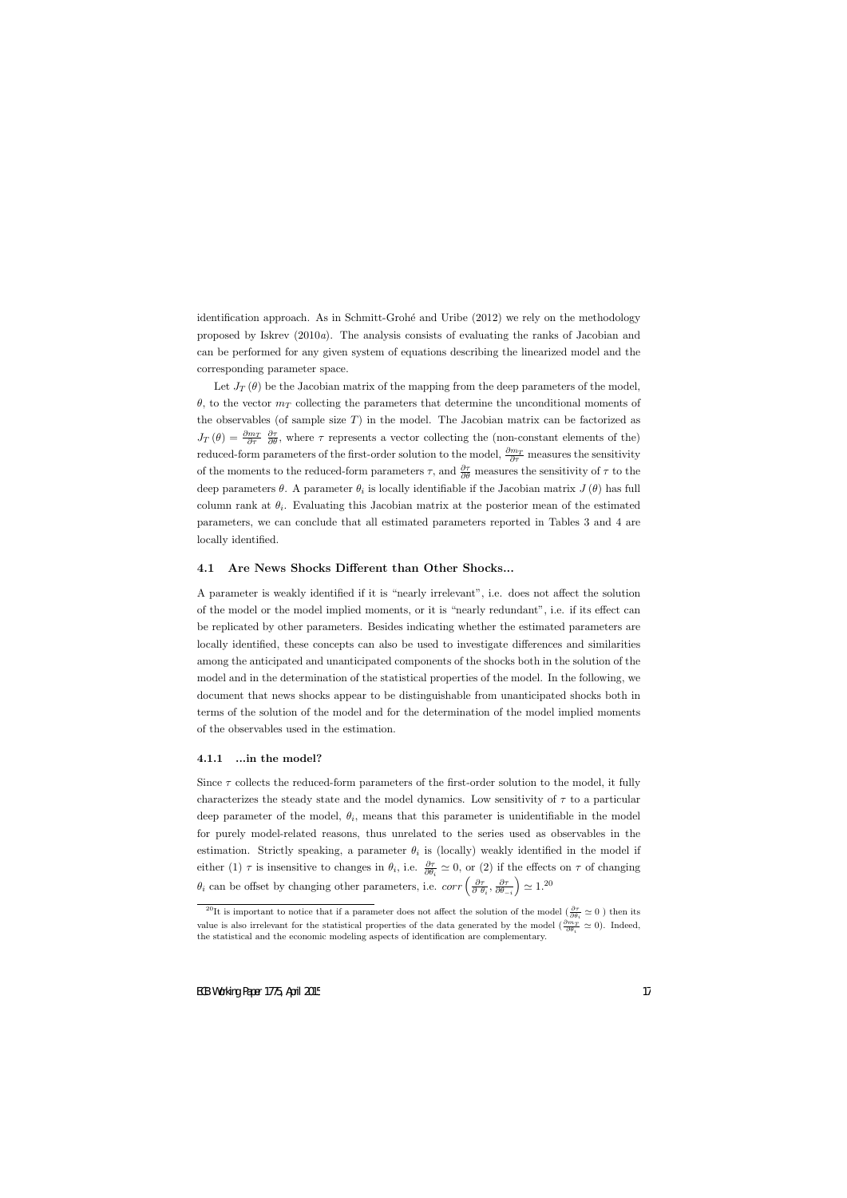identification approach. As in Schmitt-Grohé and Uribe (2012) we rely on the methodology proposed by Iskrev (2010*a*). The analysis consists of evaluating the ranks of Jacobian and can be performed for any given system of equations describing the linearized model and the corresponding parameter space.

Let $J_T(\theta)$ be the Jacobian matrix of the mapping from the deep parameters of the model, $\theta$, to the vector $m_T$ collecting the parameters that determine the unconditional moments of the observables (of sample size $T$) in the model. The Jacobian matrix can be factorized as $J_T(\theta) = \frac{\partial m_T}{\partial \tau} \frac{\partial \tau}{\partial \theta}$, where $\tau$ represents a vector collecting the (non-constant elements of the) reduced-form parameters of the first-order solution to the model, $\frac{\partial m_T}{\partial \tau}$ measures the sensitivity of the moments to the reduced-form parameters $\tau$, and $\frac{\partial \tau}{\partial \theta}$ measures the sensitivity of $\tau$ to the deep parameters $\theta$. A parameter $\theta_i$ is locally identifiable if the Jacobian matrix $J(\theta)$ has full column rank at $\theta_i$. Evaluating this Jacobian matrix at the posterior mean of the estimated parameters, we can conclude that all estimated parameters reported in Tables 3 and 4 are locally identified.

## 4.1 Are News Shocks Different than Other Shocks...

A parameter is weakly identified if it is "nearly irrelevant", i.e. does not affect the solution of the model or the model implied moments, or it is "nearly redundant", i.e. if its effect can be replicated by other parameters. Besides indicating whether the estimated parameters are locally identified, these concepts can also be used to investigate differences and similarities among the anticipated and unanticipated components of the shocks both in the solution of the model and in the determination of the statistical properties of the model. In the following, we document that news shocks appear to be distinguishable from unanticipated shocks both in terms of the solution of the model and for the determination of the model implied moments of the observables used in the estimation.

### 4.1.1 ...in the model?

Since $\tau$ collects the reduced-form parameters of the first-order solution to the model, it fully characterizes the steady state and the model dynamics. Low sensitivity of $\tau$ to a particular deep parameter of the model, $\theta_i$, means that this parameter is unidentifiable in the model for purely model-related reasons, thus unrelated to the series used as observables in the estimation. Strictly speaking, a parameter $\theta_i$ is (locally) weakly identified in the model if either (1) $\tau$ is insensitive to changes in $\theta_i$, i.e. $\frac{\partial \tau}{\partial \theta_i} \simeq 0$, or (2) if the effects on $\tau$ of changing $\theta_i$ can be offset by changing other parameters, i.e. $corr\left(\frac{\partial \tau}{\partial \theta_i}, \frac{\partial \tau}{\partial \theta_{-i}}\right) \simeq 1$.[20]

[20]It is important to notice that if a parameter does not affect the solution of the model ($\frac{\partial \tau}{\partial \theta_i} \simeq 0$ ) then its value is also irrelevant for the statistical properties of the data generated by the model ($\frac{\partial m_T}{\partial \theta_i} \simeq 0$). Indeed, the statistical and the economic modeling aspects of identification are complementary.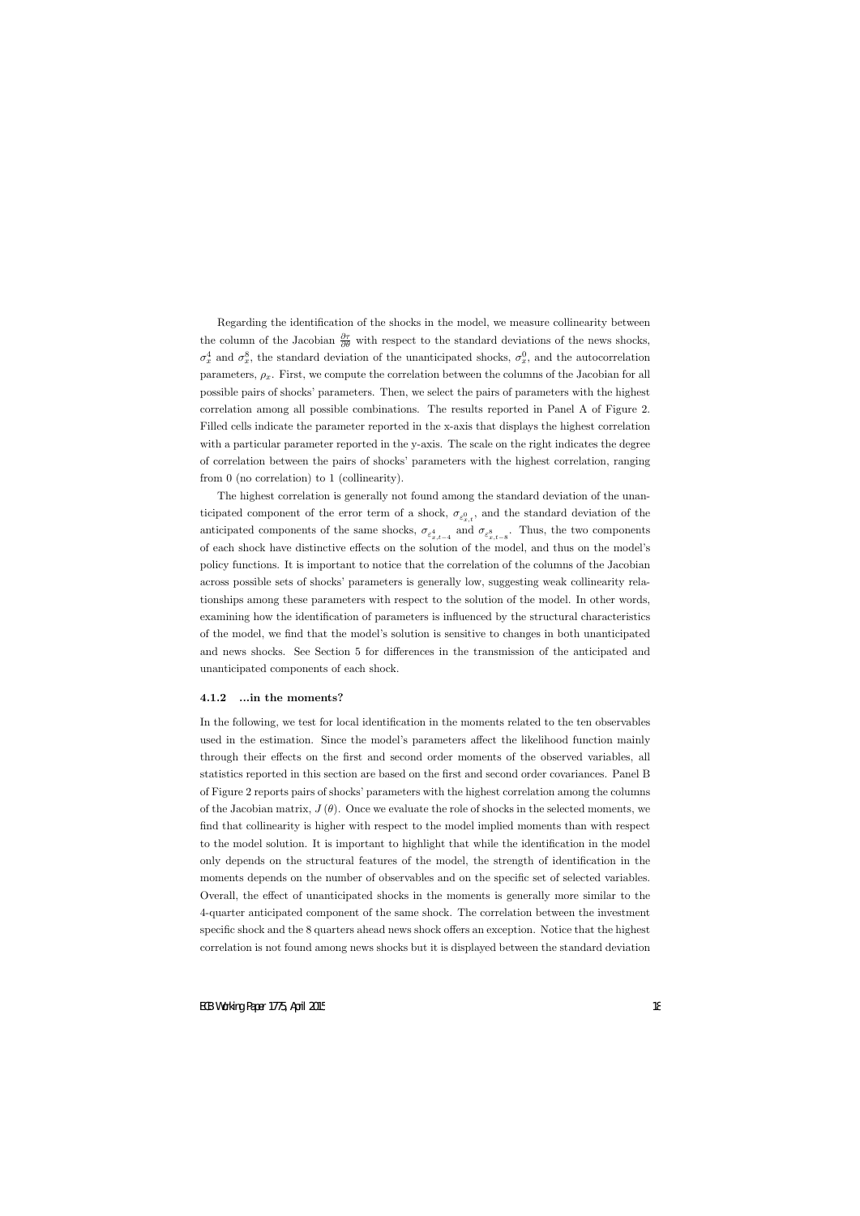Regarding the identification of the shocks in the model, we measure collinearity between the column of the Jacobian $\frac{\partial \tau}{\partial \theta}$ with respect to the standard deviations of the news shocks, $\sigma_x^4$ and $\sigma_x^8$, the standard deviation of the unanticipated shocks, $\sigma_x^0$, and the autocorrelation parameters, $\rho_x$. First, we compute the correlation between the columns of the Jacobian for all possible pairs of shocks' parameters. Then, we select the pairs of parameters with the highest correlation among all possible combinations. The results reported in Panel A of Figure 2. Filled cells indicate the parameter reported in the x-axis that displays the highest correlation with a particular parameter reported in the y-axis. The scale on the right indicates the degree of correlation between the pairs of shocks' parameters with the highest correlation, ranging from 0 (no correlation) to 1 (collinearity).

The highest correlation is generally not found among the standard deviation of the unanticipated component of the error term of a shock, $\sigma_{\varepsilon_{x,t}^0}$, and the standard deviation of the anticipated components of the same shocks, $\sigma_{\varepsilon_{x,t-4}^4}$ and $\sigma_{\varepsilon_{x,t-8}^8}$. Thus, the two components of each shock have distinctive effects on the solution of the model, and thus on the model's policy functions. It is important to notice that the correlation of the columns of the Jacobian across possible sets of shocks' parameters is generally low, suggesting weak collinearity relationships among these parameters with respect to the solution of the model. In other words, examining how the identification of parameters is influenced by the structural characteristics of the model, we find that the model's solution is sensitive to changes in both unanticipated and news shocks. See Section 5 for differences in the transmission of the anticipated and unanticipated components of each shock.

#### 4.1.2 ...in the moments?

In the following, we test for local identification in the moments related to the ten observables used in the estimation. Since the model's parameters affect the likelihood function mainly through their effects on the first and second order moments of the observed variables, all statistics reported in this section are based on the first and second order covariances. Panel B of Figure 2 reports pairs of shocks' parameters with the highest correlation among the columns of the Jacobian matrix, $J(\theta)$. Once we evaluate the role of shocks in the selected moments, we find that collinearity is higher with respect to the model implied moments than with respect to the model solution. It is important to highlight that while the identification in the model only depends on the structural features of the model, the strength of identification in the moments depends on the number of observables and on the specific set of selected variables. Overall, the effect of unanticipated shocks in the moments is generally more similar to the 4-quarter anticipated component of the same shock. The correlation between the investment specific shock and the 8 quarters ahead news shock offers an exception. Notice that the highest correlation is not found among news shocks but it is displayed between the standard deviation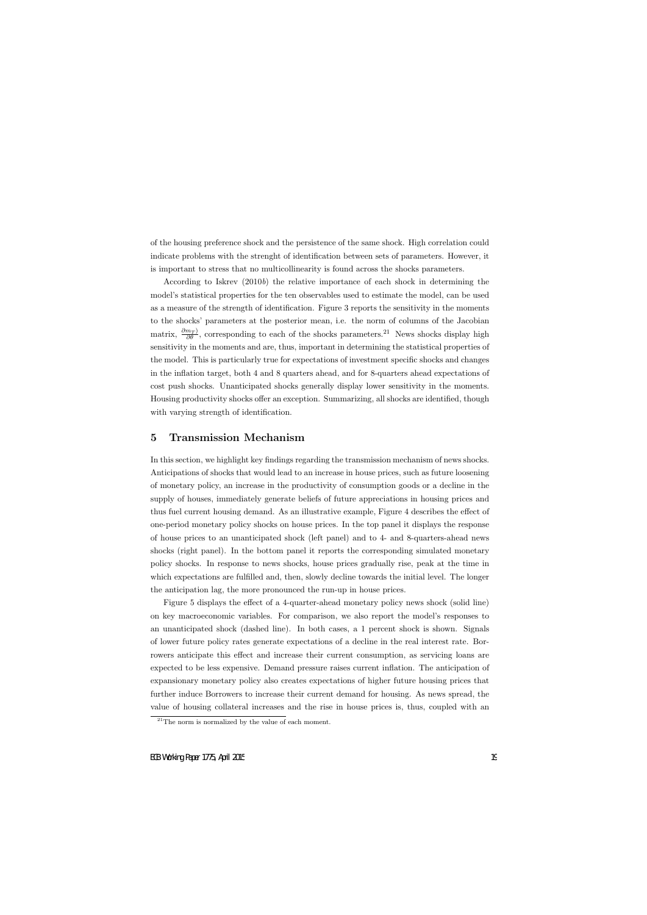of the housing preference shock and the persistence of the same shock. High correlation could indicate problems with the strenght of identification between sets of parameters. However, it is important to stress that no multicollinearity is found across the shocks parameters.

According to Iskrev (2010*b*) the relative importance of each shock in determining the model's statistical properties for the ten observables used to estimate the model, can be used as a measure of the strength of identification. Figure 3 reports the sensitivity in the moments to the shocks' parameters at the posterior mean, i.e. the norm of columns of the Jacobian matrix, $\frac{\partial m_T)}{\partial \theta}$, corresponding to each of the shocks parameters.[21] News shocks display high sensitivity in the moments and are, thus, important in determining the statistical properties of the model. This is particularly true for expectations of investment specific shocks and changes in the inflation target, both 4 and 8 quarters ahead, and for 8-quarters ahead expectations of cost push shocks. Unanticipated shocks generally display lower sensitivity in the moments. Housing productivity shocks offer an exception. Summarizing, all shocks are identified, though with varying strength of identification.

## 5 Transmission Mechanism

In this section, we highlight key findings regarding the transmission mechanism of news shocks. Anticipations of shocks that would lead to an increase in house prices, such as future loosening of monetary policy, an increase in the productivity of consumption goods or a decline in the supply of houses, immediately generate beliefs of future appreciations in housing prices and thus fuel current housing demand. As an illustrative example, Figure 4 describes the effect of one-period monetary policy shocks on house prices. In the top panel it displays the response of house prices to an unanticipated shock (left panel) and to 4- and 8-quarters-ahead news shocks (right panel). In the bottom panel it reports the corresponding simulated monetary policy shocks. In response to news shocks, house prices gradually rise, peak at the time in which expectations are fulfilled and, then, slowly decline towards the initial level. The longer the anticipation lag, the more pronounced the run-up in house prices.

Figure 5 displays the effect of a 4-quarter-ahead monetary policy news shock (solid line) on key macroeconomic variables. For comparison, we also report the model's responses to an unanticipated shock (dashed line). In both cases, a 1 percent shock is shown. Signals of lower future policy rates generate expectations of a decline in the real interest rate. Borrowers anticipate this effect and increase their current consumption, as servicing loans are expected to be less expensive. Demand pressure raises current inflation. The anticipation of expansionary monetary policy also creates expectations of higher future housing prices that further induce Borrowers to increase their current demand for housing. As news spread, the value of housing collateral increases and the rise in house prices is, thus, coupled with an

[21] The norm is normalized by the value of each moment.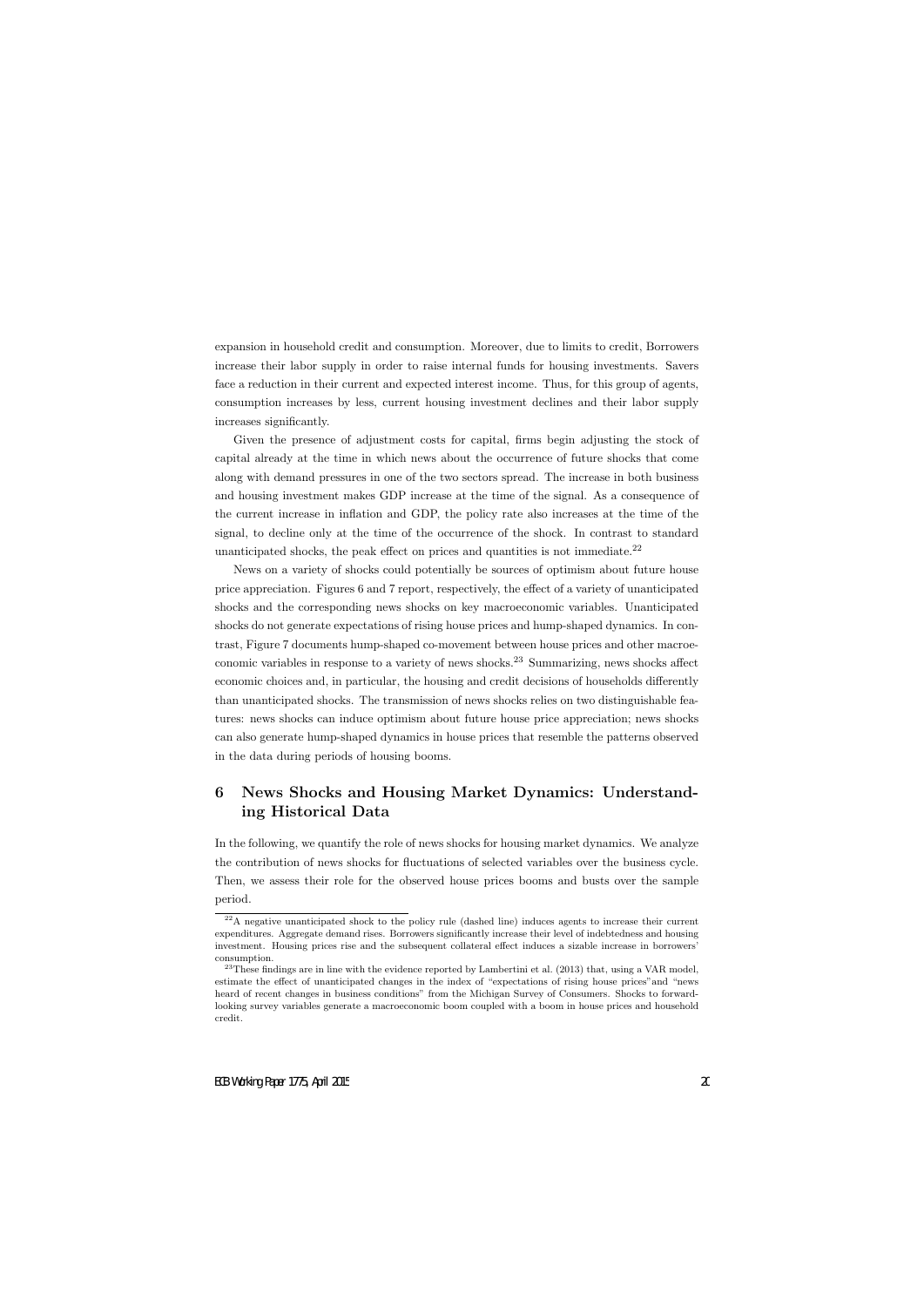expansion in household credit and consumption. Moreover, due to limits to credit, Borrowers increase their labor supply in order to raise internal funds for housing investments. Savers face a reduction in their current and expected interest income. Thus, for this group of agents, consumption increases by less, current housing investment declines and their labor supply increases significantly.

Given the presence of adjustment costs for capital, firms begin adjusting the stock of capital already at the time in which news about the occurrence of future shocks that come along with demand pressures in one of the two sectors spread. The increase in both business and housing investment makes GDP increase at the time of the signal. As a consequence of the current increase in inflation and GDP, the policy rate also increases at the time of the signal, to decline only at the time of the occurrence of the shock. In contrast to standard unanticipated shocks, the peak effect on prices and quantities is not immediate.[22]

News on a variety of shocks could potentially be sources of optimism about future house price appreciation. Figures 6 and 7 report, respectively, the effect of a variety of unanticipated shocks and the corresponding news shocks on key macroeconomic variables. Unanticipated shocks do not generate expectations of rising house prices and hump-shaped dynamics. In contrast, Figure 7 documents hump-shaped co-movement between house prices and other macroeconomic variables in response to a variety of news shocks.[23] Summarizing, news shocks affect economic choices and, in particular, the housing and credit decisions of households differently than unanticipated shocks. The transmission of news shocks relies on two distinguishable features: news shocks can induce optimism about future house price appreciation; news shocks can also generate hump-shaped dynamics in house prices that resemble the patterns observed in the data during periods of housing booms.

# 6 News Shocks and Housing Market Dynamics: Understanding Historical Data

In the following, we quantify the role of news shocks for housing market dynamics. We analyze the contribution of news shocks for fluctuations of selected variables over the business cycle. Then, we assess their role for the observed house prices booms and busts over the sample period.

[22] A negative unanticipated shock to the policy rule (dashed line) induces agents to increase their current expenditures. Aggregate demand rises. Borrowers significantly increase their level of indebtedness and housing investment. Housing prices rise and the subsequent collateral effect induces a sizable increase in borrowers' consumption.

[23] These findings are in line with the evidence reported by Lambertini et al. (2013) that, using a VAR model, estimate the effect of unanticipated changes in the index of "expectations of rising house prices" and "news heard of recent changes in business conditions" from the Michigan Survey of Consumers. Shocks to forward-looking survey variables generate a macroeconomic boom coupled with a boom in house prices and household credit.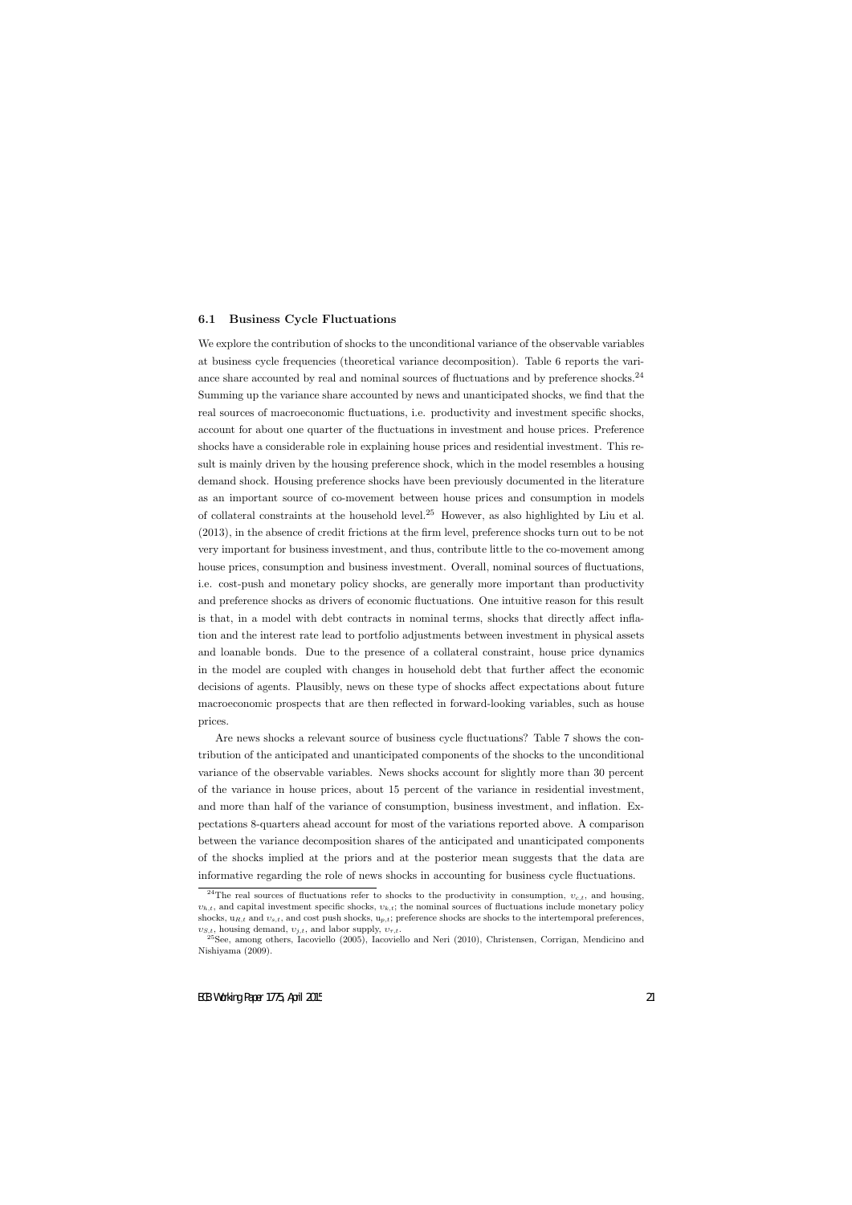### 6.1 Business Cycle Fluctuations

We explore the contribution of shocks to the unconditional variance of the observable variables at business cycle frequencies (theoretical variance decomposition). Table 6 reports the variance share accounted by real and nominal sources of fluctuations and by preference shocks.[24] Summing up the variance share accounted by news and unanticipated shocks, we find that the real sources of macroeconomic fluctuations, i.e. productivity and investment specific shocks, account for about one quarter of the fluctuations in investment and house prices. Preference shocks have a considerable role in explaining house prices and residential investment. This result is mainly driven by the housing preference shock, which in the model resembles a housing demand shock. Housing preference shocks have been previously documented in the literature as an important source of co-movement between house prices and consumption in models of collateral constraints at the household level.[25] However, as also highlighted by Liu et al. (2013), in the absence of credit frictions at the firm level, preference shocks turn out to be not very important for business investment, and thus, contribute little to the co-movement among house prices, consumption and business investment. Overall, nominal sources of fluctuations, i.e. cost-push and monetary policy shocks, are generally more important than productivity and preference shocks as drivers of economic fluctuations. One intuitive reason for this result is that, in a model with debt contracts in nominal terms, shocks that directly affect inflation and the interest rate lead to portfolio adjustments between investment in physical assets and loanable bonds. Due to the presence of a collateral constraint, house price dynamics in the model are coupled with changes in household debt that further affect the economic decisions of agents. Plausibly, news on these type of shocks affect expectations about future macroeconomic prospects that are then reflected in forward-looking variables, such as house prices.

Are news shocks a relevant source of business cycle fluctuations? Table 7 shows the contribution of the anticipated and unanticipated components of the shocks to the unconditional variance of the observable variables. News shocks account for slightly more than 30 percent of the variance in house prices, about 15 percent of the variance in residential investment, and more than half of the variance of consumption, business investment, and inflation. Expectations 8-quarters ahead account for most of the variations reported above. A comparison between the variance decomposition shares of the anticipated and unanticipated components of the shocks implied at the priors and at the posterior mean suggests that the data are informative regarding the role of news shocks in accounting for business cycle fluctuations.

[24] The real sources of fluctuations refer to shocks to the productivity in consumption, $\upsilon_{c,t}$, and housing, $\upsilon_{h,t}$, and capital investment specific shocks, $\upsilon_{k,t}$; the nominal sources of fluctuations include monetary policy shocks, $u_{R,t}$ and $\upsilon_{s,t}$, and cost push shocks, $u_{p,t}$; preference shocks are shocks to the intertemporal preferences, $\upsilon_{S,t}$, housing demand, $\upsilon_{j,t}$, and labor supply, $\upsilon_{\tau,t}$.

[25] See, among others, Iacoviello (2005), Iacoviello and Neri (2010), Christensen, Corrigan, Mendicino and Nishiyama (2009).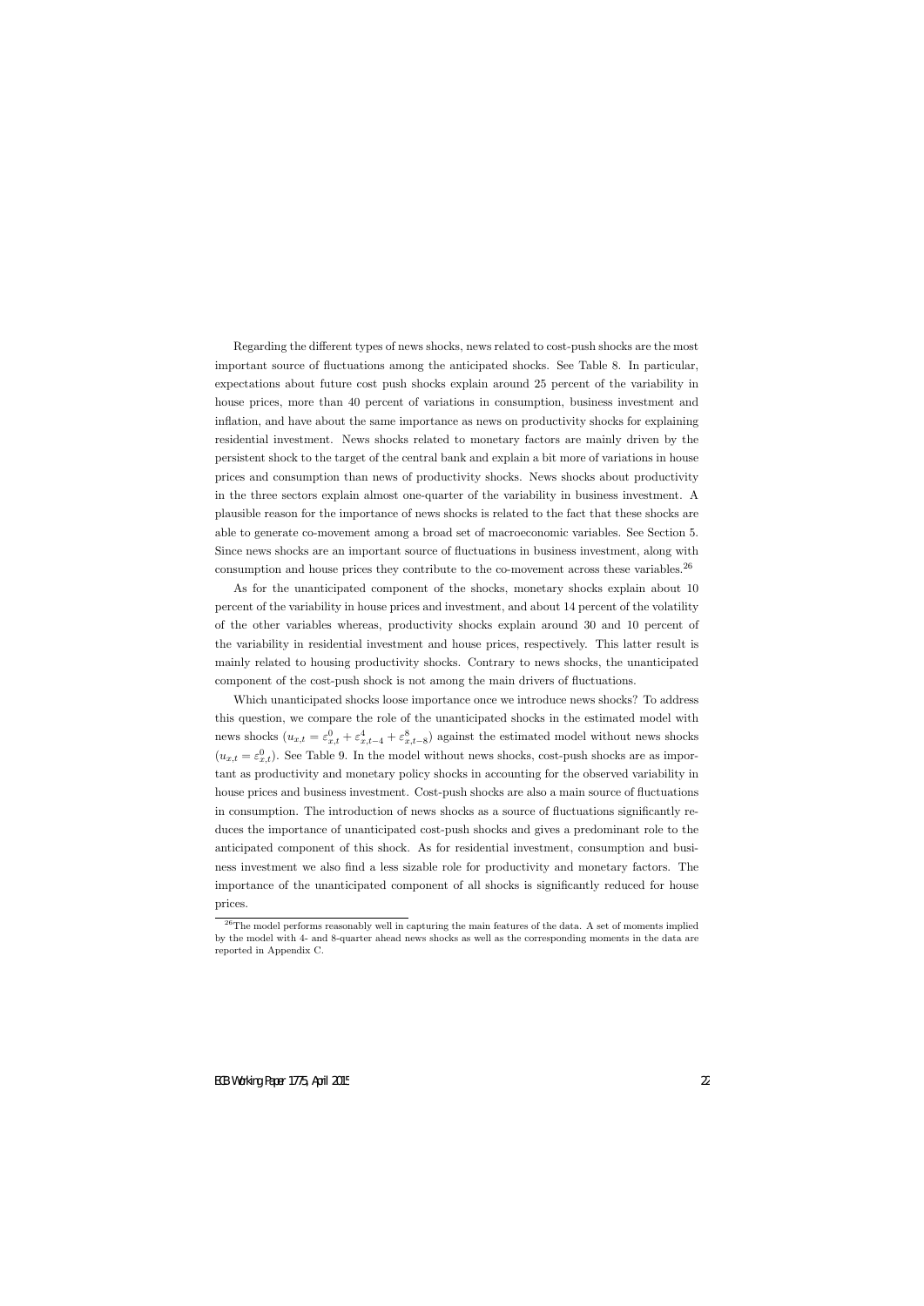Regarding the different types of news shocks, news related to cost-push shocks are the most important source of fluctuations among the anticipated shocks. See Table 8. In particular, expectations about future cost push shocks explain around 25 percent of the variability in house prices, more than 40 percent of variations in consumption, business investment and inflation, and have about the same importance as news on productivity shocks for explaining residential investment. News shocks related to monetary factors are mainly driven by the persistent shock to the target of the central bank and explain a bit more of variations in house prices and consumption than news of productivity shocks. News shocks about productivity in the three sectors explain almost one-quarter of the variability in business investment. A plausible reason for the importance of news shocks is related to the fact that these shocks are able to generate co-movement among a broad set of macroeconomic variables. See Section 5. Since news shocks are an important source of fluctuations in business investment, along with consumption and house prices they contribute to the co-movement across these variables.[26]

As for the unanticipated component of the shocks, monetary shocks explain about 10 percent of the variability in house prices and investment, and about 14 percent of the volatility of the other variables whereas, productivity shocks explain around 30 and 10 percent of the variability in residential investment and house prices, respectively. This latter result is mainly related to housing productivity shocks. Contrary to news shocks, the unanticipated component of the cost-push shock is not among the main drivers of fluctuations.

Which unanticipated shocks loose importance once we introduce news shocks? To address this question, we compare the role of the unanticipated shocks in the estimated model with news shocks ($u_{x,t} = \varepsilon^0_{x,t} + \varepsilon^4_{x,t-4} + \varepsilon^8_{x,t-8}$) against the estimated model without news shocks ($u_{x,t} = \varepsilon^0_{x,t}$). See Table 9. In the model without news shocks, cost-push shocks are as important as productivity and monetary policy shocks in accounting for the observed variability in house prices and business investment. Cost-push shocks are also a main source of fluctuations in consumption. The introduction of news shocks as a source of fluctuations significantly reduces the importance of unanticipated cost-push shocks and gives a predominant role to the anticipated component of this shock. As for residential investment, consumption and business investment we also find a less sizable role for productivity and monetary factors. The importance of the unanticipated component of all shocks is significantly reduced for house prices.

[26]The model performs reasonably well in capturing the main features of the data. A set of moments implied by the model with 4- and 8-quarter ahead news shocks as well as the corresponding moments in the data are reported in Appendix C.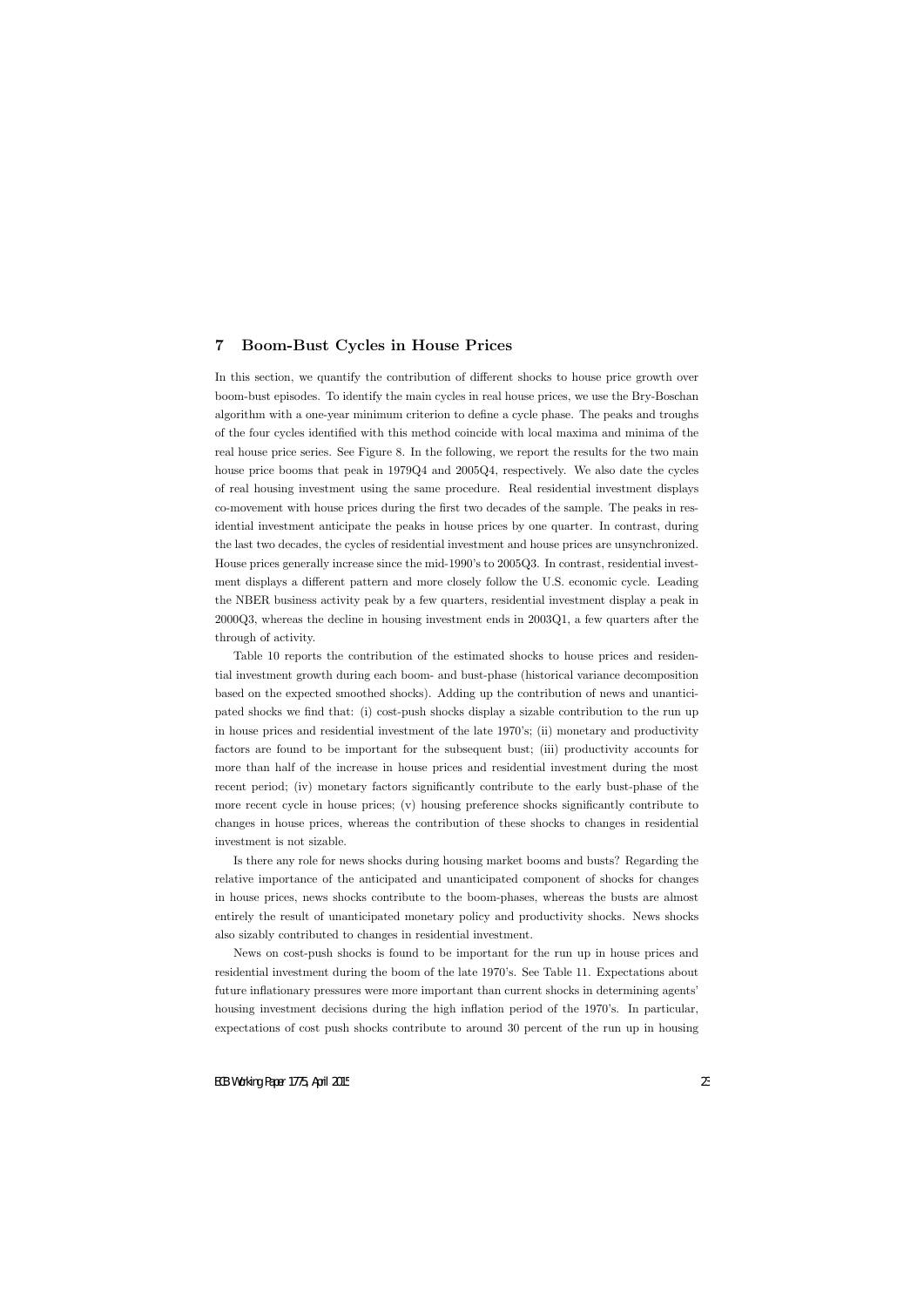## 7 Boom-Bust Cycles in House Prices

In this section, we quantify the contribution of different shocks to house price growth over boom-bust episodes. To identify the main cycles in real house prices, we use the Bry-Boschan algorithm with a one-year minimum criterion to define a cycle phase. The peaks and troughs of the four cycles identified with this method coincide with local maxima and minima of the real house price series. See Figure 8. In the following, we report the results for the two main house price booms that peak in 1979Q4 and 2005Q4, respectively. We also date the cycles of real housing investment using the same procedure. Real residential investment displays co-movement with house prices during the first two decades of the sample. The peaks in residential investment anticipate the peaks in house prices by one quarter. In contrast, during the last two decades, the cycles of residential investment and house prices are unsynchronized. House prices generally increase since the mid-1990's to 2005Q3. In contrast, residential investment displays a different pattern and more closely follow the U.S. economic cycle. Leading the NBER business activity peak by a few quarters, residential investment display a peak in 2000Q3, whereas the decline in housing investment ends in 2003Q1, a few quarters after the through of activity.

Table 10 reports the contribution of the estimated shocks to house prices and residential investment growth during each boom- and bust-phase (historical variance decomposition based on the expected smoothed shocks). Adding up the contribution of news and unanticipated shocks we find that: (i) cost-push shocks display a sizable contribution to the run up in house prices and residential investment of the late 1970's; (ii) monetary and productivity factors are found to be important for the subsequent bust; (iii) productivity accounts for more than half of the increase in house prices and residential investment during the most recent period; (iv) monetary factors significantly contribute to the early bust-phase of the more recent cycle in house prices; (v) housing preference shocks significantly contribute to changes in house prices, whereas the contribution of these shocks to changes in residential investment is not sizable.

Is there any role for news shocks during housing market booms and busts? Regarding the relative importance of the anticipated and unanticipated component of shocks for changes in house prices, news shocks contribute to the boom-phases, whereas the busts are almost entirely the result of unanticipated monetary policy and productivity shocks. News shocks also sizably contributed to changes in residential investment.

News on cost-push shocks is found to be important for the run up in house prices and residential investment during the boom of the late 1970's. See Table 11. Expectations about future inflationary pressures were more important than current shocks in determining agents' housing investment decisions during the high inflation period of the 1970's. In particular, expectations of cost push shocks contribute to around 30 percent of the run up in housing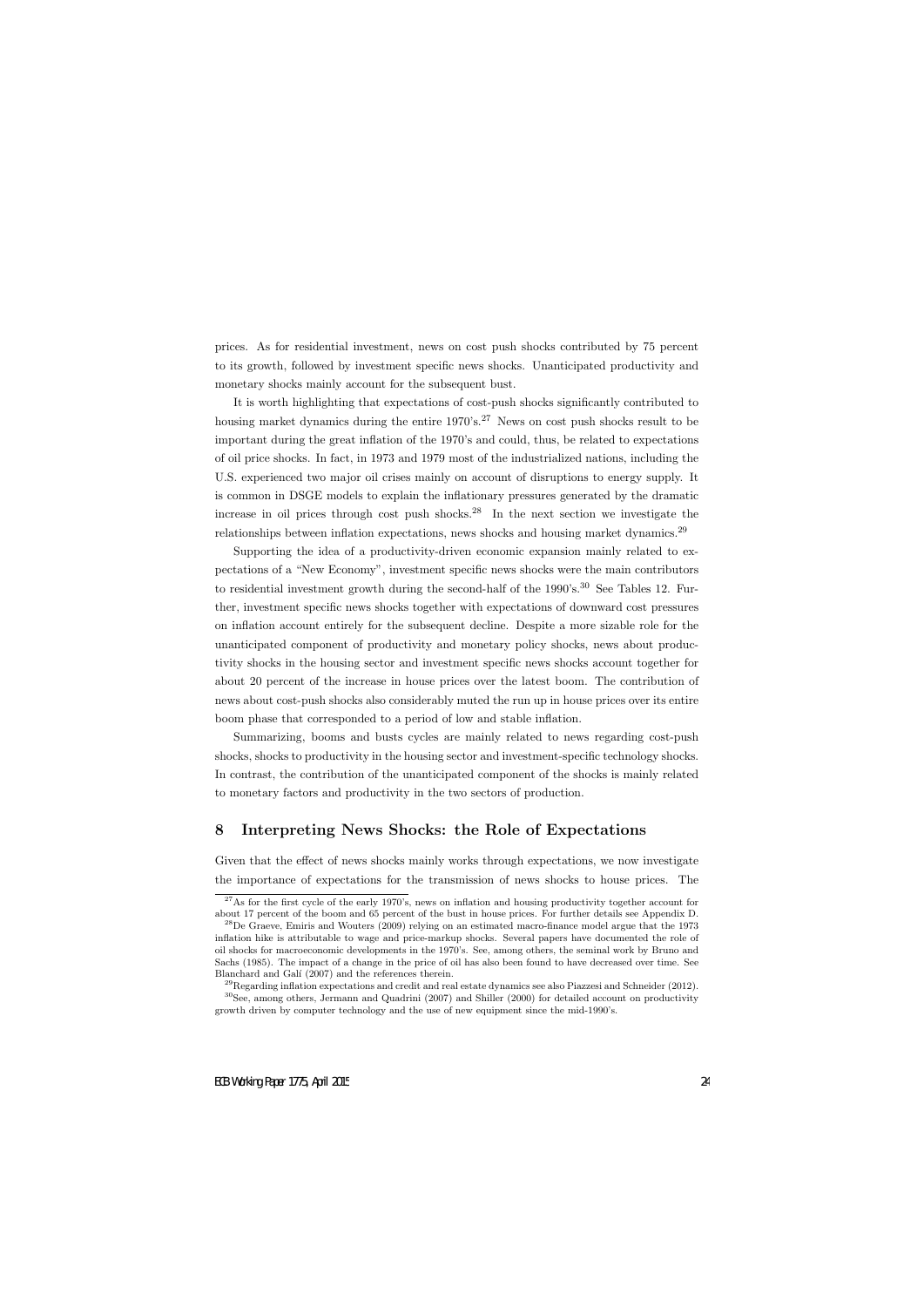prices. As for residential investment, news on cost push shocks contributed by 75 percent to its growth, followed by investment specific news shocks. Unanticipated productivity and monetary shocks mainly account for the subsequent bust.

It is worth highlighting that expectations of cost-push shocks significantly contributed to housing market dynamics during the entire 1970's.[27] News on cost push shocks result to be important during the great inflation of the 1970's and could, thus, be related to expectations of oil price shocks. In fact, in 1973 and 1979 most of the industrialized nations, including the U.S. experienced two major oil crises mainly on account of disruptions to energy supply. It is common in DSGE models to explain the inflationary pressures generated by the dramatic increase in oil prices through cost push shocks.[28] In the next section we investigate the relationships between inflation expectations, news shocks and housing market dynamics.[29]

Supporting the idea of a productivity-driven economic expansion mainly related to expectations of a "New Economy", investment specific news shocks were the main contributors to residential investment growth during the second-half of the 1990's.[30] See Tables 12. Further, investment specific news shocks together with expectations of downward cost pressures on inflation account entirely for the subsequent decline. Despite a more sizable role for the unanticipated component of productivity and monetary policy shocks, news about productivity shocks in the housing sector and investment specific news shocks account together for about 20 percent of the increase in house prices over the latest boom. The contribution of news about cost-push shocks also considerably muted the run up in house prices over its entire boom phase that corresponded to a period of low and stable inflation.

Summarizing, booms and busts cycles are mainly related to news regarding cost-push shocks, shocks to productivity in the housing sector and investment-specific technology shocks. In contrast, the contribution of the unanticipated component of the shocks is mainly related to monetary factors and productivity in the two sectors of production.

## 8 Interpreting News Shocks: the Role of Expectations

Given that the effect of news shocks mainly works through expectations, we now investigate the importance of expectations for the transmission of news shocks to house prices. The

---

[27] As for the first cycle of the early 1970's, news on inflation and housing productivity together account for about 17 percent of the boom and 65 percent of the bust in house prices. For further details see Appendix D.

[28] De Graeve, Emiris and Wouters (2009) relying on an estimated macro-finance model argue that the 1973 inflation hike is attributable to wage and price-markup shocks. Several papers have documented the role of oil shocks for macroeconomic developments in the 1970's. See, among others, the seminal work by Bruno and Sachs (1985). The impact of a change in the price of oil has also been found to have decreased over time. See Blanchard and Galí (2007) and the references therein.

[29] Regarding inflation expectations and credit and real estate dynamics see also Piazzesi and Schneider (2012).

[30] See, among others, Jermann and Quadrini (2007) and Shiller (2000) for detailed account on productivity growth driven by computer technology and the use of new equipment since the mid-1990's.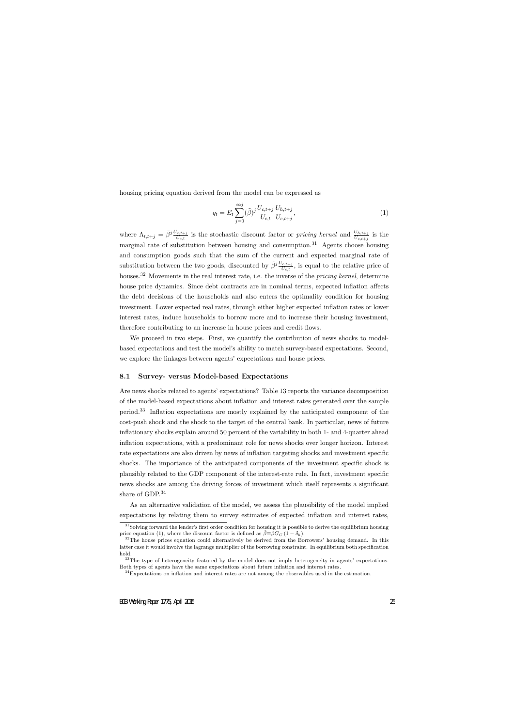housing pricing equation derived from the model can be expressed as

$$q_t = E_t \sum_{j=0}^{\infty j} (\bar{\beta})^j \frac{U_{c,t+j}}{U_{c,t}} \frac{U_{h,t+j}}{U_{c,t+j}}, \tag{1}$$

where $\Lambda_{t,t+j} = \bar{\beta}^j \frac{U_{c,t+j}}{U_{c,t}}$ is the stochastic discount factor or *pricing kernel* and $\frac{U_{h,t+j}}{U_{c,t+j}}$ is the marginal rate of substitution between housing and consumption.[31] Agents choose housing and consumption goods such that the sum of the current and expected marginal rate of substitution between the two goods, discounted by $\bar{\beta}^j \frac{U_{c,t+j}}{U_{c,t}}$, is equal to the relative price of houses.[32] Movements in the real interest rate, i.e. the inverse of the *pricing kernel*, determine house price dynamics. Since debt contracts are in nominal terms, expected inflation affects the debt decisions of the households and also enters the optimality condition for housing investment. Lower expected real rates, through either higher expected inflation rates or lower interest rates, induce households to borrow more and to increase their housing investment, therefore contributing to an increase in house prices and credit flows.

We proceed in two steps. First, we quantify the contribution of news shocks to model-based expectations and test the model's ability to match survey-based expectations. Second, we explore the linkages between agents' expectations and house prices.

### 8.1 Survey- versus Model-based Expectations

Are news shocks related to agents' expectations? Table 13 reports the variance decomposition of the model-based expectations about inflation and interest rates generated over the sample period.[33] Inflation expectations are mostly explained by the anticipated component of the cost-push shock and the shock to the target of the central bank. In particular, news of future inflationary shocks explain around 50 percent of the variability in both 1- and 4-quarter ahead inflation expectations, with a predominant role for news shocks over longer horizon. Interest rate expectations are also driven by news of inflation targeting shocks and investment specific shocks. The importance of the anticipated components of the investment specific shock is plausibly related to the GDP component of the interest-rate rule. In fact, investment specific news shocks are among the driving forces of investment which itself represents a significant share of GDP.[34]

As an alternative validation of the model, we assess the plausibility of the model implied expectations by relating them to survey estimates of expected inflation and interest rates,

[31] Solving forward the lender's first order condition for housing it is possible to derive the equilibrium housing price equation (1), where the discount factor is defined as $\bar{\beta} \equiv \beta G_C (1 - \delta_h)$.

[32] The house prices equation could alternatively be derived from the Borrowers' housing demand. In this latter case it would involve the lagrange multiplier of the borrowing constraint. In equilibrium both specification hold.

[33] The type of heterogeneity featured by the model does not imply heterogeneity in agents' expectations. Both types of agents have the same expectations about future inflation and interest rates.

[34] Expectations on inflation and interest rates are not among the observables used in the estimation.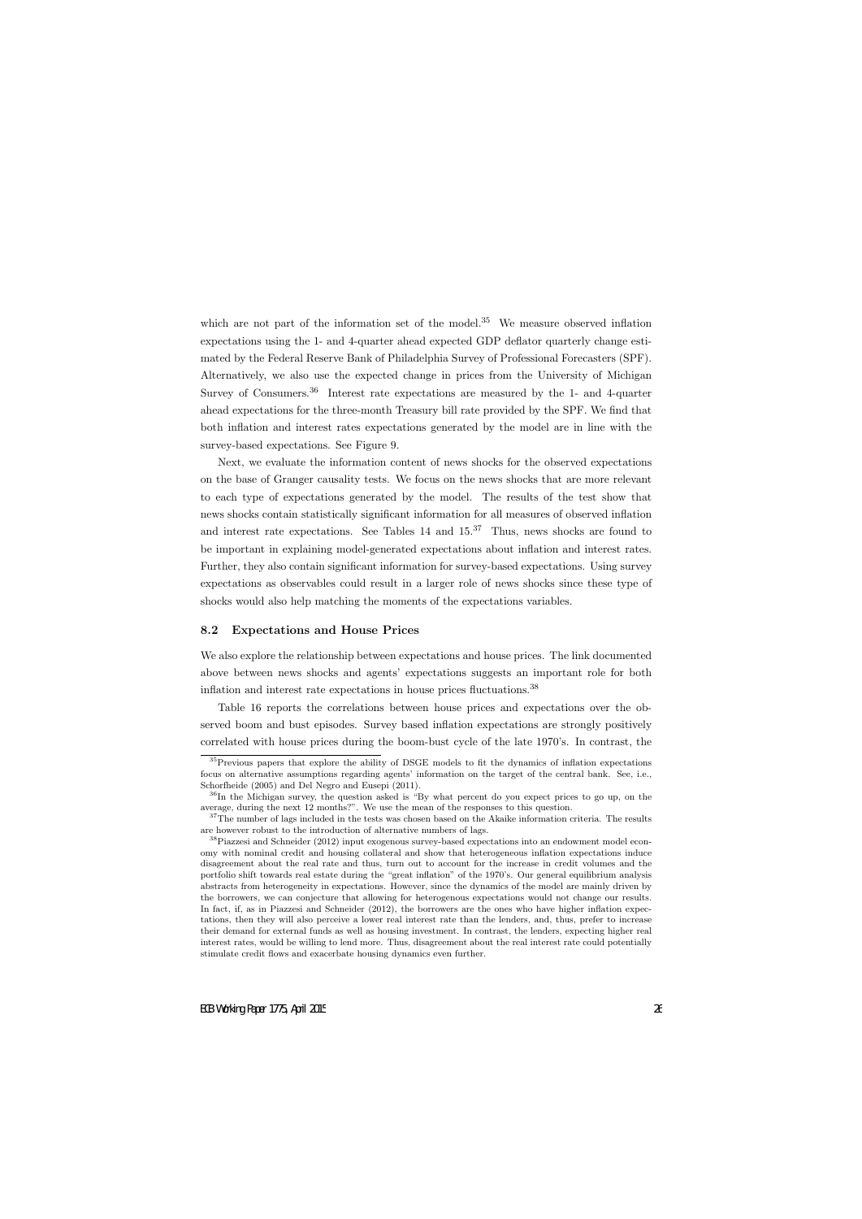which are not part of the information set of the model.[35] We measure observed inflation expectations using the 1- and 4-quarter ahead expected GDP deflator quarterly change estimated by the Federal Reserve Bank of Philadelphia Survey of Professional Forecasters (SPF). Alternatively, we also use the expected change in prices from the University of Michigan Survey of Consumers.[36] Interest rate expectations are measured by the 1- and 4-quarter ahead expectations for the three-month Treasury bill rate provided by the SPF. We find that both inflation and interest rates expectations generated by the model are in line with the survey-based expectations. See Figure 9.

Next, we evaluate the information content of news shocks for the observed expectations on the base of Granger causality tests. We focus on the news shocks that are more relevant to each type of expectations generated by the model. The results of the test show that news shocks contain statistically significant information for all measures of observed inflation and interest rate expectations. See Tables 14 and 15.[37] Thus, news shocks are found to be important in explaining model-generated expectations about inflation and interest rates. Further, they also contain significant information for survey-based expectations. Using survey expectations as observables could result in a larger role of news shocks since these type of shocks would also help matching the moments of the expectations variables.

### 8.2 Expectations and House Prices

We also explore the relationship between expectations and house prices. The link documented above between news shocks and agents' expectations suggests an important role for both inflation and interest rate expectations in house prices fluctuations.[38]

Table 16 reports the correlations between house prices and expectations over the observed boom and bust episodes. Survey based inflation expectations are strongly positively correlated with house prices during the boom-bust cycle of the late 1970's. In contrast, the

---

[35] Previous papers that explore the ability of DSGE models to fit the dynamics of inflation expectations focus on alternative assumptions regarding agents' information on the target of the central bank. See, i.e., Schorfheide (2005) and Del Negro and Eusepi (2011).

[36] In the Michigan survey, the question asked is "By what percent do you expect prices to go up, on the average, during the next 12 months?". We use the mean of the responses to this question.

[37] The number of lags included in the tests was chosen based on the Akaike information criteria. The results are however robust to the introduction of alternative numbers of lags.

[38] Piazzesi and Schneider (2012) input exogenous survey-based expectations into an endowment model economy with nominal credit and housing collateral and show that heterogeneous inflation expectations induce disagreement about the real rate and thus, turn out to account for the increase in credit volumes and the portfolio shift towards real estate during the "great inflation" of the 1970's. Our general equilibrium analysis abstracts from heterogeneity in expectations. However, since the dynamics of the model are mainly driven by the borrowers, we can conjecture that allowing for heterogenous expectations would not change our results. In fact, if, as in Piazzesi and Schneider (2012), the borrowers are the ones who have higher inflation expectations, then they will also perceive a lower real interest rate than the lenders, and, thus, prefer to increase their demand for external funds as well as housing investment. In contrast, the lenders, expecting higher real interest rates, would be willing to lend more. Thus, disagreement about the real interest rate could potentially stimulate credit flows and exacerbate housing dynamics even further.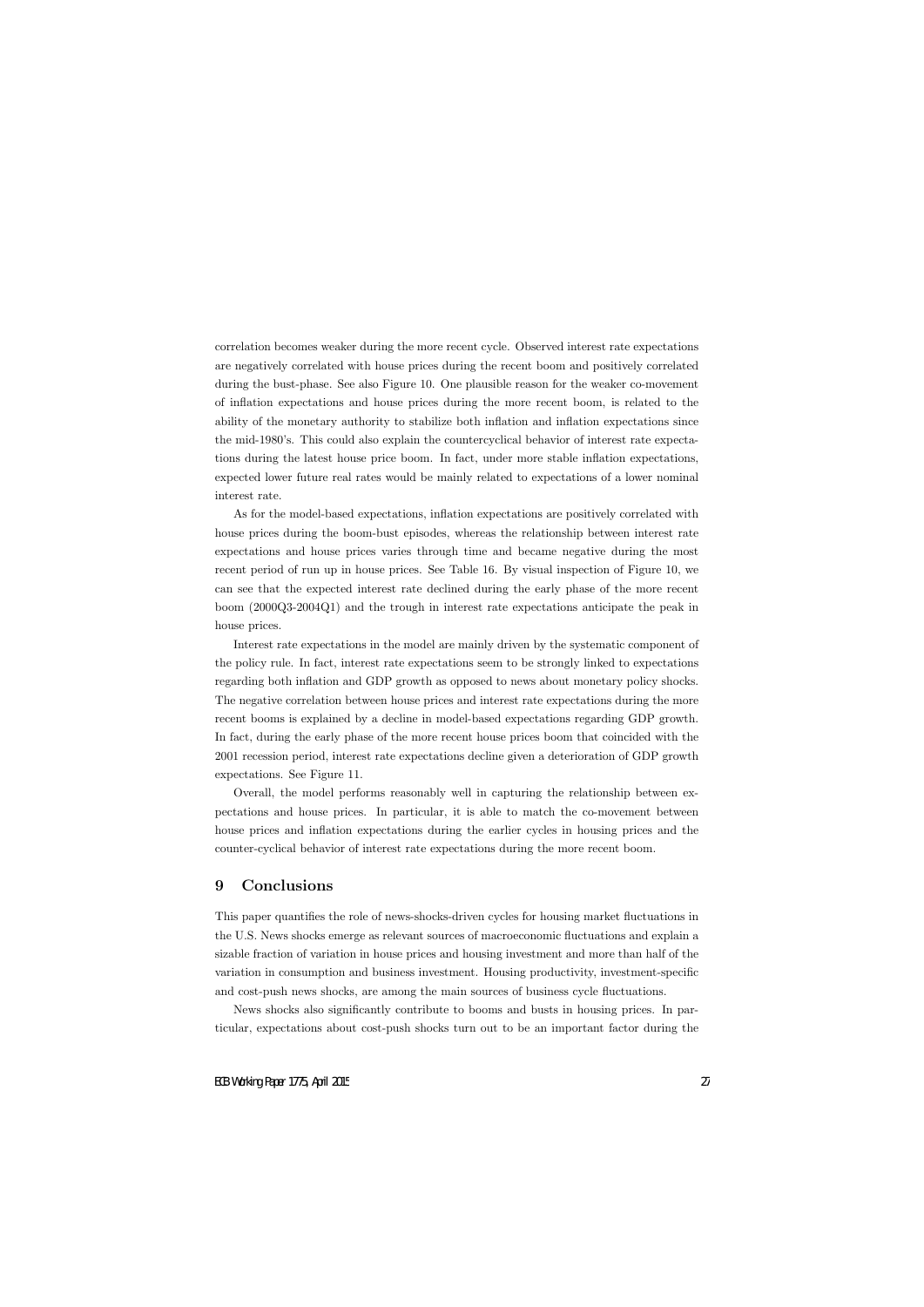correlation becomes weaker during the more recent cycle. Observed interest rate expectations are negatively correlated with house prices during the recent boom and positively correlated during the bust-phase. See also Figure 10. One plausible reason for the weaker co-movement of inflation expectations and house prices during the more recent boom, is related to the ability of the monetary authority to stabilize both inflation and inflation expectations since the mid-1980's. This could also explain the countercyclical behavior of interest rate expectations during the latest house price boom. In fact, under more stable inflation expectations, expected lower future real rates would be mainly related to expectations of a lower nominal interest rate.

As for the model-based expectations, inflation expectations are positively correlated with house prices during the boom-bust episodes, whereas the relationship between interest rate expectations and house prices varies through time and became negative during the most recent period of run up in house prices. See Table 16. By visual inspection of Figure 10, we can see that the expected interest rate declined during the early phase of the more recent boom (2000Q3-2004Q1) and the trough in interest rate expectations anticipate the peak in house prices.

Interest rate expectations in the model are mainly driven by the systematic component of the policy rule. In fact, interest rate expectations seem to be strongly linked to expectations regarding both inflation and GDP growth as opposed to news about monetary policy shocks. The negative correlation between house prices and interest rate expectations during the more recent booms is explained by a decline in model-based expectations regarding GDP growth. In fact, during the early phase of the more recent house prices boom that coincided with the 2001 recession period, interest rate expectations decline given a deterioration of GDP growth expectations. See Figure 11.

Overall, the model performs reasonably well in capturing the relationship between expectations and house prices. In particular, it is able to match the co-movement between house prices and inflation expectations during the earlier cycles in housing prices and the counter-cyclical behavior of interest rate expectations during the more recent boom.

## 9 Conclusions

This paper quantifies the role of news-shocks-driven cycles for housing market fluctuations in the U.S. News shocks emerge as relevant sources of macroeconomic fluctuations and explain a sizable fraction of variation in house prices and housing investment and more than half of the variation in consumption and business investment. Housing productivity, investment-specific and cost-push news shocks, are among the main sources of business cycle fluctuations.

News shocks also significantly contribute to booms and busts in housing prices. In particular, expectations about cost-push shocks turn out to be an important factor during the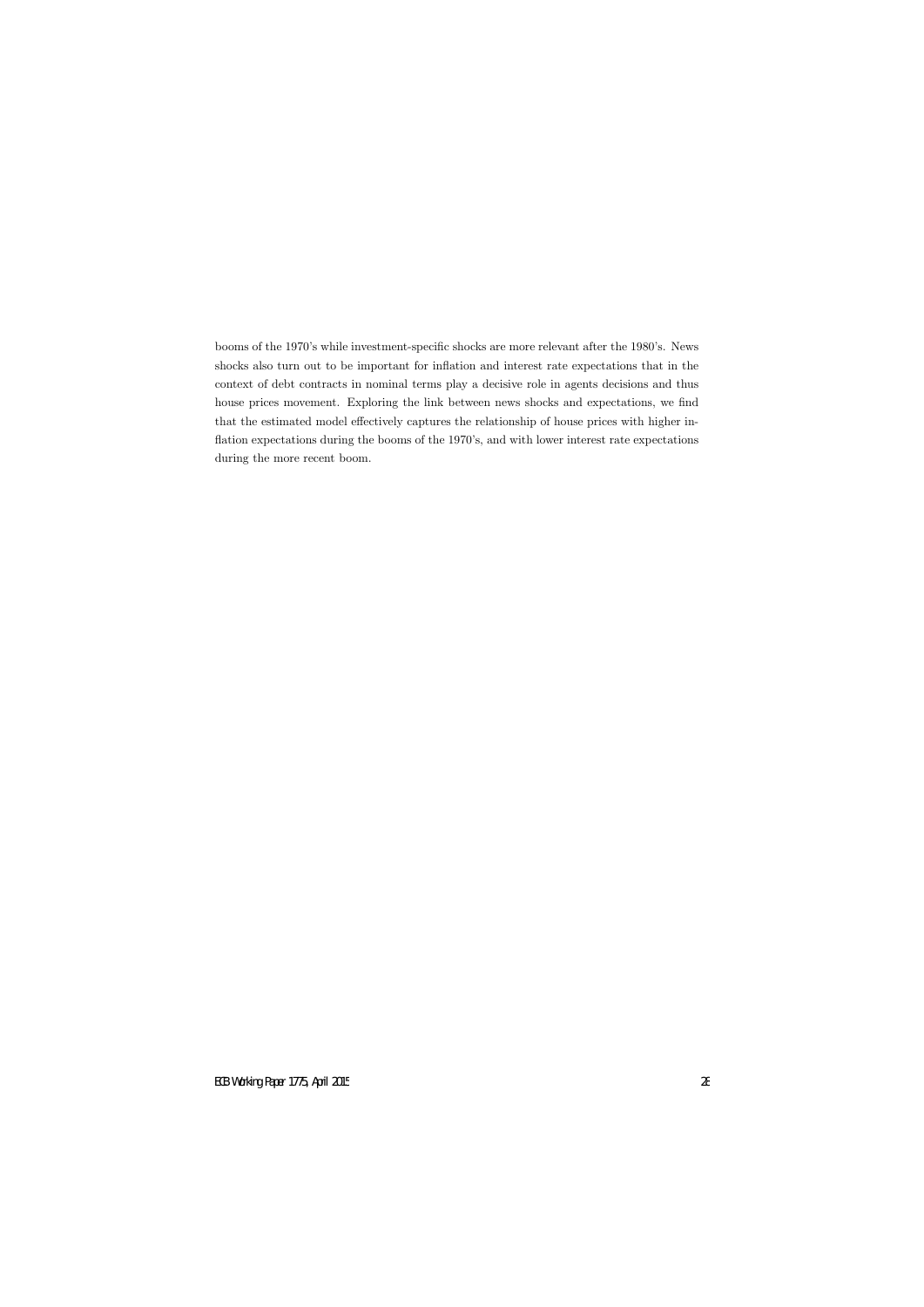booms of the 1970's while investment-specific shocks are more relevant after the 1980's. News shocks also turn out to be important for inflation and interest rate expectations that in the context of debt contracts in nominal terms play a decisive role in agents decisions and thus house prices movement. Exploring the link between news shocks and expectations, we find that the estimated model effectively captures the relationship of house prices with higher inflation expectations during the booms of the 1970's, and with lower interest rate expectations during the more recent boom.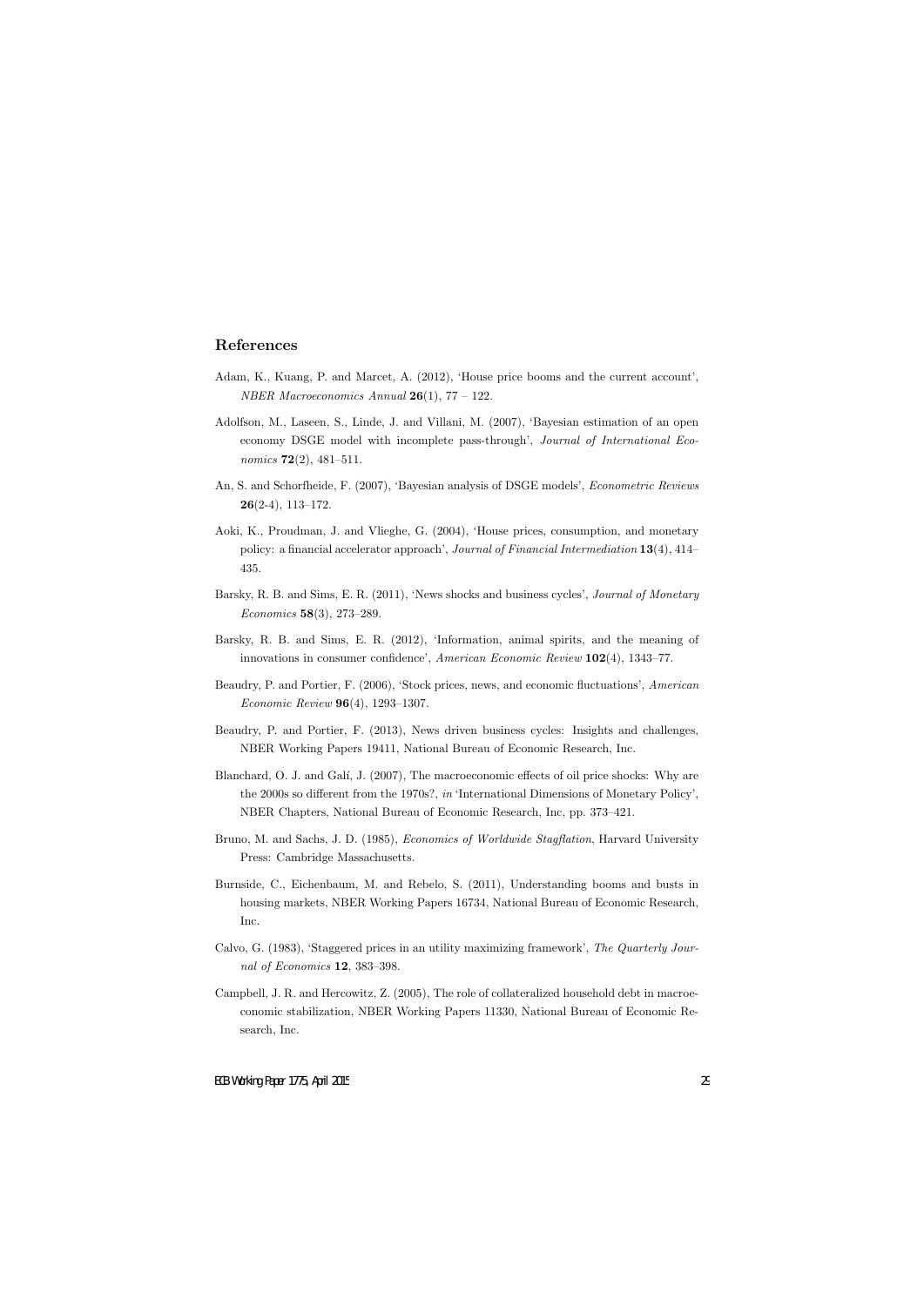## References

Adam, K., Kuang, P. and Marcet, A. (2012), 'House price booms and the current account', *NBER Macroeconomics Annual* **26**(1), 77 – 122.

Adolfson, M., Laseen, S., Linde, J. and Villani, M. (2007), 'Bayesian estimation of an open economy DSGE model with incomplete pass-through', *Journal of International Economics* **72**(2), 481–511.

An, S. and Schorfheide, F. (2007), 'Bayesian analysis of DSGE models', *Econometric Reviews* **26**(2-4), 113–172.

Aoki, K., Proudman, J. and Vlieghe, G. (2004), 'House prices, consumption, and monetary policy: a financial accelerator approach', *Journal of Financial Intermediation* **13**(4), 414–435.

Barsky, R. B. and Sims, E. R. (2011), 'News shocks and business cycles', *Journal of Monetary Economics* **58**(3), 273–289.

Barsky, R. B. and Sims, E. R. (2012), 'Information, animal spirits, and the meaning of innovations in consumer confidence', *American Economic Review* **102**(4), 1343–77.

Beaudry, P. and Portier, F. (2006), 'Stock prices, news, and economic fluctuations', *American Economic Review* **96**(4), 1293–1307.

Beaudry, P. and Portier, F. (2013), News driven business cycles: Insights and challenges, NBER Working Papers 19411, National Bureau of Economic Research, Inc.

Blanchard, O. J. and Galí, J. (2007), The macroeconomic effects of oil price shocks: Why are the 2000s so different from the 1970s?, *in* 'International Dimensions of Monetary Policy', NBER Chapters, National Bureau of Economic Research, Inc, pp. 373–421.

Bruno, M. and Sachs, J. D. (1985), *Economics of Worldwide Stagflation*, Harvard University Press: Cambridge Massachusetts.

Burnside, C., Eichenbaum, M. and Rebelo, S. (2011), Understanding booms and busts in housing markets, NBER Working Papers 16734, National Bureau of Economic Research, Inc.

Calvo, G. (1983), 'Staggered prices in an utility maximizing framework', *The Quarterly Journal of Economics* **12**, 383–398.

Campbell, J. R. and Hercowitz, Z. (2005), The role of collateralized household debt in macroeconomic stabilization, NBER Working Papers 11330, National Bureau of Economic Research, Inc.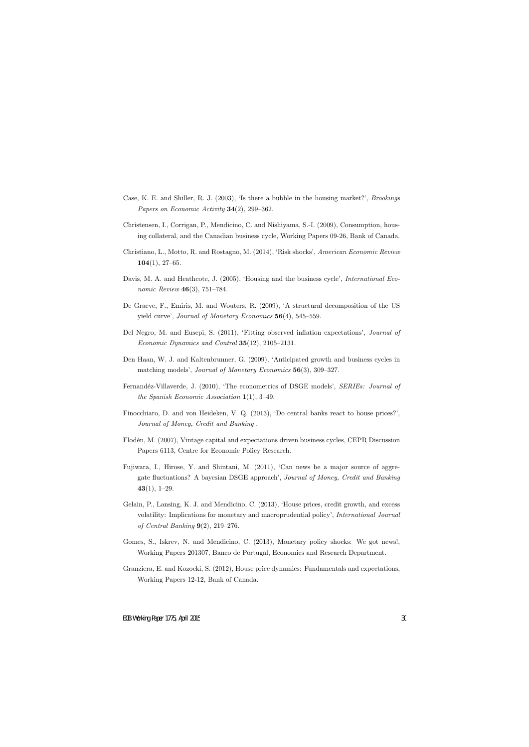Case, K. E. and Shiller, R. J. (2003), 'Is there a bubble in the housing market?', *Brookings Papers on Economic Activity* **34**(2), 299–362.

Christensen, I., Corrigan, P., Mendicino, C. and Nishiyama, S.-I. (2009), Consumption, housing collateral, and the Canadian business cycle, Working Papers 09-26, Bank of Canada.

Christiano, L., Motto, R. and Rostagno, M. (2014), 'Risk shocks', *American Economic Review* **104**(1), 27–65.

Davis, M. A. and Heathcote, J. (2005), 'Housing and the business cycle', *International Economic Review* **46**(3), 751–784.

De Graeve, F., Emiris, M. and Wouters, R. (2009), 'A structural decomposition of the US yield curve', *Journal of Monetary Economics* **56**(4), 545–559.

Del Negro, M. and Eusepi, S. (2011), 'Fitting observed inflation expectations', *Journal of Economic Dynamics and Control* **35**(12), 2105–2131.

Den Haan, W. J. and Kaltenbrunner, G. (2009), 'Anticipated growth and business cycles in matching models', *Journal of Monetary Economics* **56**(3), 309–327.

Fernandéz-Villaverde, J. (2010), 'The econometrics of DSGE models', *SERIEs: Journal of the Spanish Economic Association* **1**(1), 3–49.

Finocchiaro, D. and von Heideken, V. Q. (2013), 'Do central banks react to house prices?', *Journal of Money, Credit and Banking* .

Flodén, M. (2007), Vintage capital and expectations driven business cycles, CEPR Discussion Papers 6113, Centre for Economic Policy Research.

Fujiwara, I., Hirose, Y. and Shintani, M. (2011), 'Can news be a major source of aggregate fluctuations? A bayesian DSGE approach', *Journal of Money, Credit and Banking* **43**(1), 1–29.

Gelain, P., Lansing, K. J. and Mendicino, C. (2013), 'House prices, credit growth, and excess volatility: Implications for monetary and macroprudential policy', *International Journal of Central Banking* **9**(2), 219–276.

Gomes, S., Iskrev, N. and Mendicino, C. (2013), Monetary policy shocks: We got news!, Working Papers 201307, Banco de Portugal, Economics and Research Department.

Granziera, E. and Kozocki, S. (2012), House price dynamics: Fundamentals and expectations, Working Papers 12-12, Bank of Canada.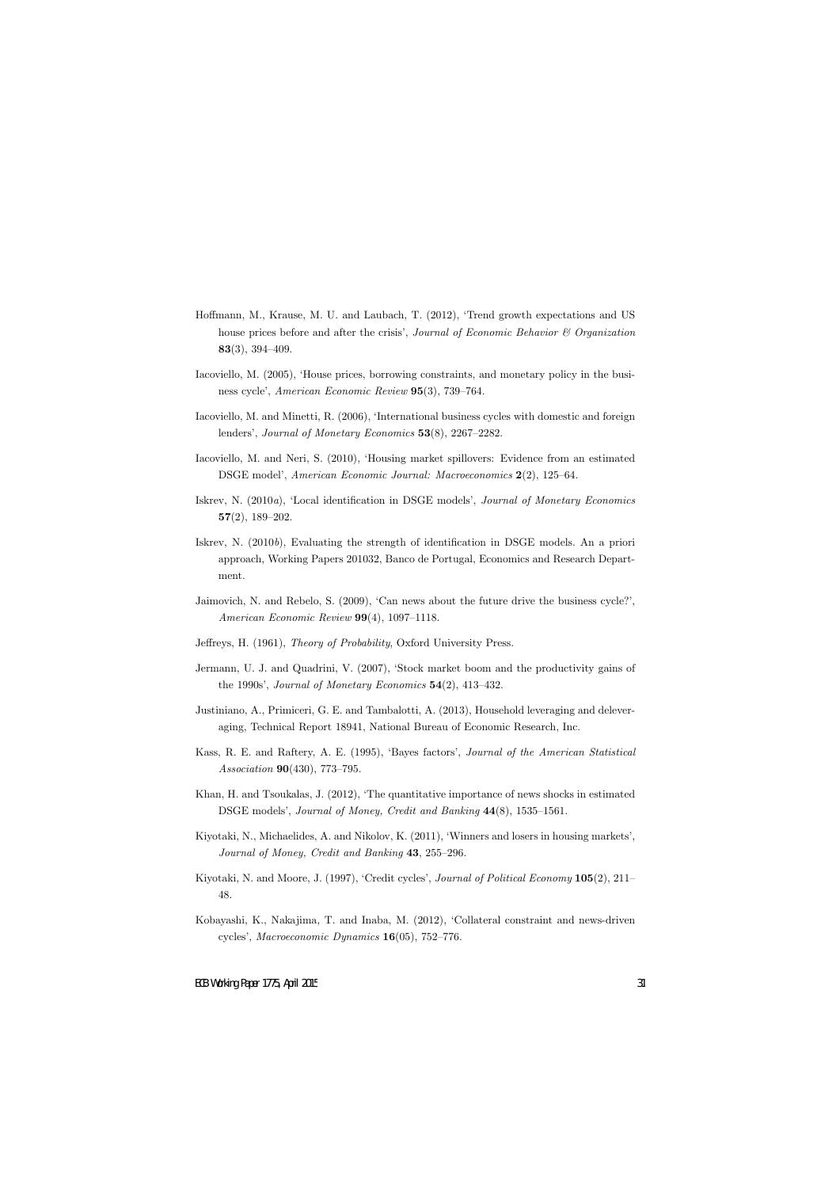Hoffmann, M., Krause, M. U. and Laubach, T. (2012), 'Trend growth expectations and US house prices before and after the crisis', *Journal of Economic Behavior & Organization* **83**(3), 394–409.

Iacoviello, M. (2005), 'House prices, borrowing constraints, and monetary policy in the business cycle', *American Economic Review* **95**(3), 739–764.

Iacoviello, M. and Minetti, R. (2006), 'International business cycles with domestic and foreign lenders', *Journal of Monetary Economics* **53**(8), 2267–2282.

Iacoviello, M. and Neri, S. (2010), 'Housing market spillovers: Evidence from an estimated DSGE model', *American Economic Journal: Macroeconomics* **2**(2), 125–64.

Iskrev, N. (2010*a*), 'Local identification in DSGE models', *Journal of Monetary Economics* **57**(2), 189–202.

Iskrev, N. (2010*b*), Evaluating the strength of identification in DSGE models. An a priori approach, Working Papers 201032, Banco de Portugal, Economics and Research Department.

Jaimovich, N. and Rebelo, S. (2009), 'Can news about the future drive the business cycle?', *American Economic Review* **99**(4), 1097–1118.

Jeffreys, H. (1961), *Theory of Probability*, Oxford University Press.

Jermann, U. J. and Quadrini, V. (2007), 'Stock market boom and the productivity gains of the 1990s', *Journal of Monetary Economics* **54**(2), 413–432.

Justiniano, A., Primiceri, G. E. and Tambalotti, A. (2013), Household leveraging and deleveraging, Technical Report 18941, National Bureau of Economic Research, Inc.

Kass, R. E. and Raftery, A. E. (1995), 'Bayes factors', *Journal of the American Statistical Association* **90**(430), 773–795.

Khan, H. and Tsoukalas, J. (2012), 'The quantitative importance of news shocks in estimated DSGE models', *Journal of Money, Credit and Banking* **44**(8), 1535–1561.

Kiyotaki, N., Michaelides, A. and Nikolov, K. (2011), 'Winners and losers in housing markets', *Journal of Money, Credit and Banking* **43**, 255–296.

Kiyotaki, N. and Moore, J. (1997), 'Credit cycles', *Journal of Political Economy* **105**(2), 211–48.

Kobayashi, K., Nakajima, T. and Inaba, M. (2012), 'Collateral constraint and news-driven cycles', *Macroeconomic Dynamics* **16**(05), 752–776.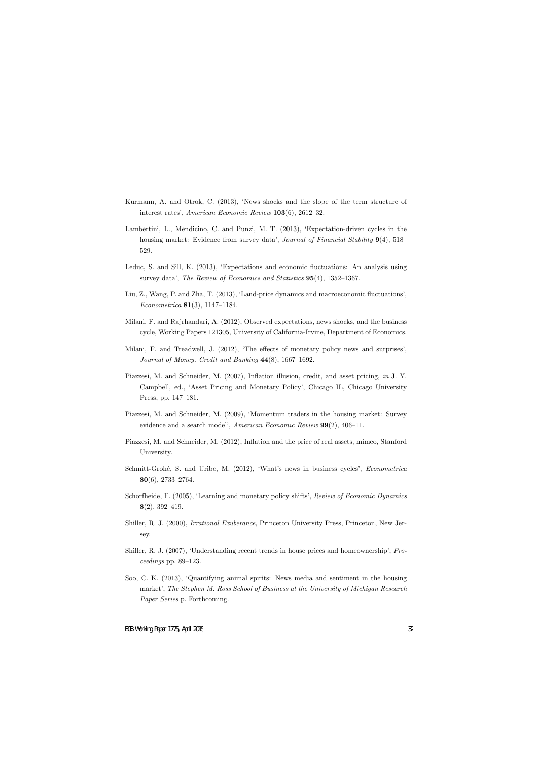Kurmann, A. and Otrok, C. (2013), 'News shocks and the slope of the term structure of interest rates', *American Economic Review* **103**(6), 2612–32.

Lambertini, L., Mendicino, C. and Punzi, M. T. (2013), 'Expectation-driven cycles in the housing market: Evidence from survey data', *Journal of Financial Stability* **9**(4), 518–529.

Leduc, S. and Sill, K. (2013), 'Expectations and economic fluctuations: An analysis using survey data', *The Review of Economics and Statistics* **95**(4), 1352–1367.

Liu, Z., Wang, P. and Zha, T. (2013), 'Land-price dynamics and macroeconomic fluctuations', *Econometrica* **81**(3), 1147–1184.

Milani, F. and Rajrhandari, A. (2012), Observed expectations, news shocks, and the business cycle, Working Papers 121305, University of California-Irvine, Department of Economics.

Milani, F. and Treadwell, J. (2012), 'The effects of monetary policy news and surprises', *Journal of Money, Credit and Banking* **44**(8), 1667–1692.

Piazzesi, M. and Schneider, M. (2007), Inflation illusion, credit, and asset pricing, *in* J. Y. Campbell, ed., 'Asset Pricing and Monetary Policy', Chicago IL, Chicago University Press, pp. 147–181.

Piazzesi, M. and Schneider, M. (2009), 'Momentum traders in the housing market: Survey evidence and a search model', *American Economic Review* **99**(2), 406–11.

Piazzesi, M. and Schneider, M. (2012), Inflation and the price of real assets, mimeo, Stanford University.

Schmitt-Grohé, S. and Uribe, M. (2012), 'What's news in business cycles', *Econometrica* **80**(6), 2733–2764.

Schorfheide, F. (2005), 'Learning and monetary policy shifts', *Review of Economic Dynamics* **8**(2), 392–419.

Shiller, R. J. (2000), *Irrational Exuberance*, Princeton University Press, Princeton, New Jersey.

Shiller, R. J. (2007), 'Understanding recent trends in house prices and homeownership', *Proceedings* pp. 89–123.

Soo, C. K. (2013), 'Quantifying animal spirits: News media and sentiment in the housing market', *The Stephen M. Ross School of Business at the University of Michigan Research Paper Series* p. Forthcoming.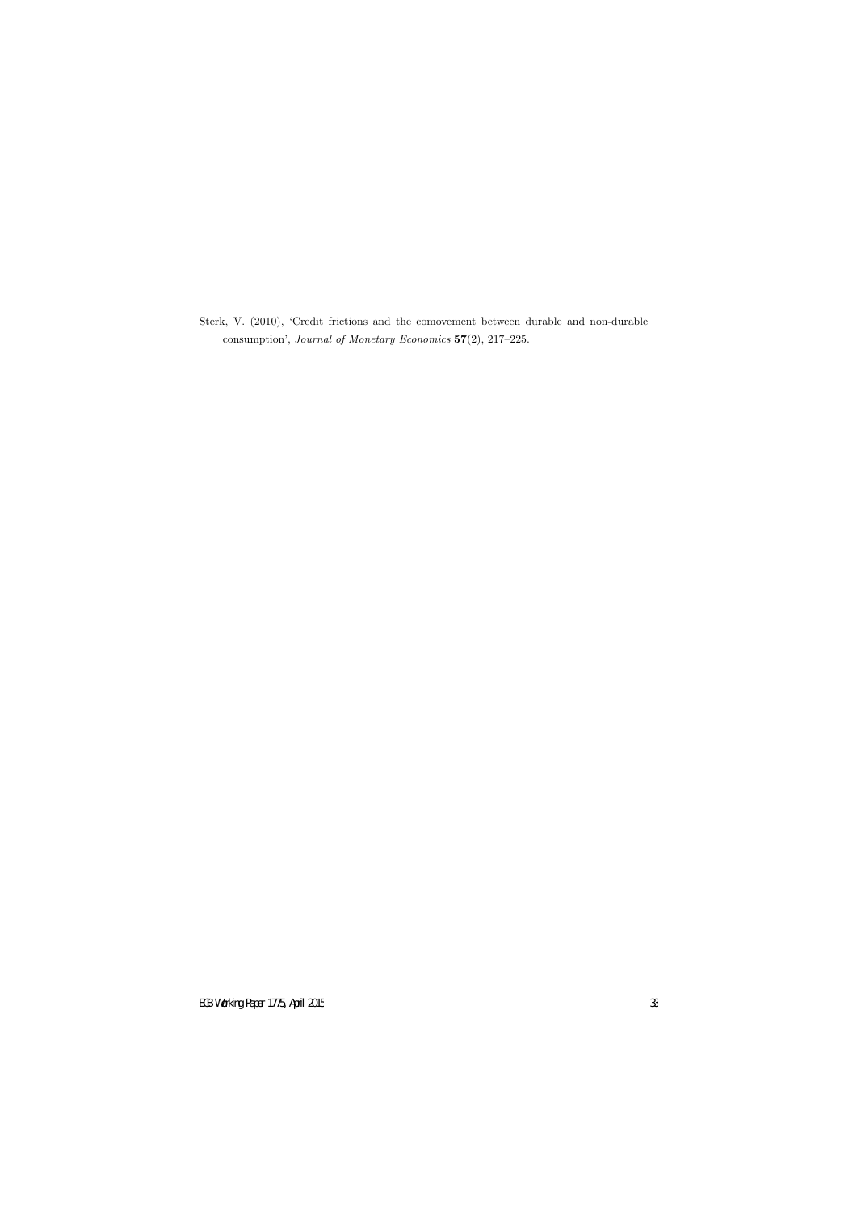Sterk, V. (2010), 'Credit frictions and the comovement between durable and non-durable consumption', *Journal of Monetary Economics* **57**(2), 217–225.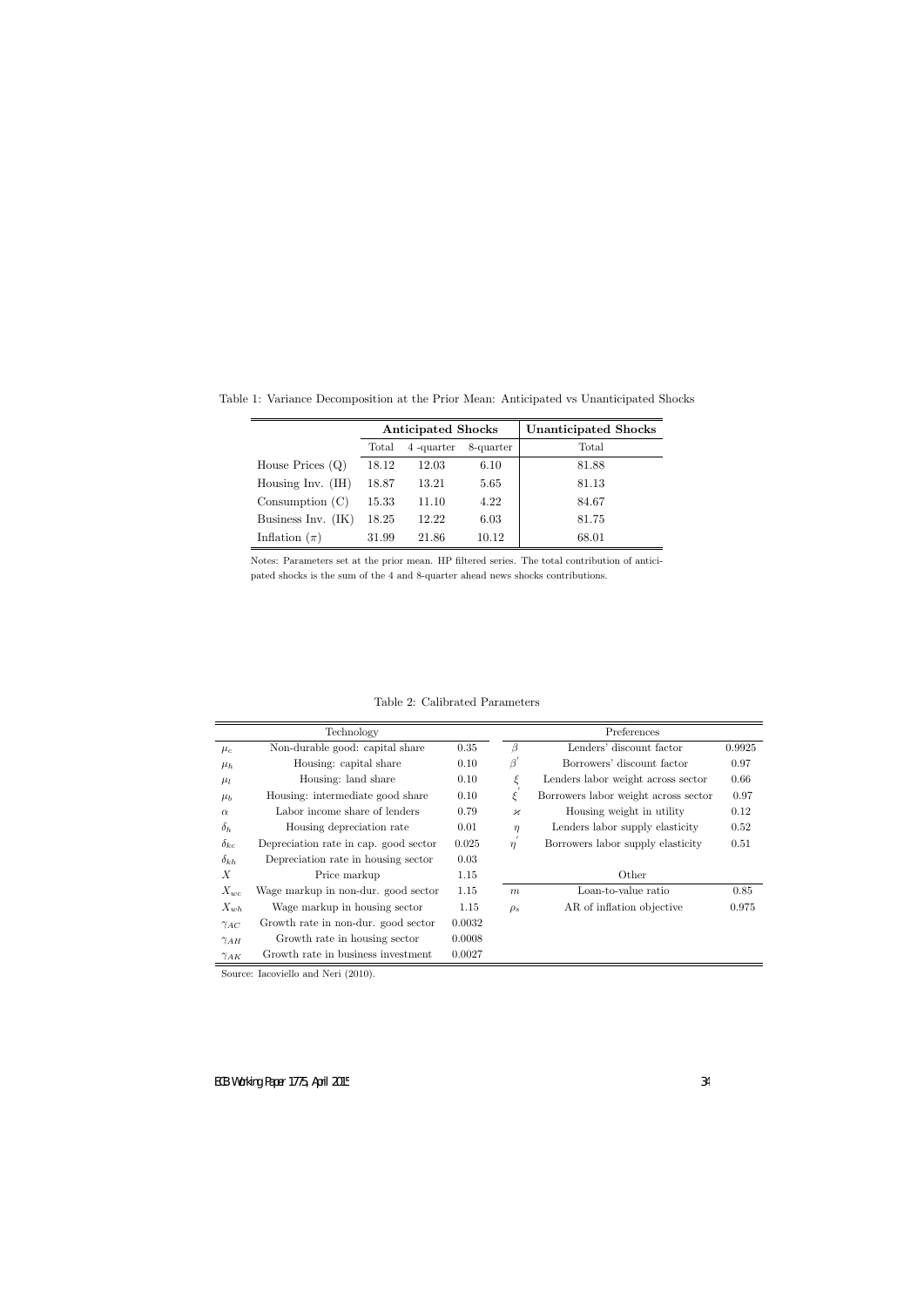Table 1: Variance Decomposition at the Prior Mean: Anticipated vs Unanticipated Shocks

| | **Anticipated Shocks** | | | **Unanticipated Shocks** |
|---|---|---|---|---|
| | Total | 4 -quarter | 8-quarter | Total |
| House Prices (Q) | 18.12 | 12.03 | 6.10 | 81.88 |
| Housing Inv. (IH) | 18.87 | 13.21 | 5.65 | 81.13 |
| Consumption (C) | 15.33 | 11.10 | 4.22 | 84.67 |
| Business Inv. (IK) | 18.25 | 12.22 | 6.03 | 81.75 |
| Inflation ($\pi$) | 31.99 | 21.86 | 10.12 | 68.01 |

Notes: Parameters set at the prior mean. HP filtered series. The total contribution of anticipated shocks is the sum of the 4 and 8-quarter ahead news shocks contributions.

Table 2: Calibrated Parameters

| | Technology | | | Preferences | |
|---|---|---|---|---|---|
| $\mu_c$ | Non-durable good: capital share | 0.35 | $\beta$ | Lenders' discount factor | 0.9925 |
| $\mu_h$ | Housing: capital share | 0.10 | $\beta^{'}$ | Borrowers' discount factor | 0.97 |
| $\mu_l$ | Housing: land share | 0.10 | $\xi$ | Lenders labor weight across sector | 0.66 |
| $\mu_b$ | Housing: intermediate good share | 0.10 | $\xi^{'}$ | Borrowers labor weight across sector | 0.97 |
| $\alpha$ | Labor income share of lenders | 0.79 | $\varkappa$ | Housing weight in utility | 0.12 |
| $\delta_h$ | Housing depreciation rate | 0.01 | $\eta$ | Lenders labor supply elasticity | 0.52 |
| $\delta_{kc}$ | Depreciation rate in cap. good sector | 0.025 | $\eta^{'}$ | Borrowers labor supply elasticity | 0.51 |
| $\delta_{kh}$ | Depreciation rate in housing sector | 0.03 | | | |
| $X$ | Price markup | 1.15 | | Other | |
| $X_{wc}$ | Wage markup in non-dur. good sector | 1.15 | $m$ | Loan-to-value ratio | 0.85 |
| $X_{wh}$ | Wage markup in housing sector | 1.15 | $\rho_s$ | AR of inflation objective | 0.975 |
| $\gamma_{AC}$ | Growth rate in non-dur. good sector | 0.0032 | | | |
| $\gamma_{AH}$ | Growth rate in housing sector | 0.0008 | | | |
| $\gamma_{AK}$ | Growth rate in business investment | 0.0027 | | | |

Source: Iacoviello and Neri (2010).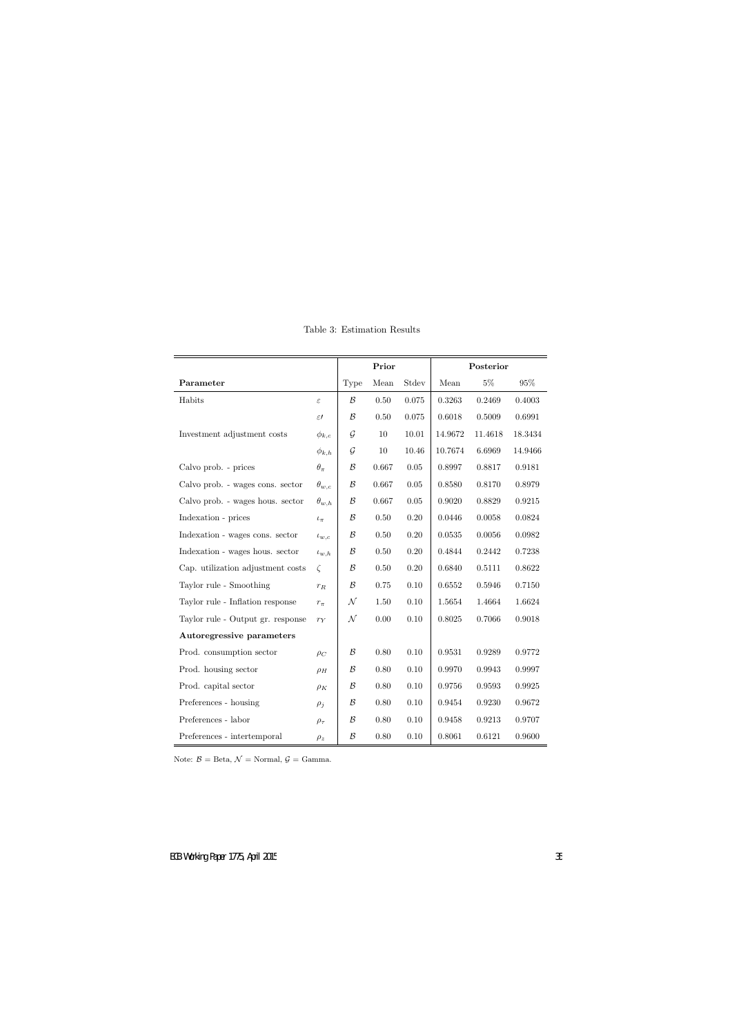Table 3: Estimation Results

| Parameter | | Prior | | | Posterior | | |
|---|---|---|---|---|---|---|---|
| | | Type | Mean | Stdev | Mean | 5% | 95% |
| Habits | $\varepsilon$ | $\mathcal{B}$ | 0.50 | 0.075 | 0.3263 | 0.2469 | 0.4003 |
| | $\varepsilon\prime$ | $\mathcal{B}$ | 0.50 | 0.075 | 0.6018 | 0.5009 | 0.6991 |
| Investment adjustment costs | $\phi_{k,c}$ | $\mathcal{G}$ | 10 | 10.01 | 14.9672 | 11.4618 | 18.3434 |
| | $\phi_{k,h}$ | $\mathcal{G}$ | 10 | 10.46 | 10.7674 | 6.6969 | 14.9466 |
| Calvo prob. - prices | $\theta_{\pi}$ | $\mathcal{B}$ | 0.667 | 0.05 | 0.8997 | 0.8817 | 0.9181 |
| Calvo prob. - wages cons. sector | $\theta_{w,c}$ | $\mathcal{B}$ | 0.667 | 0.05 | 0.8580 | 0.8170 | 0.8979 |
| Calvo prob. - wages hous. sector | $\theta_{w,h}$ | $\mathcal{B}$ | 0.667 | 0.05 | 0.9020 | 0.8829 | 0.9215 |
| Indexation - prices | $\iota_{\pi}$ | $\mathcal{B}$ | 0.50 | 0.20 | 0.0446 | 0.0058 | 0.0824 |
| Indexation - wages cons. sector | $\iota_{w,c}$ | $\mathcal{B}$ | 0.50 | 0.20 | 0.0535 | 0.0056 | 0.0982 |
| Indexation - wages hous. sector | $\iota_{w,h}$ | $\mathcal{B}$ | 0.50 | 0.20 | 0.4844 | 0.2442 | 0.7238 |
| Cap. utilization adjustment costs | $\zeta$ | $\mathcal{B}$ | 0.50 | 0.20 | 0.6840 | 0.5111 | 0.8622 |
| Taylor rule - Smoothing | $r_R$ | $\mathcal{B}$ | 0.75 | 0.10 | 0.6552 | 0.5946 | 0.7150 |
| Taylor rule - Inflation response | $r_{\pi}$ | $\mathcal{N}$ | 1.50 | 0.10 | 1.5654 | 1.4664 | 1.6624 |
| Taylor rule - Output gr. response | $r_Y$ | $\mathcal{N}$ | 0.00 | 0.10 | 0.8025 | 0.7066 | 0.9018 |
| **Autoregressive parameters** | | | | | | | |
| Prod. consumption sector | $\rho_C$ | $\mathcal{B}$ | 0.80 | 0.10 | 0.9531 | 0.9289 | 0.9772 |
| Prod. housing sector | $\rho_H$ | $\mathcal{B}$ | 0.80 | 0.10 | 0.9970 | 0.9943 | 0.9997 |
| Prod. capital sector | $\rho_K$ | $\mathcal{B}$ | 0.80 | 0.10 | 0.9756 | 0.9593 | 0.9925 |
| Preferences - housing | $\rho_j$ | $\mathcal{B}$ | 0.80 | 0.10 | 0.9454 | 0.9230 | 0.9672 |
| Preferences - labor | $\rho_{\tau}$ | $\mathcal{B}$ | 0.80 | 0.10 | 0.9458 | 0.9213 | 0.9707 |
| Preferences - intertemporal | $\rho_z$ | $\mathcal{B}$ | 0.80 | 0.10 | 0.8061 | 0.6121 | 0.9600 |

Note: $\mathcal{B}$ = Beta, $\mathcal{N}$ = Normal, $\mathcal{G}$ = Gamma.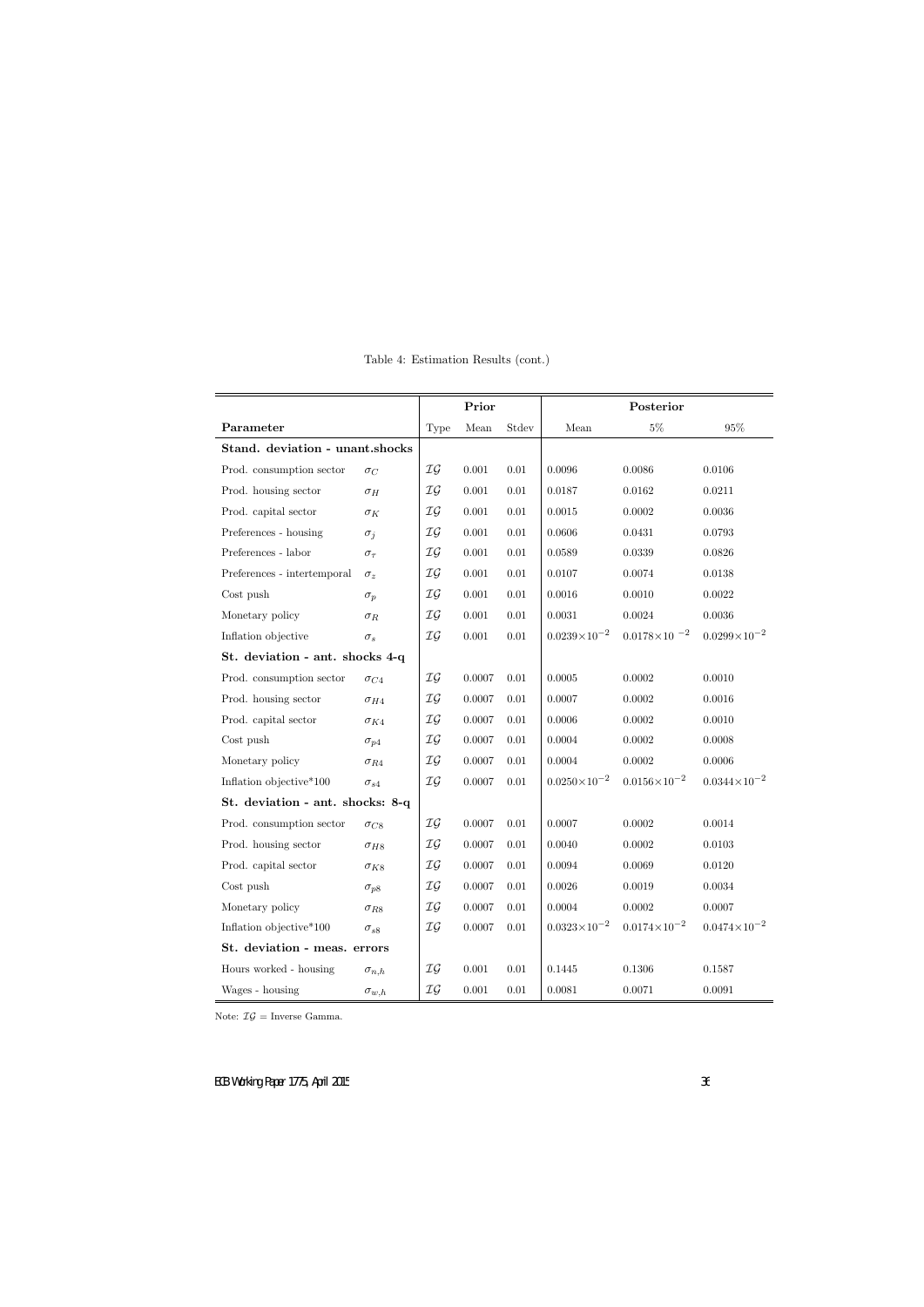Table 4: Estimation Results (cont.)

| Parameter | | Prior | | | Posterior | | |
|---|---|---|---|---|---|---|---|
| | | Type | Mean | Stdev | Mean | 5% | 95% |
| **Stand. deviation - unant.shocks** | | | | | | | |
| Prod. consumption sector | $\sigma_C$ | $\mathcal{IG}$ | 0.001 | 0.01 | 0.0096 | 0.0086 | 0.0106 |
| Prod. housing sector | $\sigma_H$ | $\mathcal{IG}$ | 0.001 | 0.01 | 0.0187 | 0.0162 | 0.0211 |
| Prod. capital sector | $\sigma_K$ | $\mathcal{IG}$ | 0.001 | 0.01 | 0.0015 | 0.0002 | 0.0036 |
| Preferences - housing | $\sigma_j$ | $\mathcal{IG}$ | 0.001 | 0.01 | 0.0606 | 0.0431 | 0.0793 |
| Preferences - labor | $\sigma_\tau$ | $\mathcal{IG}$ | 0.001 | 0.01 | 0.0589 | 0.0339 | 0.0826 |
| Preferences - intertemporal | $\sigma_z$ | $\mathcal{IG}$ | 0.001 | 0.01 | 0.0107 | 0.0074 | 0.0138 |
| Cost push | $\sigma_p$ | $\mathcal{IG}$ | 0.001 | 0.01 | 0.0016 | 0.0010 | 0.0022 |
| Monetary policy | $\sigma_R$ | $\mathcal{IG}$ | 0.001 | 0.01 | 0.0031 | 0.0024 | 0.0036 |
| Inflation objective | $\sigma_s$ | $\mathcal{IG}$ | 0.001 | 0.01 | $0.0239 \times 10^{-2}$ | $0.0178 \times 10^{-2}$ | $0.0299 \times 10^{-2}$ |
| **St. deviation - ant. shocks 4-q** | | | | | | | |
| Prod. consumption sector | $\sigma_{C4}$ | $\mathcal{IG}$ | 0.0007 | 0.01 | 0.0005 | 0.0002 | 0.0010 |
| Prod. housing sector | $\sigma_{H4}$ | $\mathcal{IG}$ | 0.0007 | 0.01 | 0.0007 | 0.0002 | 0.0016 |
| Prod. capital sector | $\sigma_{K4}$ | $\mathcal{IG}$ | 0.0007 | 0.01 | 0.0006 | 0.0002 | 0.0010 |
| Cost push | $\sigma_{p4}$ | $\mathcal{IG}$ | 0.0007 | 0.01 | 0.0004 | 0.0002 | 0.0008 |
| Monetary policy | $\sigma_{R4}$ | $\mathcal{IG}$ | 0.0007 | 0.01 | 0.0004 | 0.0002 | 0.0006 |
| Inflation objective*100 | $\sigma_{s4}$ | $\mathcal{IG}$ | 0.0007 | 0.01 | $0.0250 \times 10^{-2}$ | $0.0156 \times 10^{-2}$ | $0.0344 \times 10^{-2}$ |
| **St. deviation - ant. shocks: 8-q** | | | | | | | |
| Prod. consumption sector | $\sigma_{C8}$ | $\mathcal{IG}$ | 0.0007 | 0.01 | 0.0007 | 0.0002 | 0.0014 |
| Prod. housing sector | $\sigma_{H8}$ | $\mathcal{IG}$ | 0.0007 | 0.01 | 0.0040 | 0.0002 | 0.0103 |
| Prod. capital sector | $\sigma_{K8}$ | $\mathcal{IG}$ | 0.0007 | 0.01 | 0.0094 | 0.0069 | 0.0120 |
| Cost push | $\sigma_{p8}$ | $\mathcal{IG}$ | 0.0007 | 0.01 | 0.0026 | 0.0019 | 0.0034 |
| Monetary policy | $\sigma_{R8}$ | $\mathcal{IG}$ | 0.0007 | 0.01 | 0.0004 | 0.0002 | 0.0007 |
| Inflation objective*100 | $\sigma_{s8}$ | $\mathcal{IG}$ | 0.0007 | 0.01 | $0.0323 \times 10^{-2}$ | $0.0174 \times 10^{-2}$ | $0.0474 \times 10^{-2}$ |
| **St. deviation - meas. errors** | | | | | | | |
| Hours worked - housing | $\sigma_{n,h}$ | $\mathcal{IG}$ | 0.001 | 0.01 | 0.1445 | 0.1306 | 0.1587 |
| Wages - housing | $\sigma_{w,h}$ | $\mathcal{IG}$ | 0.001 | 0.01 | 0.0081 | 0.0071 | 0.0091 |

Note: $\mathcal{IG}$ = Inverse Gamma.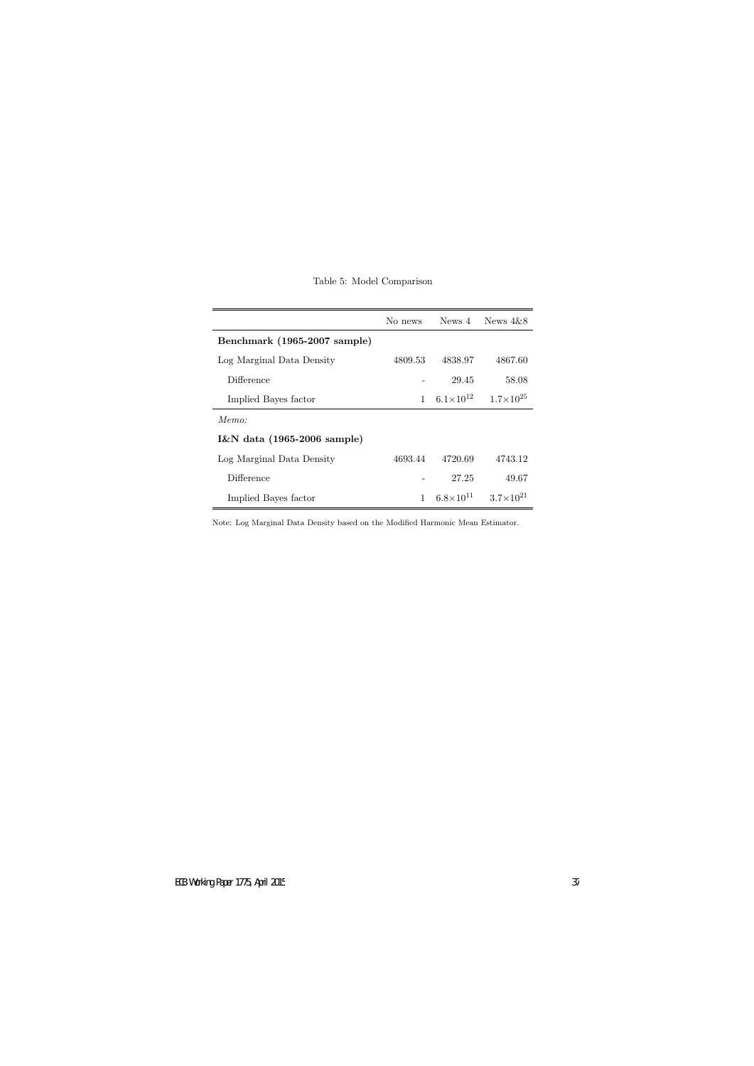Table 5: Model Comparison

| | No news | News 4 | News 4&8 |
|---|---|---|---|
| **Benchmark (1965-2007 sample)** | | | |
| Log Marginal Data Density | 4809.53 | 4838.97 | 4867.60 |
| Difference | - | 29.45 | 58.08 |
| Implied Bayes factor | 1 | $6.1{\times}10^{12}$ | $1.7{\times}10^{25}$ |
| *Memo:* | | | |
| **I&N data (1965-2006 sample)** | | | |
| Log Marginal Data Density | 4693.44 | 4720.69 | 4743.12 |
| Difference | - | 27.25 | 49.67 |
| Implied Bayes factor | 1 | $6.8{\times}10^{11}$ | $3.7{\times}10^{21}$ |

Note: Log Marginal Data Density based on the Modified Harmonic Mean Estimator.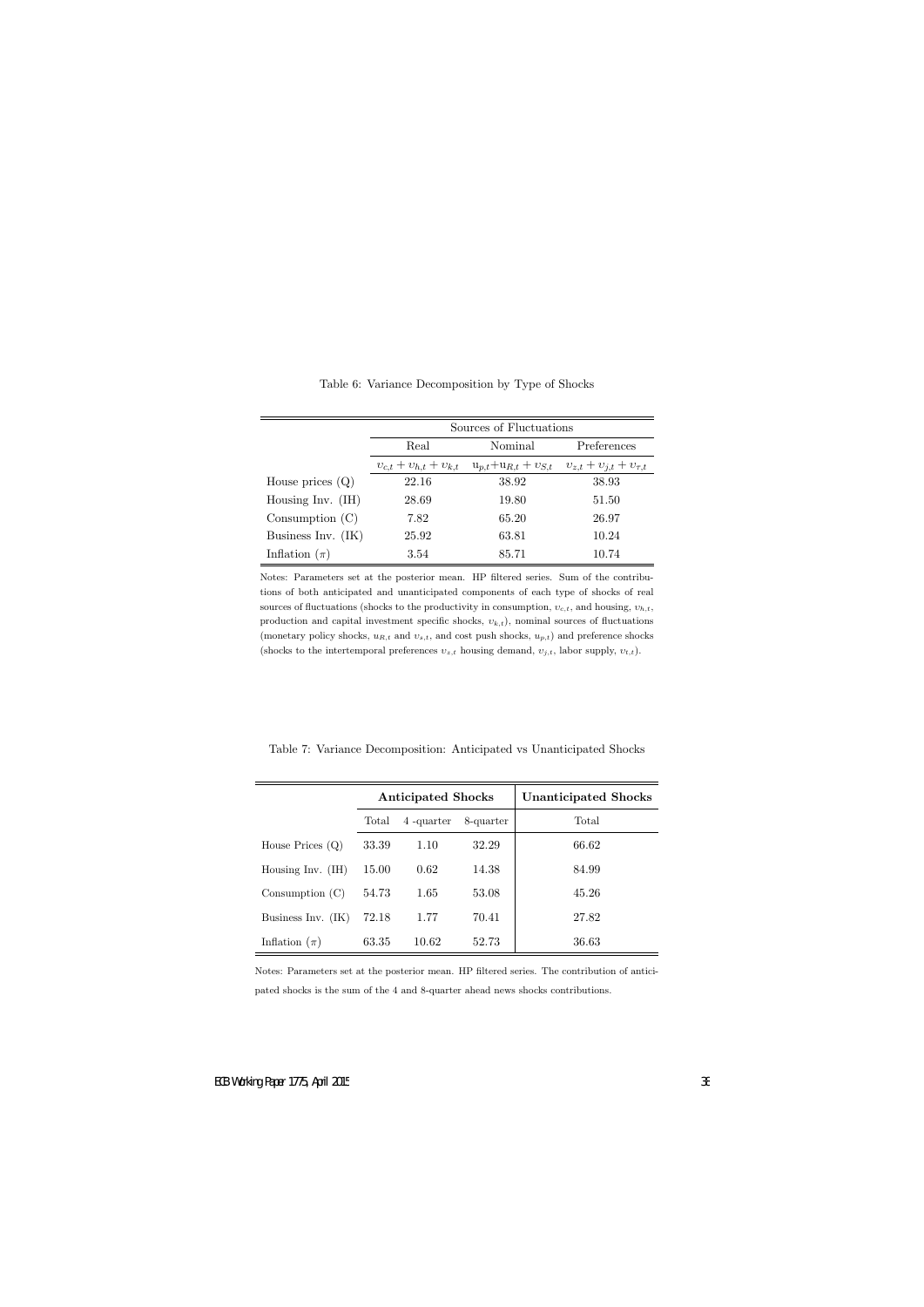Table 6: Variance Decomposition by Type of Shocks

| | Sources of Fluctuations | | |
|---|---|---|---|
| | Real | Nominal | Preferences |
| | $\upsilon_{c,t} + \upsilon_{h,t} + \upsilon_{k,t}$ | $u_{p,t}+u_{R,t} + \upsilon_{S,t}$ | $\upsilon_{z,t} + \upsilon_{j,t} + \upsilon_{\tau,t}$ |
| House prices (Q) | 22.16 | 38.92 | 38.93 |
| Housing Inv. (IH) | 28.69 | 19.80 | 51.50 |
| Consumption (C) | 7.82 | 65.20 | 26.97 |
| Business Inv. (IK) | 25.92 | 63.81 | 10.24 |
| Inflation ($\pi$) | 3.54 | 85.71 | 10.74 |

Notes: Parameters set at the posterior mean. HP filtered series. Sum of the contributions of both anticipated and unanticipated components of each type of shocks of real sources of fluctuations (shocks to the productivity in consumption, $\upsilon_{c,t}$, and housing, $\upsilon_{h,t}$, production and capital investment specific shocks, $\upsilon_{k,t}$), nominal sources of fluctuations (monetary policy shocks, $u_{R,t}$ and $\upsilon_{s,t}$, and cost push shocks, $u_{p,t}$) and preference shocks (shocks to the intertemporal preferences $\upsilon_{z,t}$ housing demand, $\upsilon_{j,t}$, labor supply, $\upsilon_{t,t}$).

Table 7: Variance Decomposition: Anticipated vs Unanticipated Shocks

| | **Anticipated Shocks** | | | **Unanticipated Shocks** |
|---|---|---|---|---|
| | Total | 4 -quarter | 8-quarter | Total |
| House Prices (Q) | 33.39 | 1.10 | 32.29 | 66.62 |
| Housing Inv. (IH) | 15.00 | 0.62 | 14.38 | 84.99 |
| Consumption (C) | 54.73 | 1.65 | 53.08 | 45.26 |
| Business Inv. (IK) | 72.18 | 1.77 | 70.41 | 27.82 |
| Inflation ($\pi$) | 63.35 | 10.62 | 52.73 | 36.63 |

Notes: Parameters set at the posterior mean. HP filtered series. The contribution of anticipated shocks is the sum of the 4 and 8-quarter ahead news shocks contributions.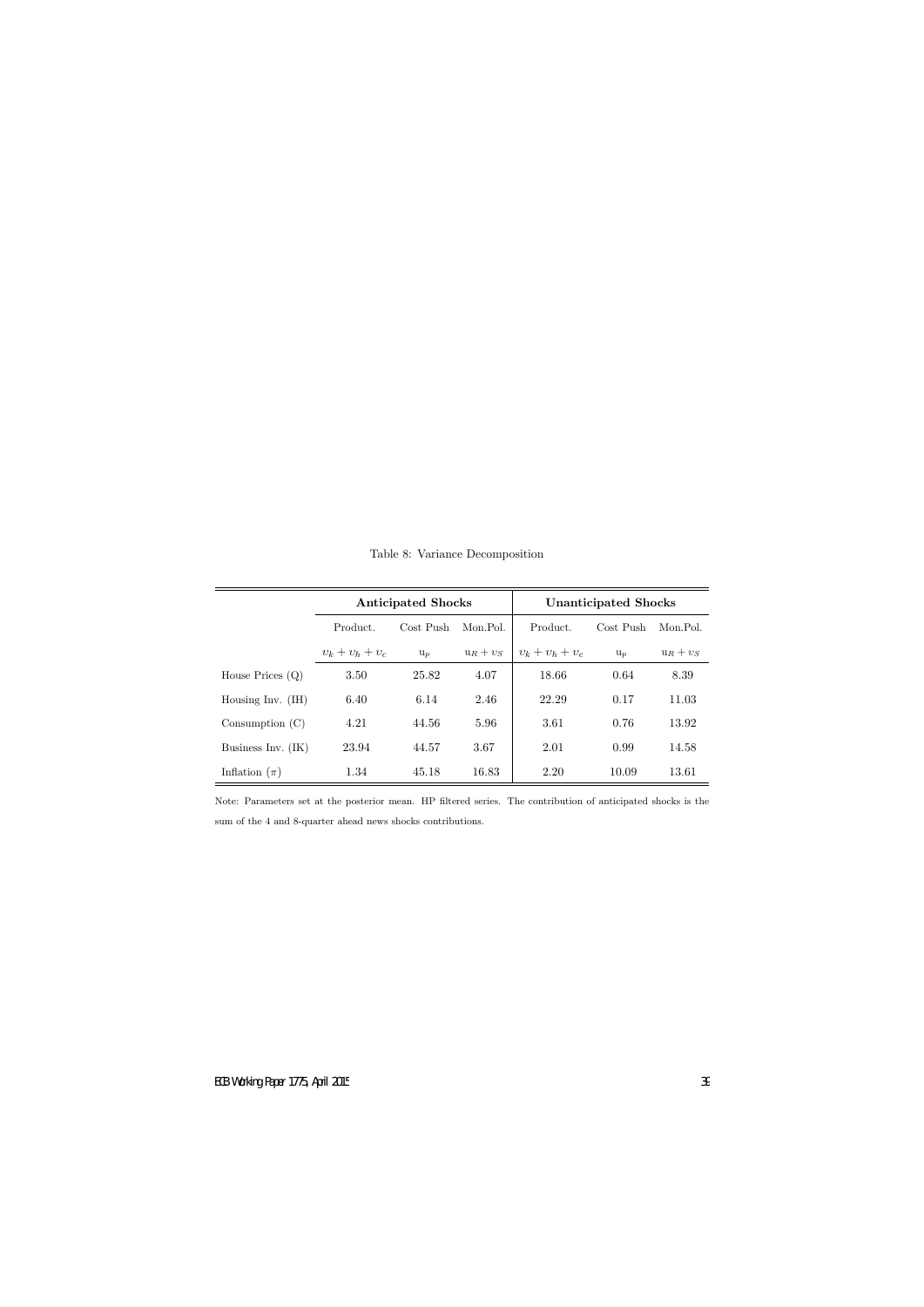Table 8: Variance Decomposition

| | Anticipated Shocks | | | Unanticipated Shocks | | |
|---|---|---|---|---|---|---|
| | Product. | Cost Push | Mon.Pol. | Product. | Cost Push | Mon.Pol. |
| | $\upsilon_k + \upsilon_h + \upsilon_c$ | $u_p$ | $u_R + \upsilon_S$ | $\upsilon_k + \upsilon_h + \upsilon_c$ | $u_p$ | $u_R + \upsilon_S$ |
| House Prices (Q) | 3.50 | 25.82 | 4.07 | 18.66 | 0.64 | 8.39 |
| Housing Inv. (IH) | 6.40 | 6.14 | 2.46 | 22.29 | 0.17 | 11.03 |
| Consumption (C) | 4.21 | 44.56 | 5.96 | 3.61 | 0.76 | 13.92 |
| Business Inv. (IK) | 23.94 | 44.57 | 3.67 | 2.01 | 0.99 | 14.58 |
| Inflation ($\pi$) | 1.34 | 45.18 | 16.83 | 2.20 | 10.09 | 13.61 |

Note: Parameters set at the posterior mean. HP filtered series. The contribution of anticipated shocks is the sum of the 4 and 8-quarter ahead news shocks contributions.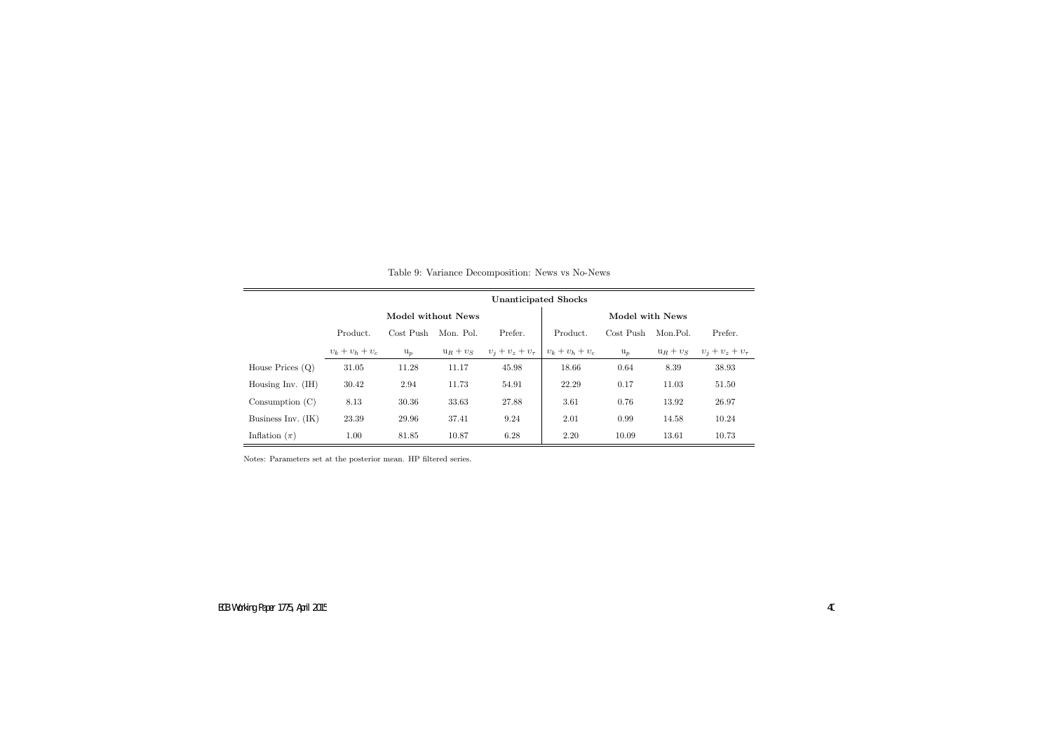Table 9: Variance Decomposition: News vs No-News

| | Unanticipated Shocks | | | | | | | |
|---|---|---|---|---|---|---|---|---|
| | Model without News | | | | Model with News | | | |
| | Product. | Cost Push | Mon. Pol. | Prefer. | Product. | Cost Push | Mon.Pol. | Prefer. |
| | $\upsilon_k + \upsilon_h + \upsilon_c$ | $u_p$ | $u_R + \upsilon_S$ | $\upsilon_j + \upsilon_z + \upsilon_\tau$ | $\upsilon_k + \upsilon_h + \upsilon_c$ | $u_p$ | $u_R + \upsilon_S$ | $\upsilon_j + \upsilon_z + \upsilon_\tau$ |
| House Prices (Q) | 31.05 | 11.28 | 11.17 | 45.98 | 18.66 | 0.64 | 8.39 | 38.93 |
| Housing Inv. (IH) | 30.42 | 2.94 | 11.73 | 54.91 | 22.29 | 0.17 | 11.03 | 51.50 |
| Consumption (C) | 8.13 | 30.36 | 33.63 | 27.88 | 3.61 | 0.76 | 13.92 | 26.97 |
| Business Inv. (IK) | 23.39 | 29.96 | 37.41 | 9.24 | 2.01 | 0.99 | 14.58 | 10.24 |
| Inflation ($\pi$) | 1.00 | 81.85 | 10.87 | 6.28 | 2.20 | 10.09 | 13.61 | 10.73 |

Notes: Parameters set at the posterior mean. HP filtered series.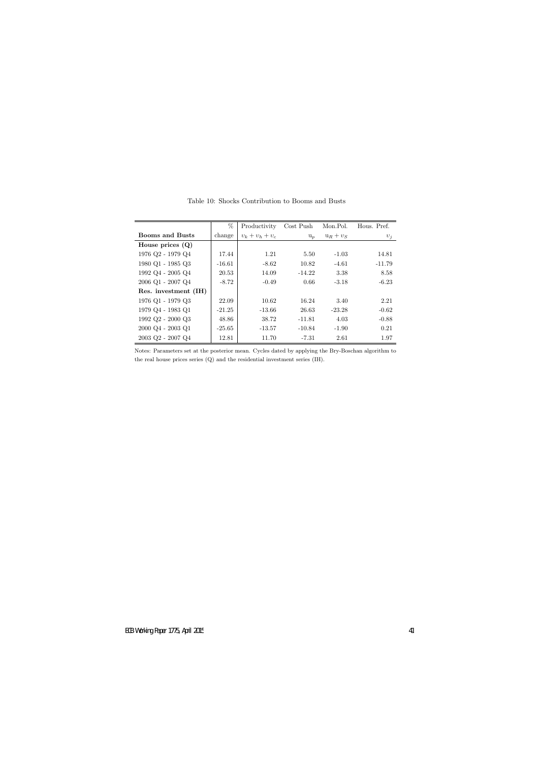Table 10: Shocks Contribution to Booms and Busts

| | % | Productivity | Cost Push | Mon.Pol. | Hous. Pref. |
|---|---|---|---|---|---|
| **Booms and Busts** | change | $v_k + v_h + v_c$ | $u_p$ | $u_R + v_S$ | $v_j$ |
| **House prices (Q)** | | | | | |
| 1976 Q2 - 1979 Q4 | 17.44 | 1.21 | 5.50 | -1.03 | 14.81 |
| 1980 Q1 - 1985 Q3 | -16.61 | -8.62 | 10.82 | -4.61 | -11.79 |
| 1992 Q4 - 2005 Q4 | 20.53 | 14.09 | -14.22 | 3.38 | 8.58 |
| 2006 Q1 - 2007 Q4 | -8.72 | -0.49 | 0.66 | -3.18 | -6.23 |
| **Res. investment (IH)** | | | | | |
| 1976 Q1 - 1979 Q3 | 22.09 | 10.62 | 16.24 | 3.40 | 2.21 |
| 1979 Q4 - 1983 Q1 | -21.25 | -13.66 | 26.63 | -23.28 | -0.62 |
| 1992 Q2 - 2000 Q3 | 48.86 | 38.72 | -11.81 | 4.03 | -0.88 |
| 2000 Q4 - 2003 Q1 | -25.65 | -13.57 | -10.84 | -1.90 | 0.21 |
| 2003 Q2 - 2007 Q4 | 12.81 | 11.70 | -7.31 | 2.61 | 1.97 |

Notes: Parameters set at the posterior mean. Cycles dated by applying the Bry-Boschan algorithm to the real house prices series (Q) and the residential investment series (IH).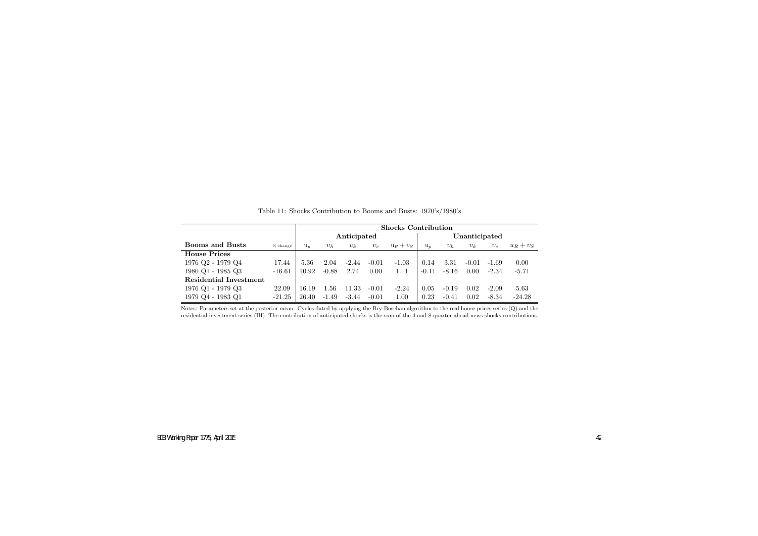Table 11: Shocks Contribution to Booms and Busts: 1970's/1980's

| | | Shocks Contribution | | | | | | | | | |
|---|---|---|---|---|---|---|---|---|---|---|---|
| | | Anticipated | | | | | Unanticipated | | | | |
| **Booms and Busts** | % change | $u_p$ | $v_h$ | $v_k$ | $v_c$ | $u_R + v_S$ | $u_p$ | $v_h$ | $v_k$ | $v_c$ | $u_R + v_S$ |
| **House Prices** | | | | | | | | | | | |
| 1976 Q2 - 1979 Q4 | 17.44 | 5.36 | 2.04 | -2.44 | -0.01 | -1.03 | 0.14 | 3.31 | -0.01 | -1.69 | 0.00 |
| 1980 Q1 - 1985 Q3 | -16.61 | 10.92 | -0.88 | 2.74 | 0.00 | 1.11 | -0.11 | -8.16 | 0.00 | -2.34 | -5.71 |
| **Residential Investment** | | | | | | | | | | | |
| 1976 Q1 - 1979 Q3 | 22.09 | 16.19 | 1.56 | 11.33 | -0.01 | -2.24 | 0.05 | -0.19 | 0.02 | -2.09 | 5.63 |
| 1979 Q4 - 1983 Q1 | -21.25 | 26.40 | -1.49 | -3.44 | -0.01 | 1.00 | 0.23 | -0.41 | 0.02 | -8.34 | -24.28 |

Notes: Parameters set at the posterior mean. Cycles dated by applying the Bry-Boschan algorithm to the real house prices series (Q) and the residential investment series (IH). The contribution of anticipated shocks is the sum of the 4 and 8-quarter ahead news shocks contributions.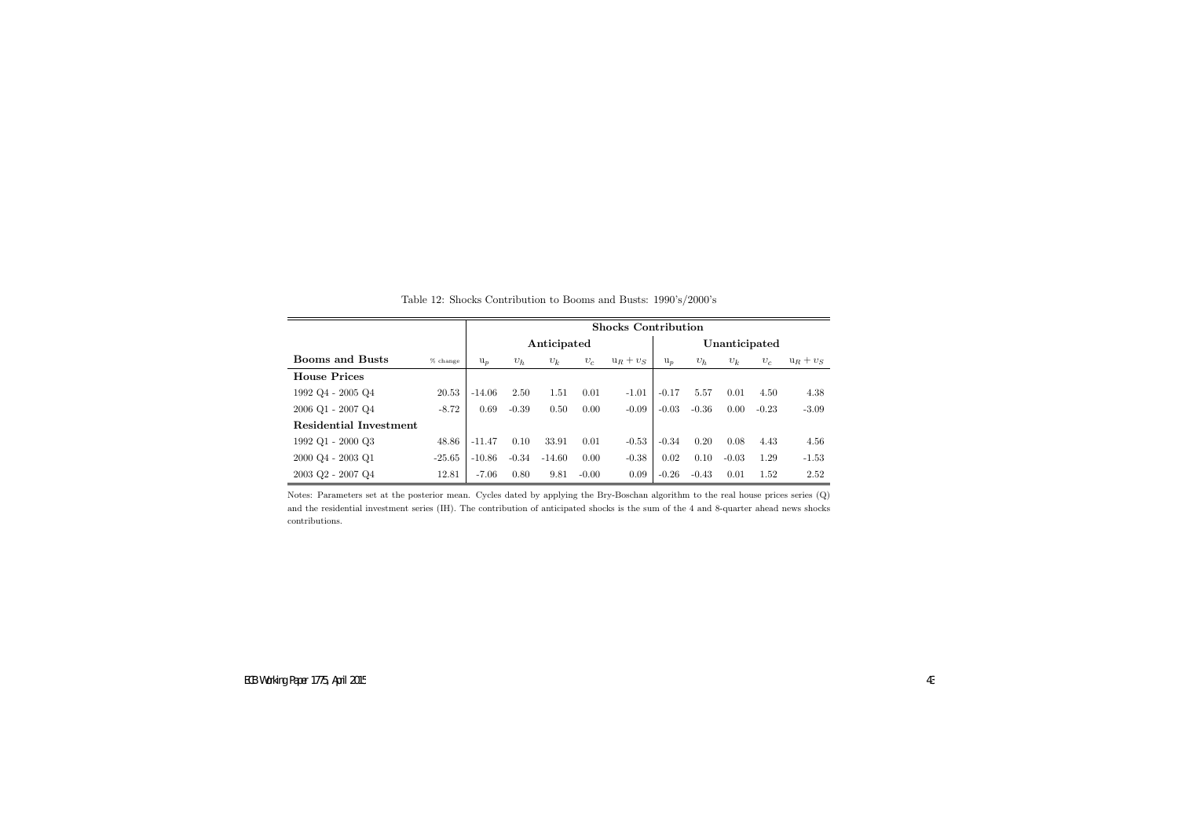Table 12: Shocks Contribution to Booms and Busts: 1990's/2000's

| | | Shocks Contribution | | | | | | | | | |
|---|---|---|---|---|---|---|---|---|---|---|---|
| | | Anticipated | | | | | Unanticipated | | | | |
| **Booms and Busts** | % change | $u_p$ | $v_h$ | $v_k$ | $v_c$ | $u_R + v_S$ | $u_p$ | $v_h$ | $v_k$ | $v_c$ | $u_R + v_S$ |
| **House Prices** | | | | | | | | | | | |
| 1992 Q4 - 2005 Q4 | 20.53 | -14.06 | 2.50 | 1.51 | 0.01 | -1.01 | -0.17 | 5.57 | 0.01 | 4.50 | 4.38 |
| 2006 Q1 - 2007 Q4 | -8.72 | 0.69 | -0.39 | 0.50 | 0.00 | -0.09 | -0.03 | -0.36 | 0.00 | -0.23 | -3.09 |
| **Residential Investment** | | | | | | | | | | | |
| 1992 Q1 - 2000 Q3 | 48.86 | -11.47 | 0.10 | 33.91 | 0.01 | -0.53 | -0.34 | 0.20 | 0.08 | 4.43 | 4.56 |
| 2000 Q4 - 2003 Q1 | -25.65 | -10.86 | -0.34 | -14.60 | 0.00 | -0.38 | 0.02 | 0.10 | -0.03 | 1.29 | -1.53 |
| 2003 Q2 - 2007 Q4 | 12.81 | -7.06 | 0.80 | 9.81 | -0.00 | 0.09 | -0.26 | -0.43 | 0.01 | 1.52 | 2.52 |

Notes: Parameters set at the posterior mean. Cycles dated by applying the Bry-Boschan algorithm to the real house prices series (Q) and the residential investment series (IH). The contribution of anticipated shocks is the sum of the 4 and 8-quarter ahead news shocks contributions.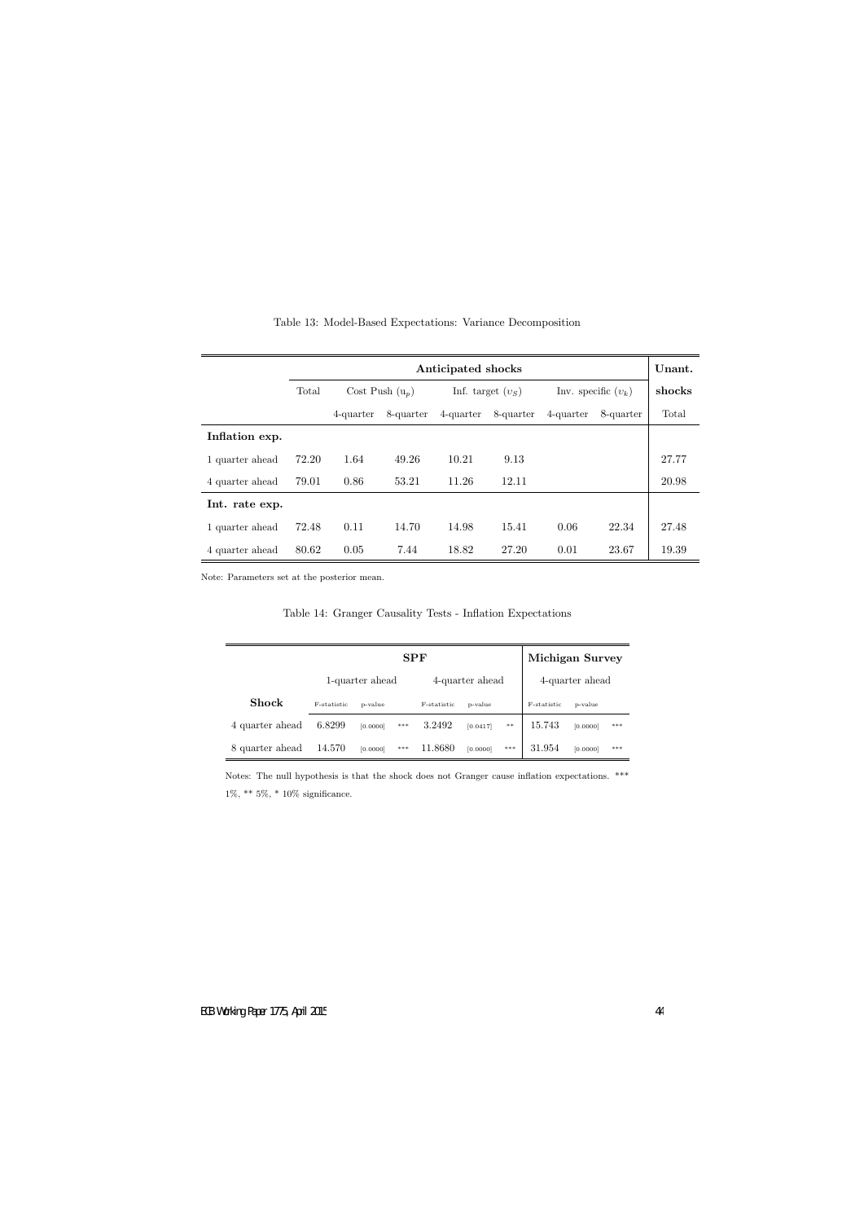Table 13: Model-Based Expectations: Variance Decomposition

| | Anticipated shocks | | | | | | | Unant. |
|---|---|---|---|---|---|---|---|---|
| | Total | Cost Push ($u_p$) | | Inf. target ($\upsilon_S$) | | Inv. specific ($\upsilon_k$) | | shocks |
| | | 4-quarter | 8-quarter | 4-quarter | 8-quarter | 4-quarter | 8-quarter | Total |
| **Inflation exp.** | | | | | | | | |
| 1 quarter ahead | 72.20 | 1.64 | 49.26 | 10.21 | 9.13 | | | 27.77 |
| 4 quarter ahead | 79.01 | 0.86 | 53.21 | 11.26 | 12.11 | | | 20.98 |
| **Int. rate exp.** | | | | | | | | |
| 1 quarter ahead | 72.48 | 0.11 | 14.70 | 14.98 | 15.41 | 0.06 | 22.34 | 27.48 |
| 4 quarter ahead | 80.62 | 0.05 | 7.44 | 18.82 | 27.20 | 0.01 | 23.67 | 19.39 |

Note: Parameters set at the posterior mean.

Table 14: Granger Causality Tests - Inflation Expectations

| | SPF | | | | | | Michigan Survey | | |
|---|---|---|---|---|---|---|---|---|---|
| | 1-quarter ahead | | | 4-quarter ahead | | | 4-quarter ahead | | |
| **Shock** | F-statistic | p-value | | F-statistic | p-value | | F-statistic | p-value | |
| 4 quarter ahead | 6.8299 | [0.0000] | *** | 3.2492 | [0.0417] | ** | 15.743 | [0.0000] | *** |
| 8 quarter ahead | 14.570 | [0.0000] | *** | 11.8680 | [0.0000] | *** | 31.954 | [0.0000] | *** |

Notes: The null hypothesis is that the shock does not Granger cause inflation expectations. *** 1%, ** 5%, * 10% significance.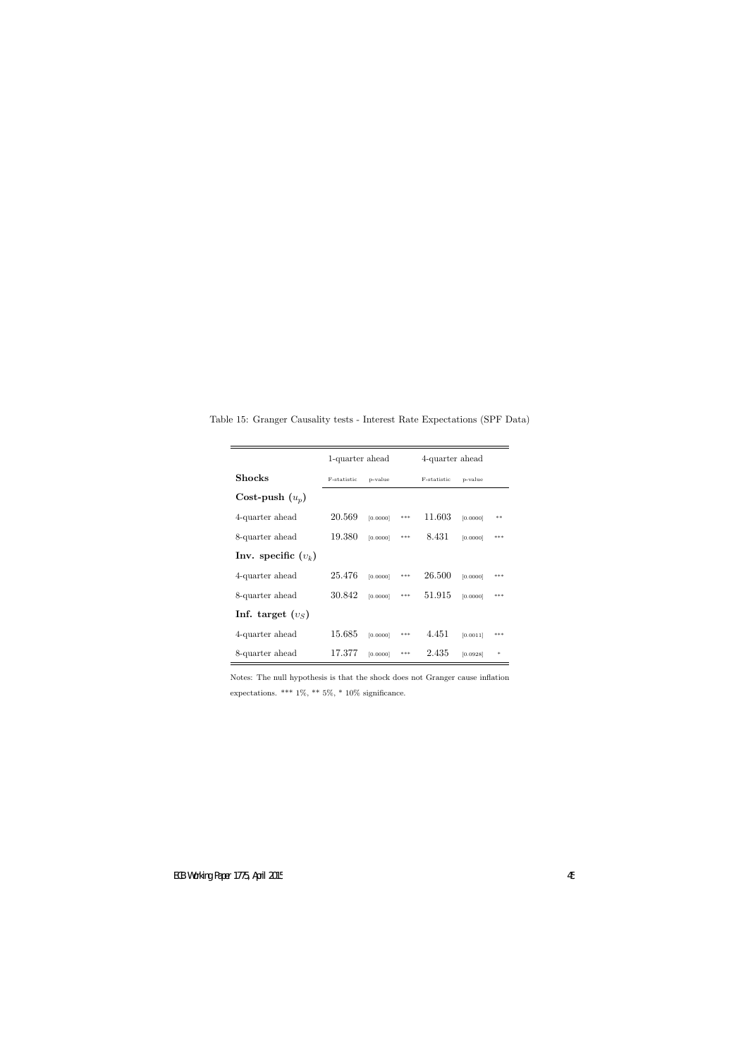Table 15: Granger Causality tests - Interest Rate Expectations (SPF Data)

| | 1-quarter ahead | | | 4-quarter ahead | | |
|---|---|---|---|---|---|---|
| **Shocks** | F-statistic | p-value | | F-statistic | p-value | |
| **Cost-push ($u_p$)** | | | | | | |
| 4-quarter ahead | 20.569 | [0.0000] | *** | 11.603 | [0.0000] | ** |
| 8-quarter ahead | 19.380 | [0.0000] | *** | 8.431 | [0.0000] | *** |
| **Inv. specific ($\upsilon_k$)** | | | | | | |
| 4-quarter ahead | 25.476 | [0.0000] | *** | 26.500 | [0.0000] | *** |
| 8-quarter ahead | 30.842 | [0.0000] | *** | 51.915 | [0.0000] | *** |
| **Inf. target ($\upsilon_S$)** | | | | | | |
| 4-quarter ahead | 15.685 | [0.0000] | *** | 4.451 | [0.0011] | *** |
| 8-quarter ahead | 17.377 | [0.0000] | *** | 2.435 | [0.0928] | * |

Notes: The null hypothesis is that the shock does not Granger cause inflation expectations. *** 1%, ** 5%, * 10% significance.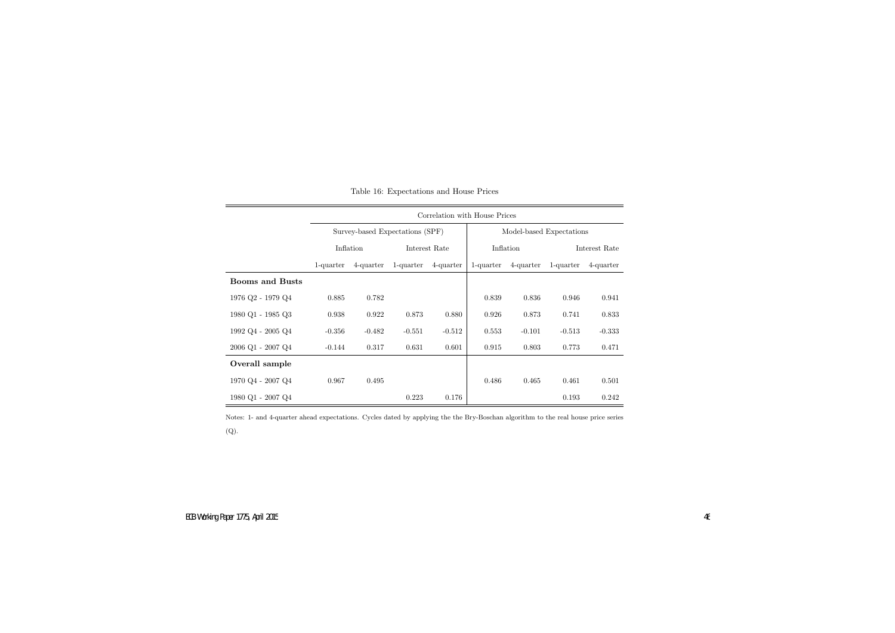Table 16: Expectations and House Prices

| | Correlation with House Prices | | | | | | | |
|---|---|---|---|---|---|---|---|---|
| | Survey-based Expectations (SPF) | | | | Model-based Expectations | | | |
| | Inflation | | Interest Rate | | Inflation | | Interest Rate | |
| | 1-quarter | 4-quarter | 1-quarter | 4-quarter | 1-quarter | 4-quarter | 1-quarter | 4-quarter |
| **Booms and Busts** | | | | | | | | |
| 1976 Q2 - 1979 Q4 | 0.885 | 0.782 | | | 0.839 | 0.836 | 0.946 | 0.941 |
| 1980 Q1 - 1985 Q3 | 0.938 | 0.922 | 0.873 | 0.880 | 0.926 | 0.873 | 0.741 | 0.833 |
| 1992 Q4 - 2005 Q4 | -0.356 | -0.482 | -0.551 | -0.512 | 0.553 | -0.101 | -0.513 | -0.333 |
| 2006 Q1 - 2007 Q4 | -0.144 | 0.317 | 0.631 | 0.601 | 0.915 | 0.803 | 0.773 | 0.471 |
| **Overall sample** | | | | | | | | |
| 1970 Q4 - 2007 Q4 | 0.967 | 0.495 | | | 0.486 | 0.465 | 0.461 | 0.501 |
| 1980 Q1 - 2007 Q4 | | | 0.223 | 0.176 | | | 0.193 | 0.242 |

Notes: 1- and 4-quarter ahead expectations. Cycles dated by applying the the Bry-Boschan algorithm to the real house price series (Q).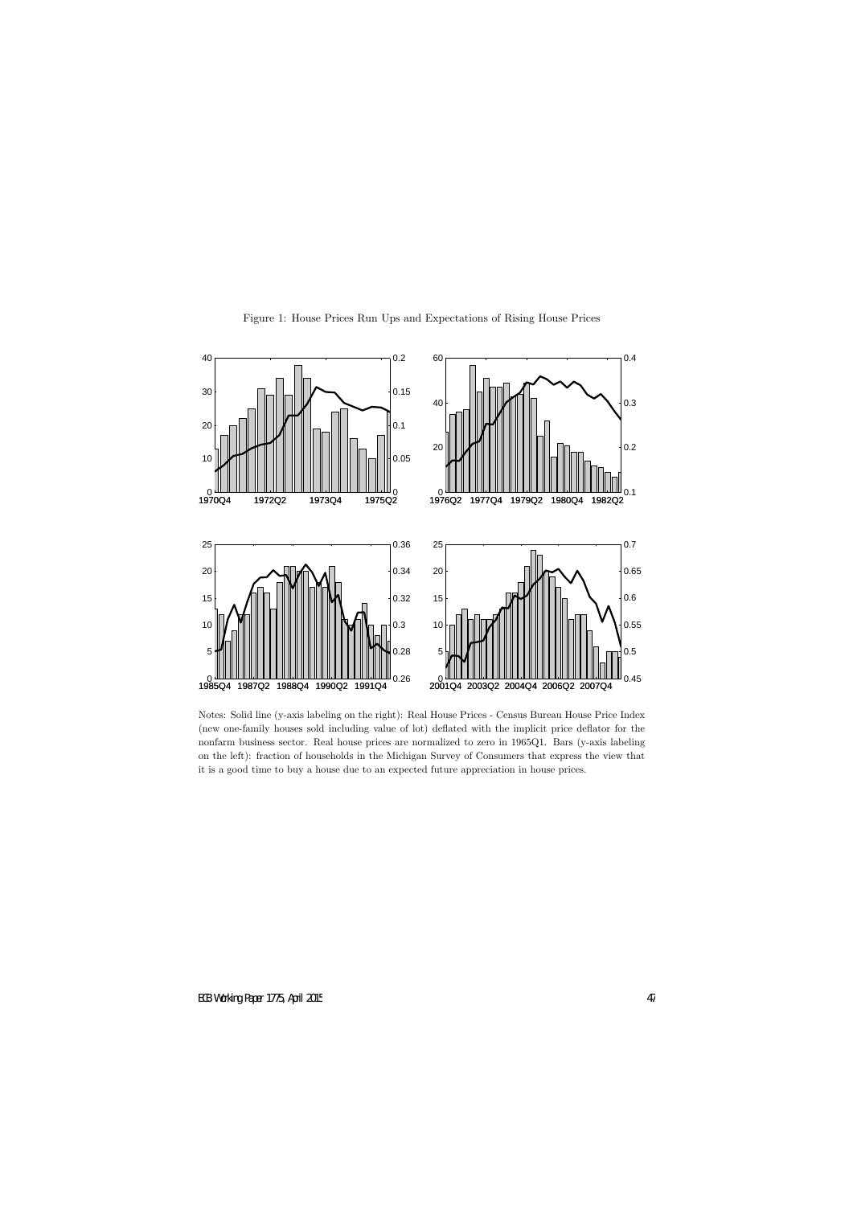Figure 1: House Prices Run Ups and Expectations of Rising House Prices

Notes: Solid line (y-axis labeling on the right): Real House Prices - Census Bureau House Price Index (new one-family houses sold including value of lot) deflated with the implicit price deflator for the nonfarm business sector. Real house prices are normalized to zero in 1965Q1. Bars (y-axis labeling on the left): fraction of households in the Michigan Survey of Consumers that express the view that it is a good time to buy a house due to an expected future appreciation in house prices.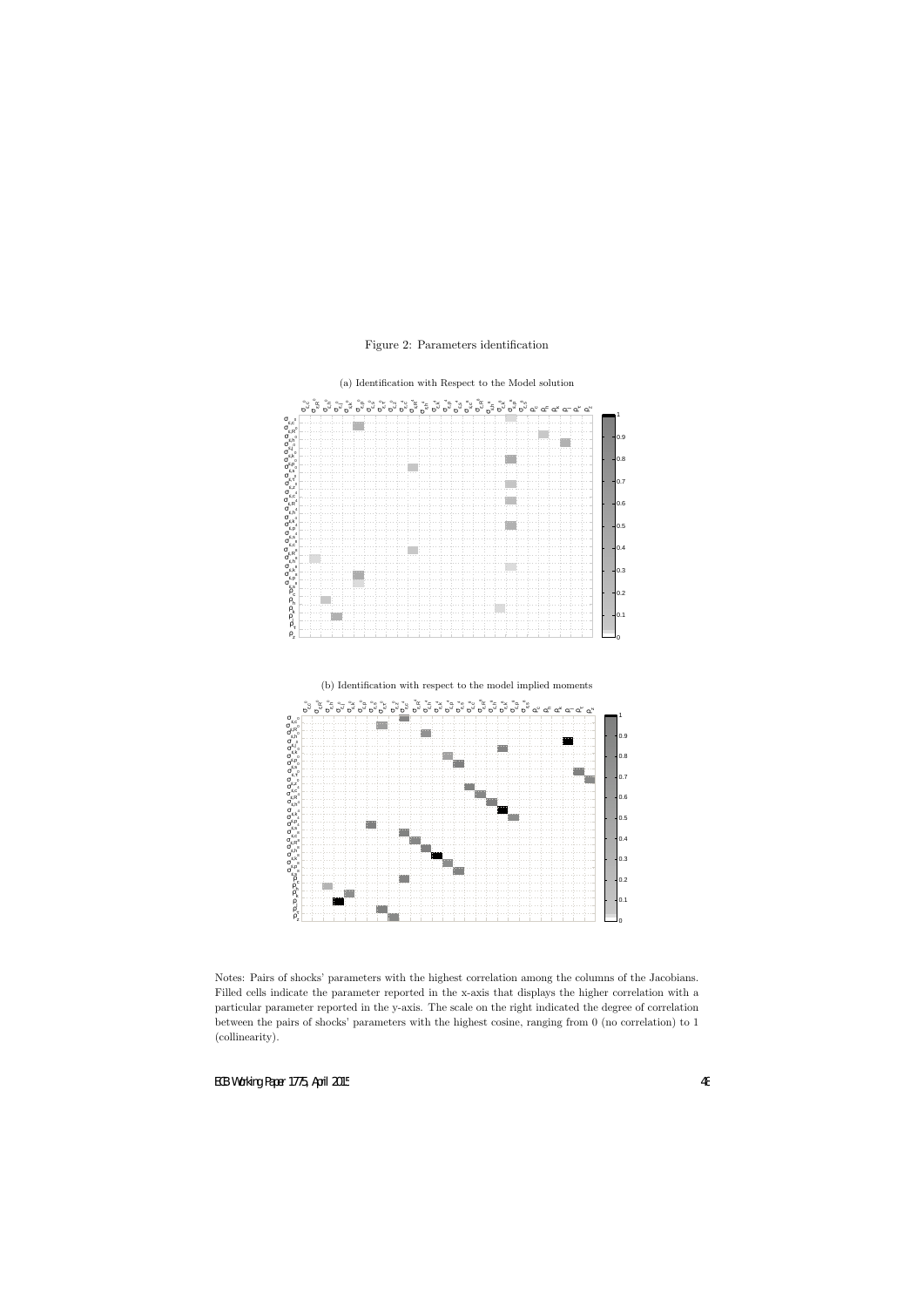Figure 2: Parameters identification

(a) Identification with Respect to the Model solution

(b) Identification with respect to the model implied moments

Notes: Pairs of shocks' parameters with the highest correlation among the columns of the Jacobians. Filled cells indicate the parameter reported in the x-axis that displays the higher correlation with a particular parameter reported in the y-axis. The scale on the right indicated the degree of correlation between the pairs of shocks' parameters with the highest cosine, ranging from 0 (no correlation) to 1 (collinearity).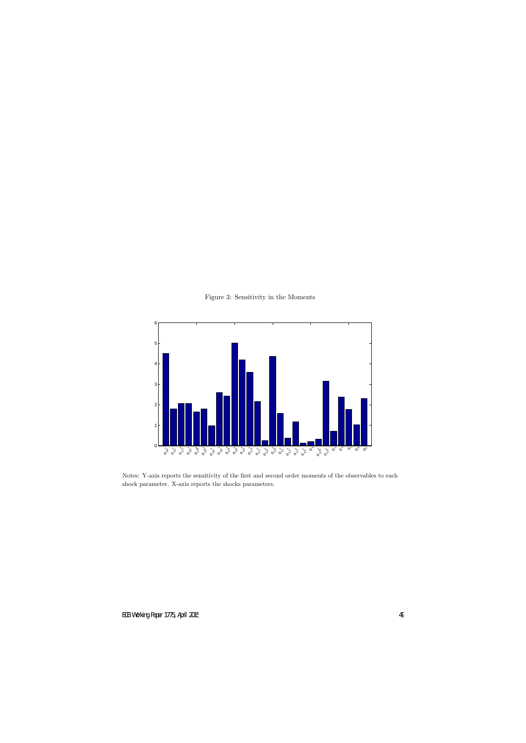Figure 3: Sensitivity in the Moments

Notes: Y-axis reports the sensitivity of the first and second order moments of the observables to each shock parameter. X-axis reports the shocks parameters.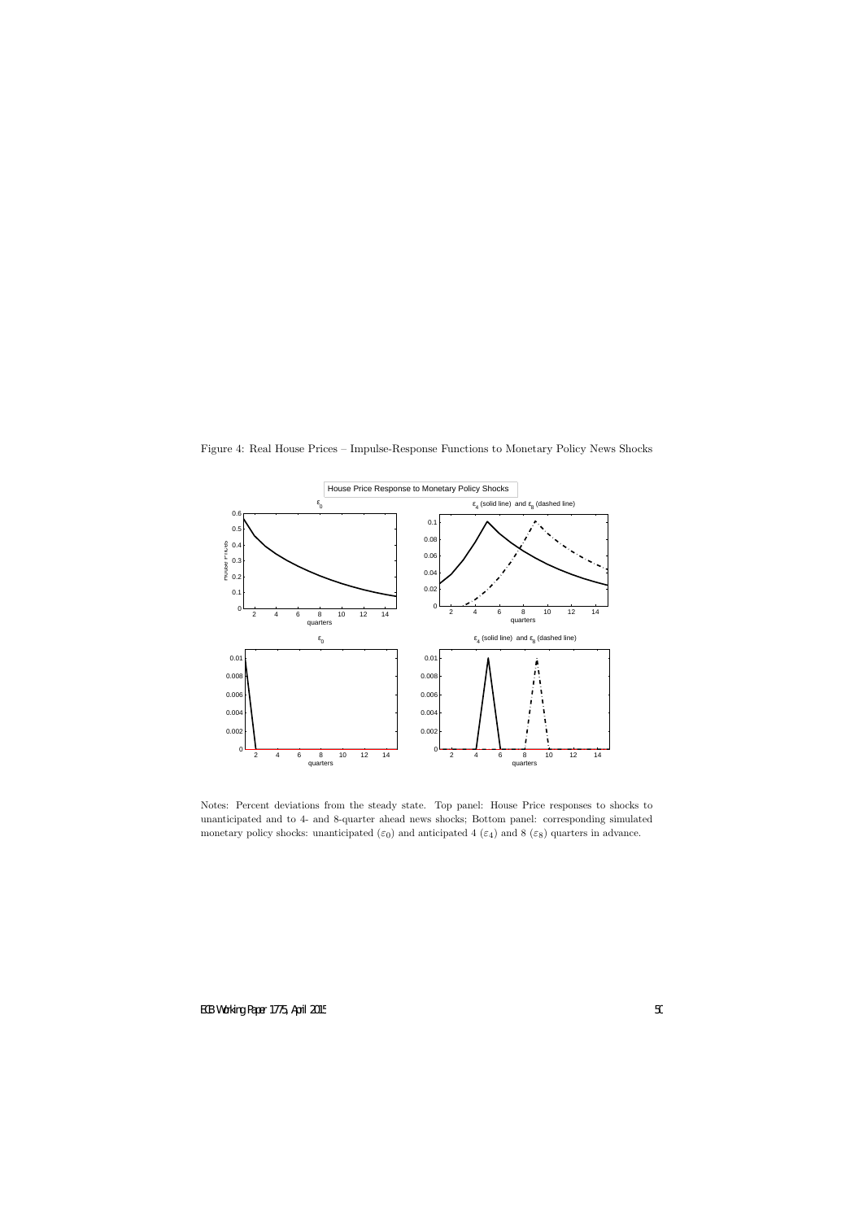Figure 4: Real House Prices – Impulse-Response Functions to Monetary Policy News Shocks

Notes: Percent deviations from the steady state. Top panel: House Price responses to shocks to unanticipated and to 4- and 8-quarter ahead news shocks; Bottom panel: corresponding simulated monetary policy shocks: unanticipated ($\varepsilon_0$) and anticipated 4 ($\varepsilon_4$) and 8 ($\varepsilon_8$) quarters in advance.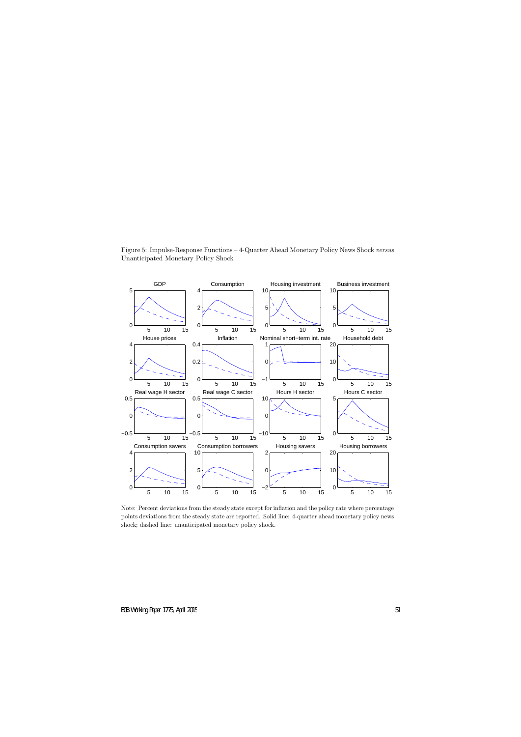Figure 5: Impulse-Response Functions – 4-Quarter Ahead Monetary Policy News Shock *versus* Unanticipated Monetary Policy Shock

Note: Percent deviations from the steady state except for inflation and the policy rate where percentage points deviations from the steady state are reported. Solid line: 4-quarter ahead monetary policy news shock; dashed line: unanticipated monetary policy shock.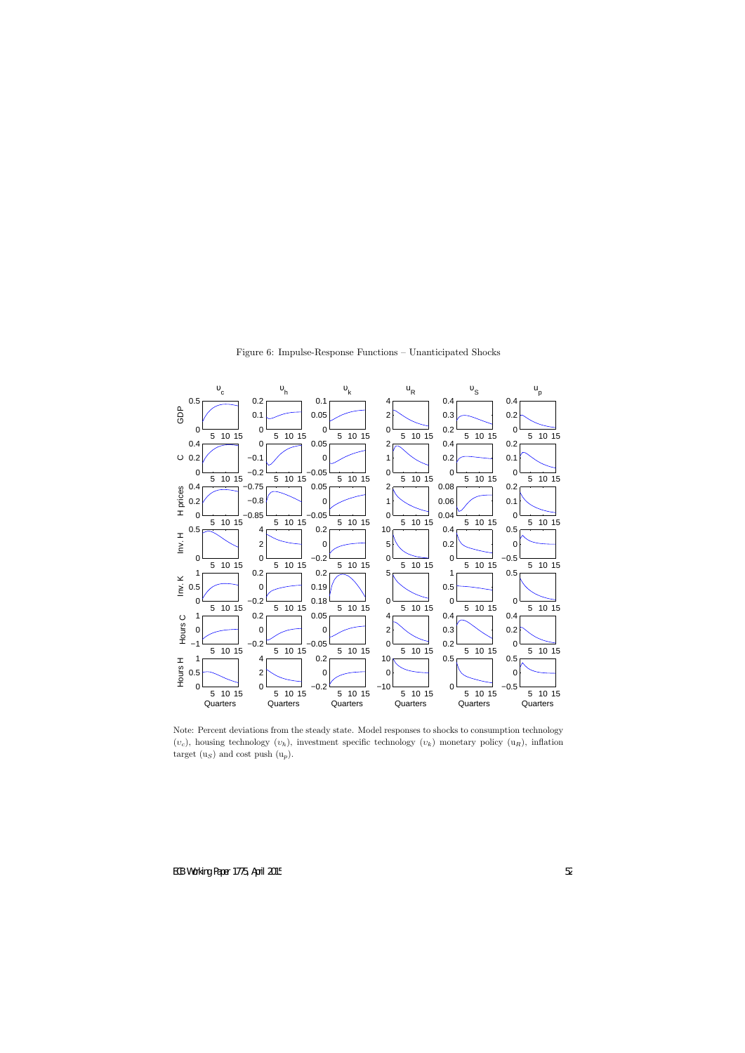Figure 6: Impulse-Response Functions – Unanticipated Shocks

Note: Percent deviations from the steady state. Model responses to shocks to consumption technology ($\upsilon_c$), housing technology ($\upsilon_h$), investment specific technology ($\upsilon_k$) monetary policy ($u_R$), inflation target ($u_S$) and cost push ($u_p$).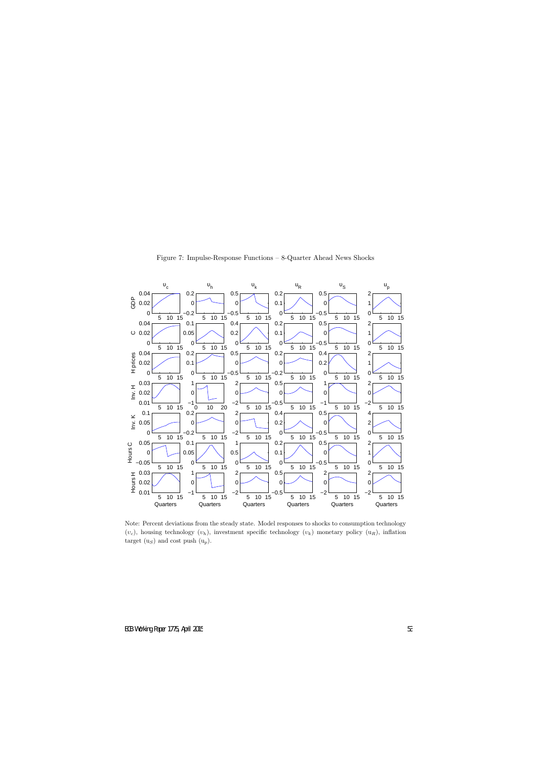Figure 7: Impulse-Response Functions – 8-Quarter Ahead News Shocks

Note: Percent deviations from the steady state. Model responses to shocks to consumption technology ($\upsilon_c$), housing technology ($\upsilon_h$), investment specific technology ($\upsilon_k$) monetary policy ($u_R$), inflation target ($u_S$) and cost push ($u_p$).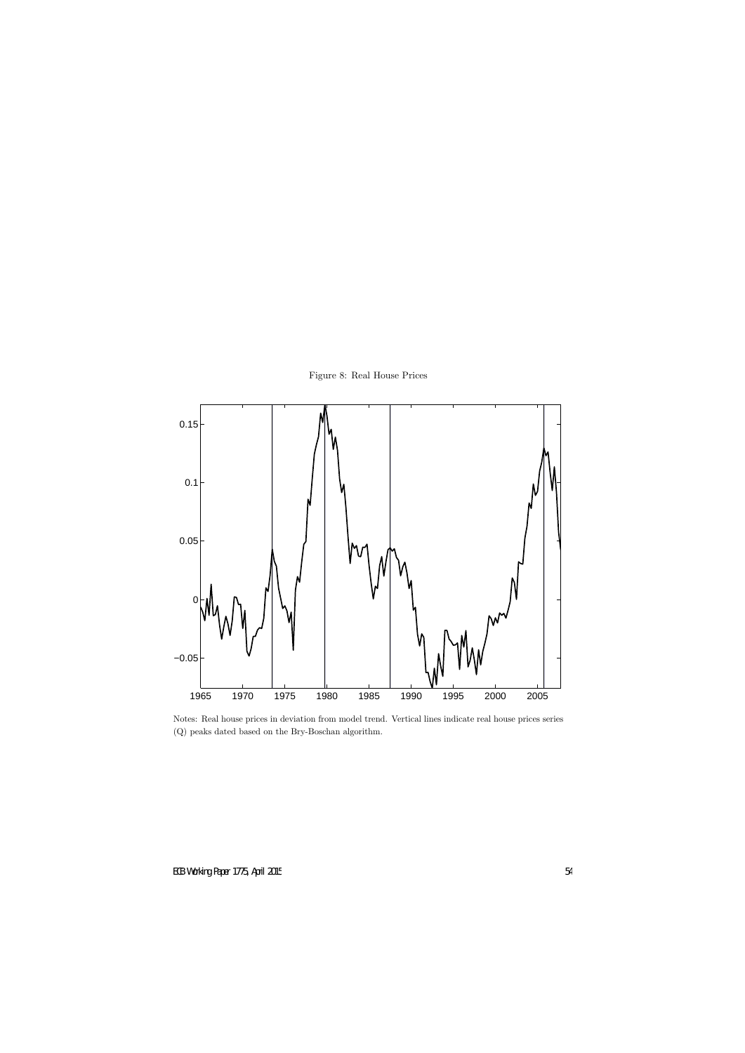Figure 8: Real House Prices

Notes: Real house prices in deviation from model trend. Vertical lines indicate real house prices series (Q) peaks dated based on the Bry-Boschan algorithm.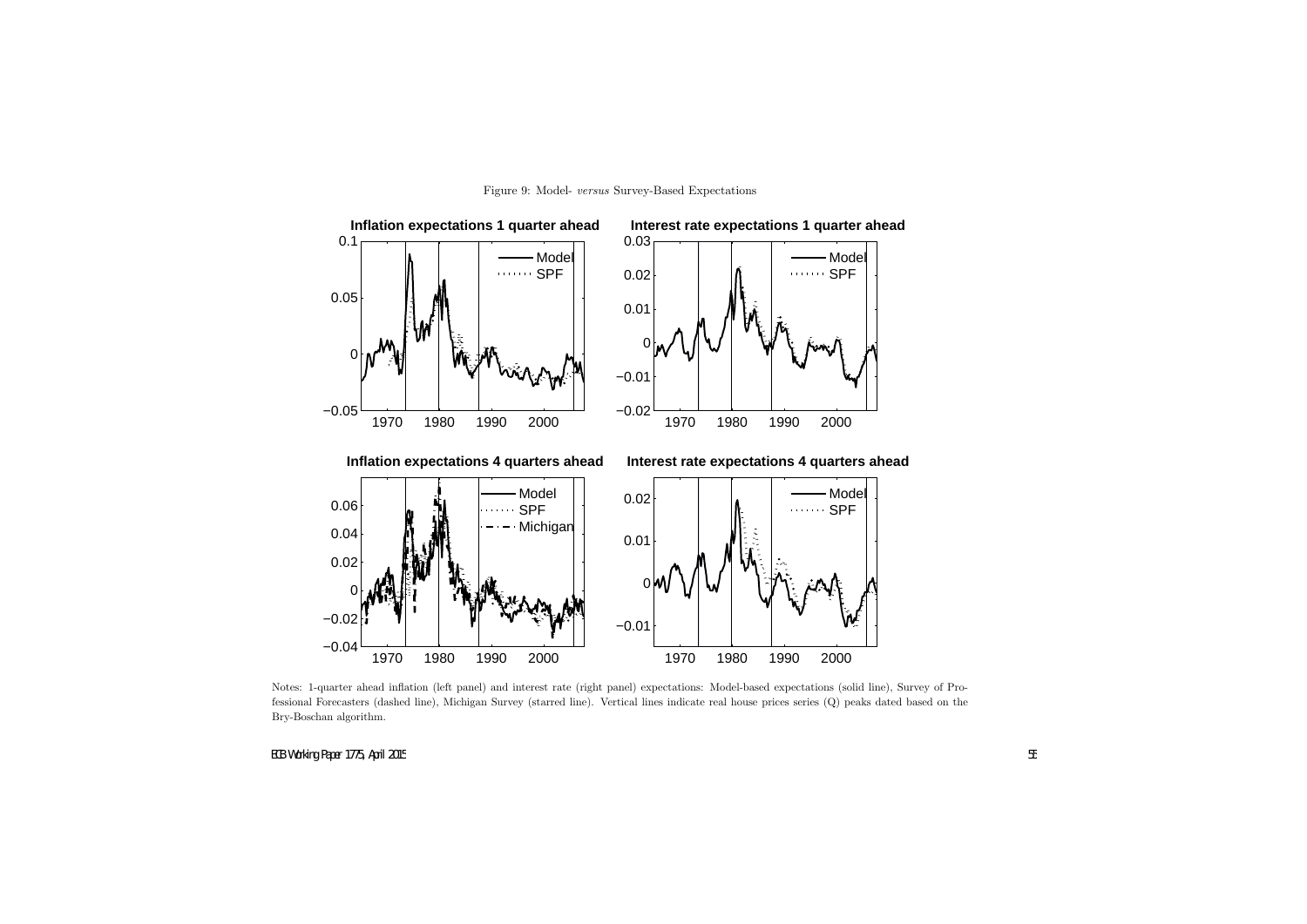Figure 9: Model- *versus* Survey-Based Expectations

Notes: 1-quarter ahead inflation (left panel) and interest rate (right panel) expectations: Model-based expectations (solid line), Survey of Professional Forecasters (dashed line), Michigan Survey (starred line). Vertical lines indicate real house prices series (Q) peaks dated based on the Bry-Boschan algorithm.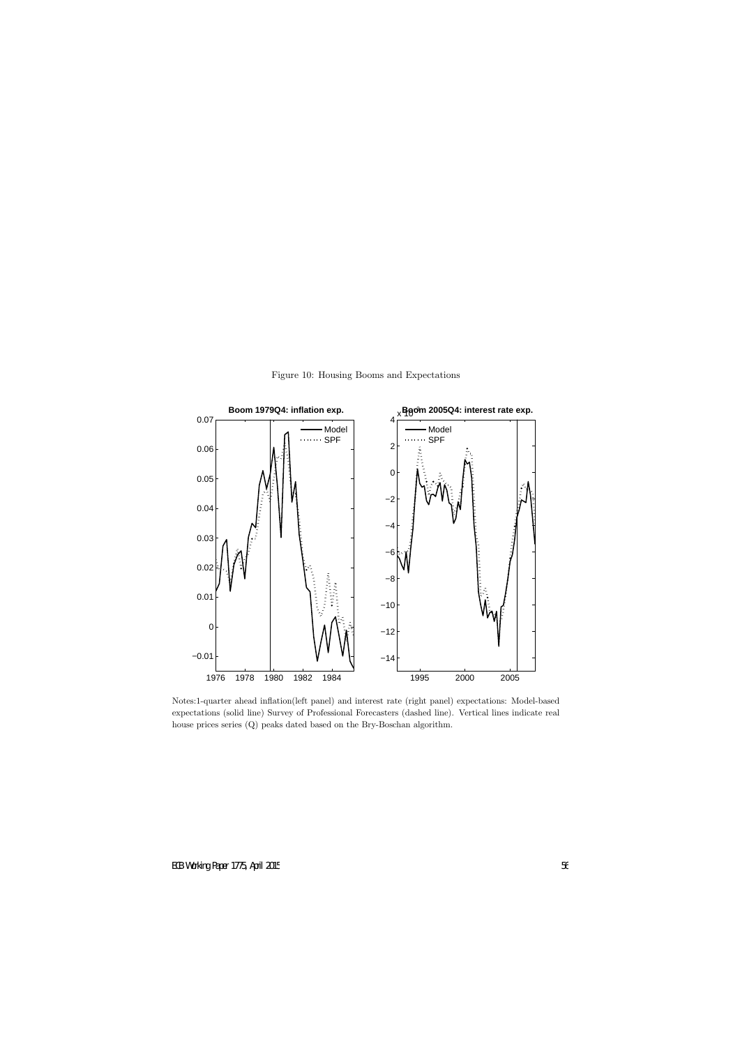Figure 10: Housing Booms and Expectations

Notes:1-quarter ahead inflation(left panel) and interest rate (right panel) expectations: Model-based expectations (solid line) Survey of Professional Forecasters (dashed line). Vertical lines indicate real house prices series (Q) peaks dated based on the Bry-Boschan algorithm.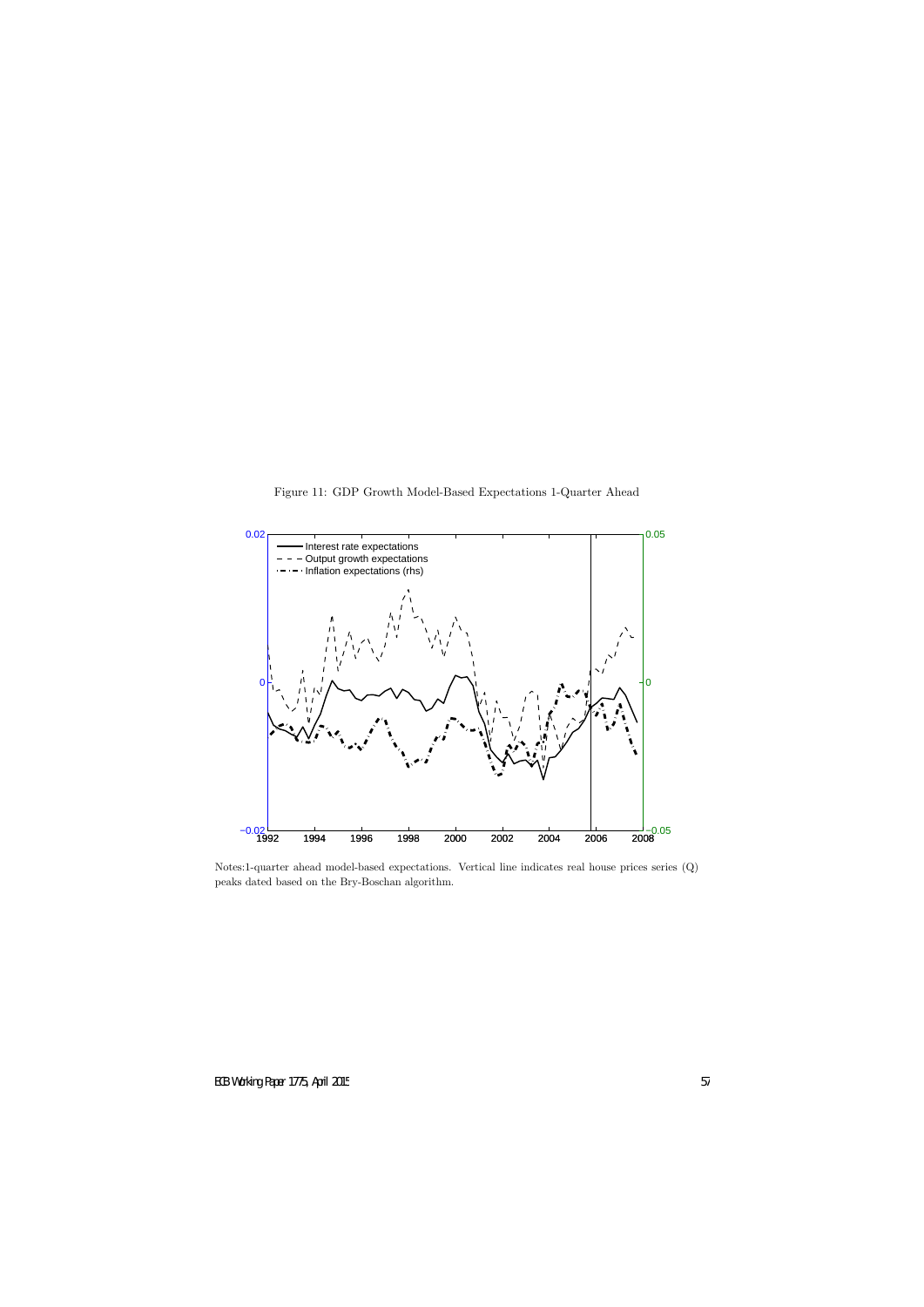Figure 11: GDP Growth Model-Based Expectations 1-Quarter Ahead

0.02
0
−0.02
0.05
0
−0.05
1992
1994
1996
1998
2000
2002
2004
2006
2008

Interest rate expectations
Output growth expectations
Inflation expectations (rhs)

Notes:1-quarter ahead model-based expectations. Vertical line indicates real house prices series (Q) peaks dated based on the Bry-Boschan algorithm.